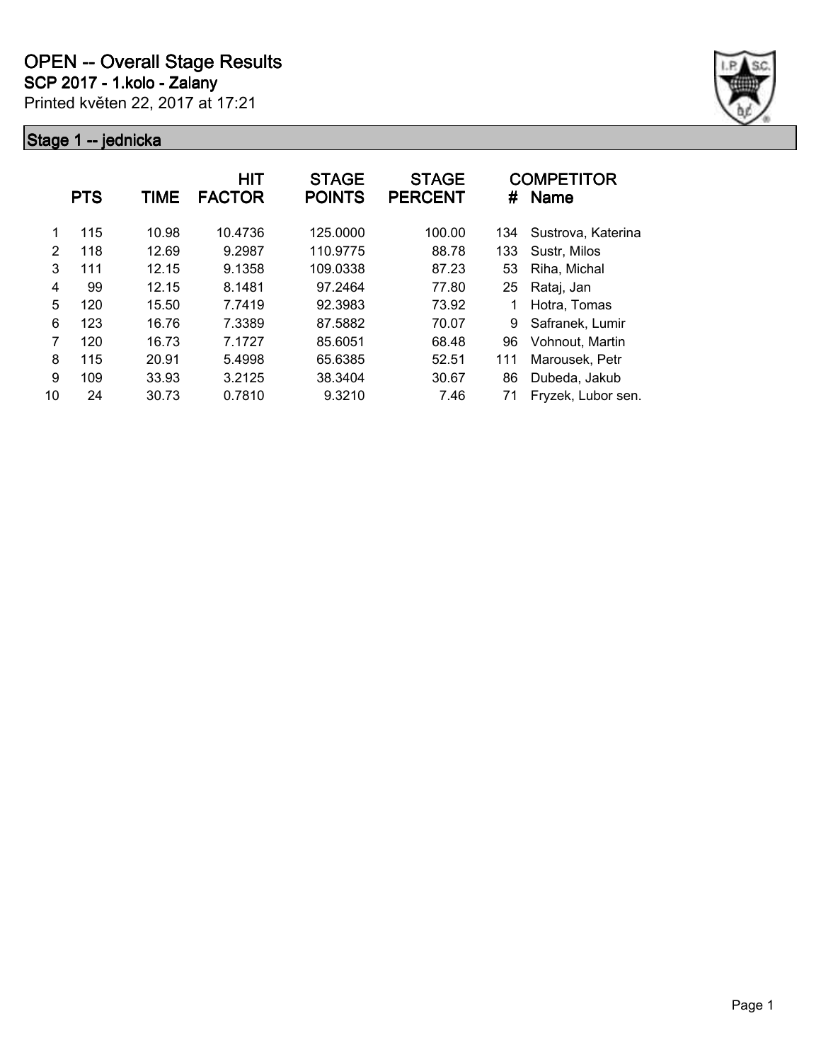# OPEN -- Overall Stage Results

**SCP 2017 - 1.kolo - Zalany**

Printed květen 22, 2017 at 17:21

## Stage 1 -- jednicka

| | PTS | TIME | HIT FACTOR | STAGE POINTS | STAGE PERCENT | # | COMPETITOR Name |
|---|---|---|---|---|---|---|---|
| 1 | 115 | 10.98 | 10.4736 | 125.0000 | 100.00 | 134 | Sustrova, Katerina |
| 2 | 118 | 12.69 | 9.2987 | 110.9775 | 88.78 | 133 | Sustr, Milos |
| 3 | 111 | 12.15 | 9.1358 | 109.0338 | 87.23 | 53 | Riha, Michal |
| 4 | 99 | 12.15 | 8.1481 | 97.2464 | 77.80 | 25 | Rataj, Jan |
| 5 | 120 | 15.50 | 7.7419 | 92.3983 | 73.92 | 1 | Hotra, Tomas |
| 6 | 123 | 16.76 | 7.3389 | 87.5882 | 70.07 | 9 | Safranek, Lumir |
| 7 | 120 | 16.73 | 7.1727 | 85.6051 | 68.48 | 96 | Vohnout, Martin |
| 8 | 115 | 20.91 | 5.4998 | 65.6385 | 52.51 | 111 | Marousek, Petr |
| 9 | 109 | 33.93 | 3.2125 | 38.3404 | 30.67 | 86 | Dubeda, Jakub |
| 10 | 24 | 30.73 | 0.7810 | 9.3210 | 7.46 | 71 | Fryzek, Lubor sen. |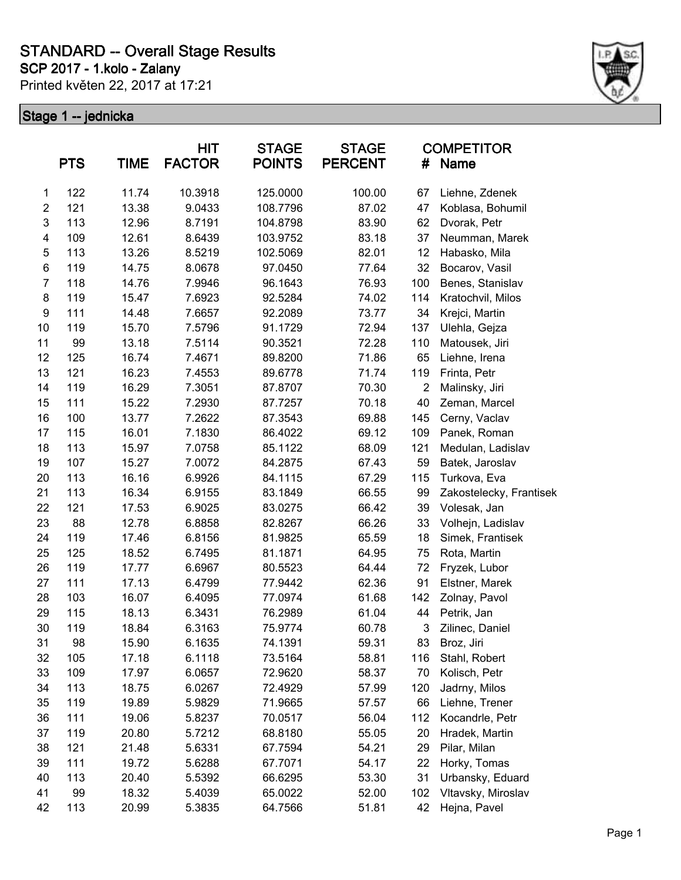# STANDARD -- Overall Stage Results

## SCP 2017 - 1.kolo - Zalany

Printed květen 22, 2017 at 17:21

### Stage 1 -- jednicka

| | PTS | TIME | HIT FACTOR | STAGE POINTS | STAGE PERCENT | COMPETITOR # | Name |
|---|---|---|---|---|---|---|---|
| 1 | 122 | 11.74 | 10.3918 | 125.0000 | 100.00 | 67 | Liehne, Zdenek |
| 2 | 121 | 13.38 | 9.0433 | 108.7796 | 87.02 | 47 | Koblasa, Bohumil |
| 3 | 113 | 12.96 | 8.7191 | 104.8798 | 83.90 | 62 | Dvorak, Petr |
| 4 | 109 | 12.61 | 8.6439 | 103.9752 | 83.18 | 37 | Neumman, Marek |
| 5 | 113 | 13.26 | 8.5219 | 102.5069 | 82.01 | 12 | Habasko, Mila |
| 6 | 119 | 14.75 | 8.0678 | 97.0450 | 77.64 | 32 | Bocarov, Vasil |
| 7 | 118 | 14.76 | 7.9946 | 96.1643 | 76.93 | 100 | Benes, Stanislav |
| 8 | 119 | 15.47 | 7.6923 | 92.5284 | 74.02 | 114 | Kratochvil, Milos |
| 9 | 111 | 14.48 | 7.6657 | 92.2089 | 73.77 | 34 | Krejci, Martin |
| 10 | 119 | 15.70 | 7.5796 | 91.1729 | 72.94 | 137 | Ulehla, Gejza |
| 11 | 99 | 13.18 | 7.5114 | 90.3521 | 72.28 | 110 | Matousek, Jiri |
| 12 | 125 | 16.74 | 7.4671 | 89.8200 | 71.86 | 65 | Liehne, Irena |
| 13 | 121 | 16.23 | 7.4553 | 89.6778 | 71.74 | 119 | Frinta, Petr |
| 14 | 119 | 16.29 | 7.3051 | 87.8707 | 70.30 | 2 | Malinsky, Jiri |
| 15 | 111 | 15.22 | 7.2930 | 87.7257 | 70.18 | 40 | Zeman, Marcel |
| 16 | 100 | 13.77 | 7.2622 | 87.3543 | 69.88 | 145 | Cerny, Vaclav |
| 17 | 115 | 16.01 | 7.1830 | 86.4022 | 69.12 | 109 | Panek, Roman |
| 18 | 113 | 15.97 | 7.0758 | 85.1122 | 68.09 | 121 | Medulan, Ladislav |
| 19 | 107 | 15.27 | 7.0072 | 84.2875 | 67.43 | 59 | Batek, Jaroslav |
| 20 | 113 | 16.16 | 6.9926 | 84.1115 | 67.29 | 115 | Turkova, Eva |
| 21 | 113 | 16.34 | 6.9155 | 83.1849 | 66.55 | 99 | Zakostelecky, Frantisek |
| 22 | 121 | 17.53 | 6.9025 | 83.0275 | 66.42 | 39 | Volesak, Jan |
| 23 | 88 | 12.78 | 6.8858 | 82.8267 | 66.26 | 33 | Volhejn, Ladislav |
| 24 | 119 | 17.46 | 6.8156 | 81.9825 | 65.59 | 18 | Simek, Frantisek |
| 25 | 125 | 18.52 | 6.7495 | 81.1871 | 64.95 | 75 | Rota, Martin |
| 26 | 119 | 17.77 | 6.6967 | 80.5523 | 64.44 | 72 | Fryzek, Lubor |
| 27 | 111 | 17.13 | 6.4799 | 77.9442 | 62.36 | 91 | Elstner, Marek |
| 28 | 103 | 16.07 | 6.4095 | 77.0974 | 61.68 | 142 | Zolnay, Pavol |
| 29 | 115 | 18.13 | 6.3431 | 76.2989 | 61.04 | 44 | Petrik, Jan |
| 30 | 119 | 18.84 | 6.3163 | 75.9774 | 60.78 | 3 | Zilinec, Daniel |
| 31 | 98 | 15.90 | 6.1635 | 74.1391 | 59.31 | 83 | Broz, Jiri |
| 32 | 105 | 17.18 | 6.1118 | 73.5164 | 58.81 | 116 | Stahl, Robert |
| 33 | 109 | 17.97 | 6.0657 | 72.9620 | 58.37 | 70 | Kolisch, Petr |
| 34 | 113 | 18.75 | 6.0267 | 72.4929 | 57.99 | 120 | Jadrny, Milos |
| 35 | 119 | 19.89 | 5.9829 | 71.9665 | 57.57 | 66 | Liehne, Trener |
| 36 | 111 | 19.06 | 5.8237 | 70.0517 | 56.04 | 112 | Kocandrle, Petr |
| 37 | 119 | 20.80 | 5.7212 | 68.8180 | 55.05 | 20 | Hradek, Martin |
| 38 | 121 | 21.48 | 5.6331 | 67.7594 | 54.21 | 29 | Pilar, Milan |
| 39 | 111 | 19.72 | 5.6288 | 67.7071 | 54.17 | 22 | Horky, Tomas |
| 40 | 113 | 20.40 | 5.5392 | 66.6295 | 53.30 | 31 | Urbansky, Eduard |
| 41 | 99 | 18.32 | 5.4039 | 65.0022 | 52.00 | 102 | Vltavsky, Miroslav |
| 42 | 113 | 20.99 | 5.3835 | 64.7566 | 51.81 | 42 | Hejna, Pavel |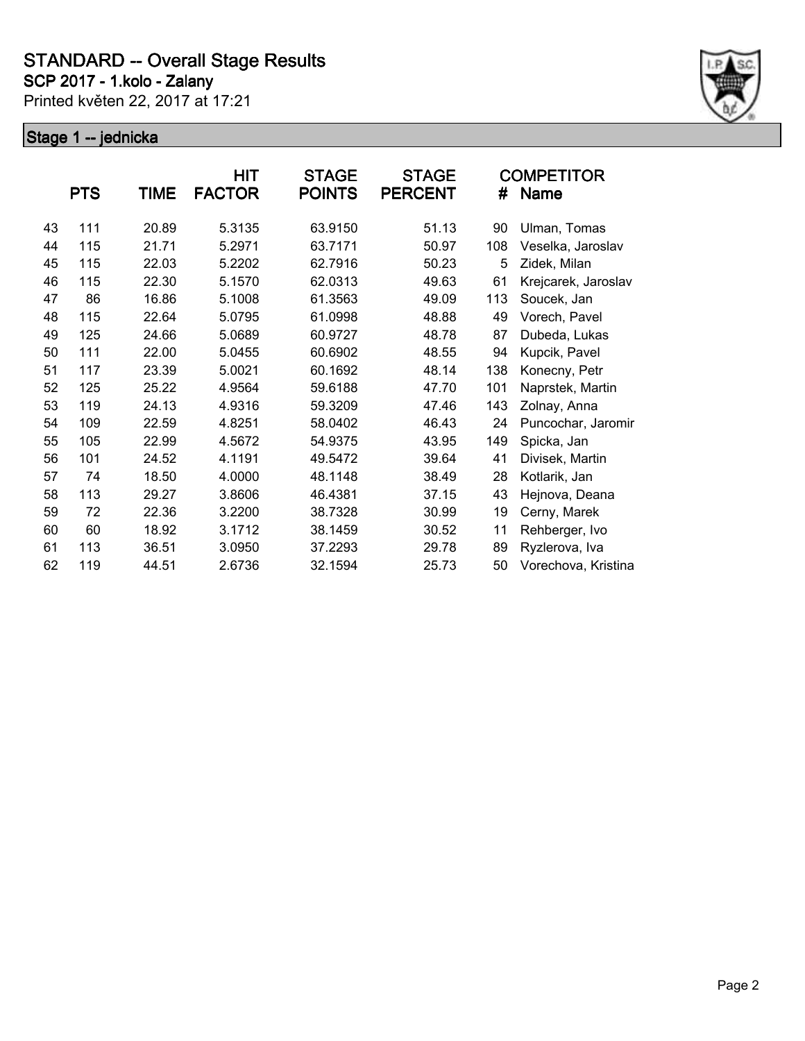# STANDARD -- Overall Stage Results

**SCP 2017 - 1.kolo - Zalany**

Printed květen 22, 2017 at 17:21

## Stage 1 -- jednicka

| | PTS | TIME | HIT FACTOR | STAGE POINTS | STAGE PERCENT | # | COMPETITOR Name |
|---|---|---|---|---|---|---|---|
| 43 | 111 | 20.89 | 5.3135 | 63.9150 | 51.13 | 90 | Ulman, Tomas |
| 44 | 115 | 21.71 | 5.2971 | 63.7171 | 50.97 | 108 | Veselka, Jaroslav |
| 45 | 115 | 22.03 | 5.2202 | 62.7916 | 50.23 | 5 | Zidek, Milan |
| 46 | 115 | 22.30 | 5.1570 | 62.0313 | 49.63 | 61 | Krejcarek, Jaroslav |
| 47 | 86 | 16.86 | 5.1008 | 61.3563 | 49.09 | 113 | Soucek, Jan |
| 48 | 115 | 22.64 | 5.0795 | 61.0998 | 48.88 | 49 | Vorech, Pavel |
| 49 | 125 | 24.66 | 5.0689 | 60.9727 | 48.78 | 87 | Dubeda, Lukas |
| 50 | 111 | 22.00 | 5.0455 | 60.6902 | 48.55 | 94 | Kupcik, Pavel |
| 51 | 117 | 23.39 | 5.0021 | 60.1692 | 48.14 | 138 | Konecny, Petr |
| 52 | 125 | 25.22 | 4.9564 | 59.6188 | 47.70 | 101 | Naprstek, Martin |
| 53 | 119 | 24.13 | 4.9316 | 59.3209 | 47.46 | 143 | Zolnay, Anna |
| 54 | 109 | 22.59 | 4.8251 | 58.0402 | 46.43 | 24 | Puncochar, Jaromir |
| 55 | 105 | 22.99 | 4.5672 | 54.9375 | 43.95 | 149 | Spicka, Jan |
| 56 | 101 | 24.52 | 4.1191 | 49.5472 | 39.64 | 41 | Divisek, Martin |
| 57 | 74 | 18.50 | 4.0000 | 48.1148 | 38.49 | 28 | Kotlarik, Jan |
| 58 | 113 | 29.27 | 3.8606 | 46.4381 | 37.15 | 43 | Hejnova, Deana |
| 59 | 72 | 22.36 | 3.2200 | 38.7328 | 30.99 | 19 | Cerny, Marek |
| 60 | 60 | 18.92 | 3.1712 | 38.1459 | 30.52 | 11 | Rehberger, Ivo |
| 61 | 113 | 36.51 | 3.0950 | 37.2293 | 29.78 | 89 | Ryzlerova, Iva |
| 62 | 119 | 44.51 | 2.6736 | 32.1594 | 25.73 | 50 | Vorechova, Kristina |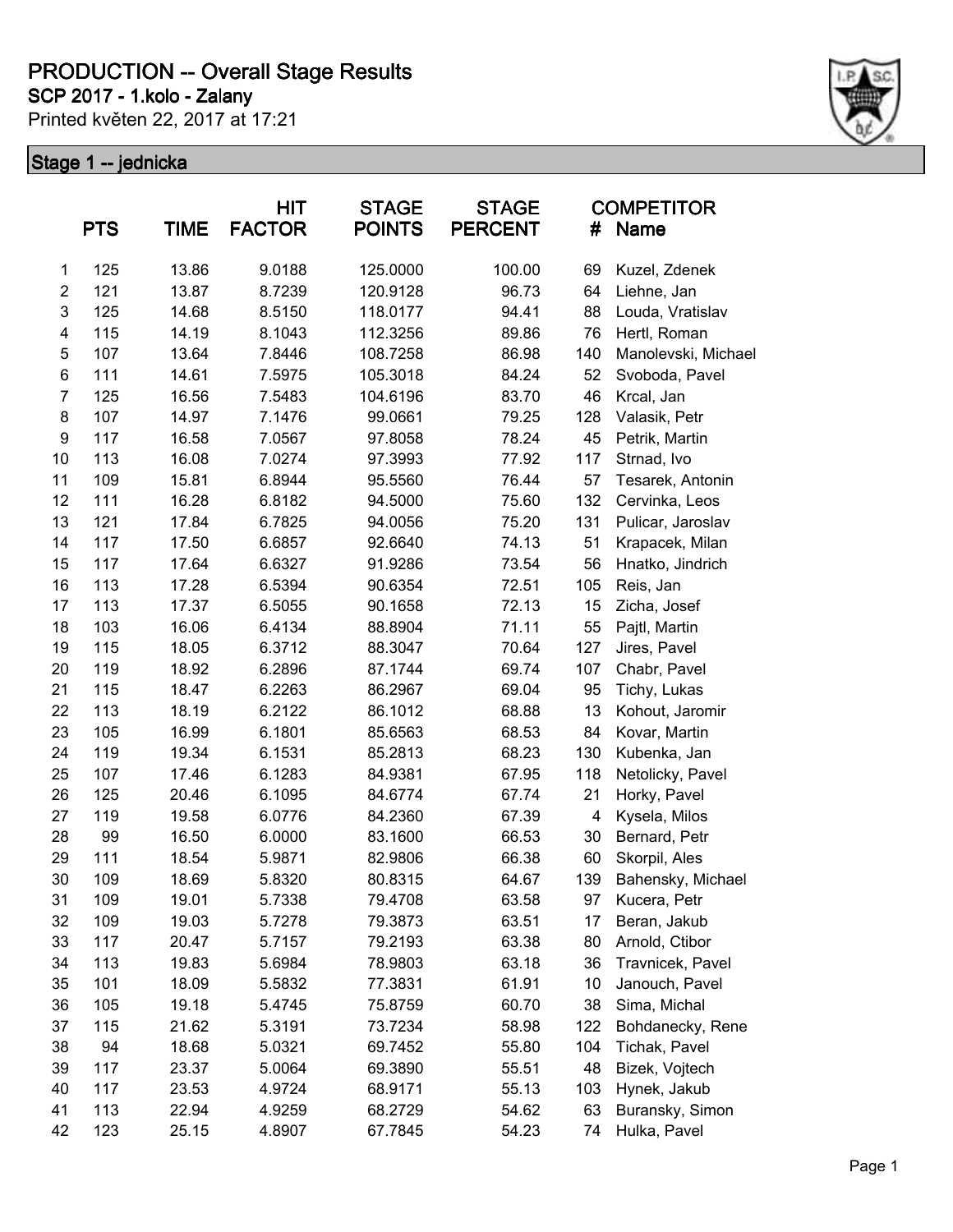# PRODUCTION -- Overall Stage Results

## SCP 2017 - 1.kolo - Zalany

Printed květen 22, 2017 at 17:21

### Stage 1 -- jednicka

| | PTS | TIME | HIT FACTOR | STAGE POINTS | STAGE PERCENT | COMPETITOR # | Name |
|---|---|---|---|---|---|---|---|
| 1 | 125 | 13.86 | 9.0188 | 125.0000 | 100.00 | 69 | Kuzel, Zdenek |
| 2 | 121 | 13.87 | 8.7239 | 120.9128 | 96.73 | 64 | Liehne, Jan |
| 3 | 125 | 14.68 | 8.5150 | 118.0177 | 94.41 | 88 | Louda, Vratislav |
| 4 | 115 | 14.19 | 8.1043 | 112.3256 | 89.86 | 76 | Hertl, Roman |
| 5 | 107 | 13.64 | 7.8446 | 108.7258 | 86.98 | 140 | Manolevski, Michael |
| 6 | 111 | 14.61 | 7.5975 | 105.3018 | 84.24 | 52 | Svoboda, Pavel |
| 7 | 125 | 16.56 | 7.5483 | 104.6196 | 83.70 | 46 | Krcal, Jan |
| 8 | 107 | 14.97 | 7.1476 | 99.0661 | 79.25 | 128 | Valasik, Petr |
| 9 | 117 | 16.58 | 7.0567 | 97.8058 | 78.24 | 45 | Petrik, Martin |
| 10 | 113 | 16.08 | 7.0274 | 97.3993 | 77.92 | 117 | Strnad, Ivo |
| 11 | 109 | 15.81 | 6.8944 | 95.5560 | 76.44 | 57 | Tesarek, Antonin |
| 12 | 111 | 16.28 | 6.8182 | 94.5000 | 75.60 | 132 | Cervinka, Leos |
| 13 | 121 | 17.84 | 6.7825 | 94.0056 | 75.20 | 131 | Pulicar, Jaroslav |
| 14 | 117 | 17.50 | 6.6857 | 92.6640 | 74.13 | 51 | Krapacek, Milan |
| 15 | 117 | 17.64 | 6.6327 | 91.9286 | 73.54 | 56 | Hnatko, Jindrich |
| 16 | 113 | 17.28 | 6.5394 | 90.6354 | 72.51 | 105 | Reis, Jan |
| 17 | 113 | 17.37 | 6.5055 | 90.1658 | 72.13 | 15 | Zicha, Josef |
| 18 | 103 | 16.06 | 6.4134 | 88.8904 | 71.11 | 55 | Pajtl, Martin |
| 19 | 115 | 18.05 | 6.3712 | 88.3047 | 70.64 | 127 | Jires, Pavel |
| 20 | 119 | 18.92 | 6.2896 | 87.1744 | 69.74 | 107 | Chabr, Pavel |
| 21 | 115 | 18.47 | 6.2263 | 86.2967 | 69.04 | 95 | Tichy, Lukas |
| 22 | 113 | 18.19 | 6.2122 | 86.1012 | 68.88 | 13 | Kohout, Jaromir |
| 23 | 105 | 16.99 | 6.1801 | 85.6563 | 68.53 | 84 | Kovar, Martin |
| 24 | 119 | 19.34 | 6.1531 | 85.2813 | 68.23 | 130 | Kubenka, Jan |
| 25 | 107 | 17.46 | 6.1283 | 84.9381 | 67.95 | 118 | Netolicky, Pavel |
| 26 | 125 | 20.46 | 6.1095 | 84.6774 | 67.74 | 21 | Horky, Pavel |
| 27 | 119 | 19.58 | 6.0776 | 84.2360 | 67.39 | 4 | Kysela, Milos |
| 28 | 99 | 16.50 | 6.0000 | 83.1600 | 66.53 | 30 | Bernard, Petr |
| 29 | 111 | 18.54 | 5.9871 | 82.9806 | 66.38 | 60 | Skorpil, Ales |
| 30 | 109 | 18.69 | 5.8320 | 80.8315 | 64.67 | 139 | Bahensky, Michael |
| 31 | 109 | 19.01 | 5.7338 | 79.4708 | 63.58 | 97 | Kucera, Petr |
| 32 | 109 | 19.03 | 5.7278 | 79.3873 | 63.51 | 17 | Beran, Jakub |
| 33 | 117 | 20.47 | 5.7157 | 79.2193 | 63.38 | 80 | Arnold, Ctibor |
| 34 | 113 | 19.83 | 5.6984 | 78.9803 | 63.18 | 36 | Travnicek, Pavel |
| 35 | 101 | 18.09 | 5.5832 | 77.3831 | 61.91 | 10 | Janouch, Pavel |
| 36 | 105 | 19.18 | 5.4745 | 75.8759 | 60.70 | 38 | Sima, Michal |
| 37 | 115 | 21.62 | 5.3191 | 73.7234 | 58.98 | 122 | Bohdanecky, Rene |
| 38 | 94 | 18.68 | 5.0321 | 69.7452 | 55.80 | 104 | Tichak, Pavel |
| 39 | 117 | 23.37 | 5.0064 | 69.3890 | 55.51 | 48 | Bizek, Vojtech |
| 40 | 117 | 23.53 | 4.9724 | 68.9171 | 55.13 | 103 | Hynek, Jakub |
| 41 | 113 | 22.94 | 4.9259 | 68.2729 | 54.62 | 63 | Buransky, Simon |
| 42 | 123 | 25.15 | 4.8907 | 67.7845 | 54.23 | 74 | Hulka, Pavel |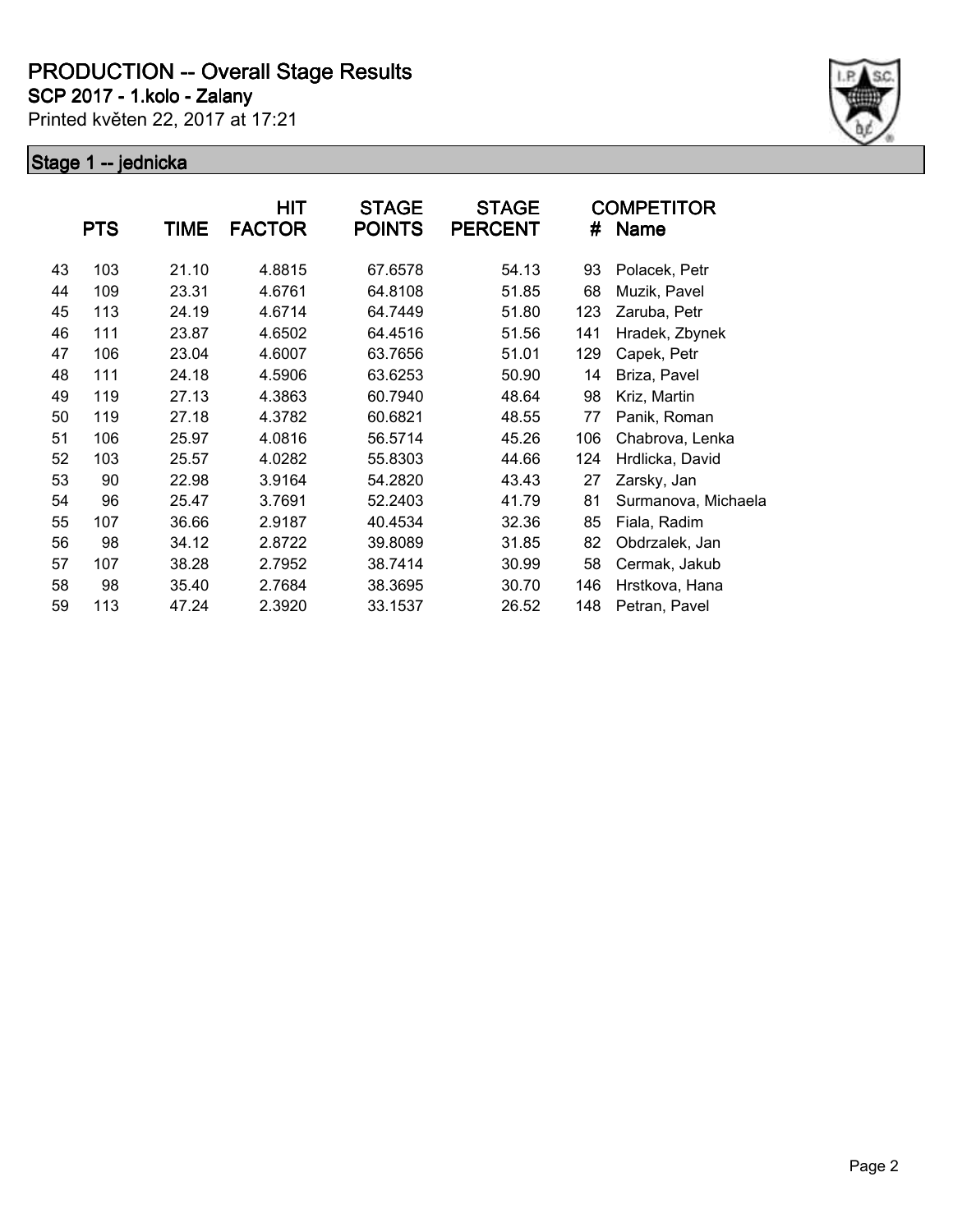# PRODUCTION -- Overall Stage Results

**SCP 2017 - 1.kolo - Zalany**

Printed květen 22, 2017 at 17:21

## Stage 1 -- jednicka

| | PTS | TIME | HIT FACTOR | STAGE POINTS | STAGE PERCENT | # | COMPETITOR Name |
|---|---|---|---|---|---|---|---|
| 43 | 103 | 21.10 | 4.8815 | 67.6578 | 54.13 | 93 | Polacek, Petr |
| 44 | 109 | 23.31 | 4.6761 | 64.8108 | 51.85 | 68 | Muzik, Pavel |
| 45 | 113 | 24.19 | 4.6714 | 64.7449 | 51.80 | 123 | Zaruba, Petr |
| 46 | 111 | 23.87 | 4.6502 | 64.4516 | 51.56 | 141 | Hradek, Zbynek |
| 47 | 106 | 23.04 | 4.6007 | 63.7656 | 51.01 | 129 | Capek, Petr |
| 48 | 111 | 24.18 | 4.5906 | 63.6253 | 50.90 | 14 | Briza, Pavel |
| 49 | 119 | 27.13 | 4.3863 | 60.7940 | 48.64 | 98 | Kriz, Martin |
| 50 | 119 | 27.18 | 4.3782 | 60.6821 | 48.55 | 77 | Panik, Roman |
| 51 | 106 | 25.97 | 4.0816 | 56.5714 | 45.26 | 106 | Chabrova, Lenka |
| 52 | 103 | 25.57 | 4.0282 | 55.8303 | 44.66 | 124 | Hrdlicka, David |
| 53 | 90 | 22.98 | 3.9164 | 54.2820 | 43.43 | 27 | Zarsky, Jan |
| 54 | 96 | 25.47 | 3.7691 | 52.2403 | 41.79 | 81 | Surmanova, Michaela |
| 55 | 107 | 36.66 | 2.9187 | 40.4534 | 32.36 | 85 | Fiala, Radim |
| 56 | 98 | 34.12 | 2.8722 | 39.8089 | 31.85 | 82 | Obdrzalek, Jan |
| 57 | 107 | 38.28 | 2.7952 | 38.7414 | 30.99 | 58 | Cermak, Jakub |
| 58 | 98 | 35.40 | 2.7684 | 38.3695 | 30.70 | 146 | Hrstkova, Hana |
| 59 | 113 | 47.24 | 2.3920 | 33.1537 | 26.52 | 148 | Petran, Pavel |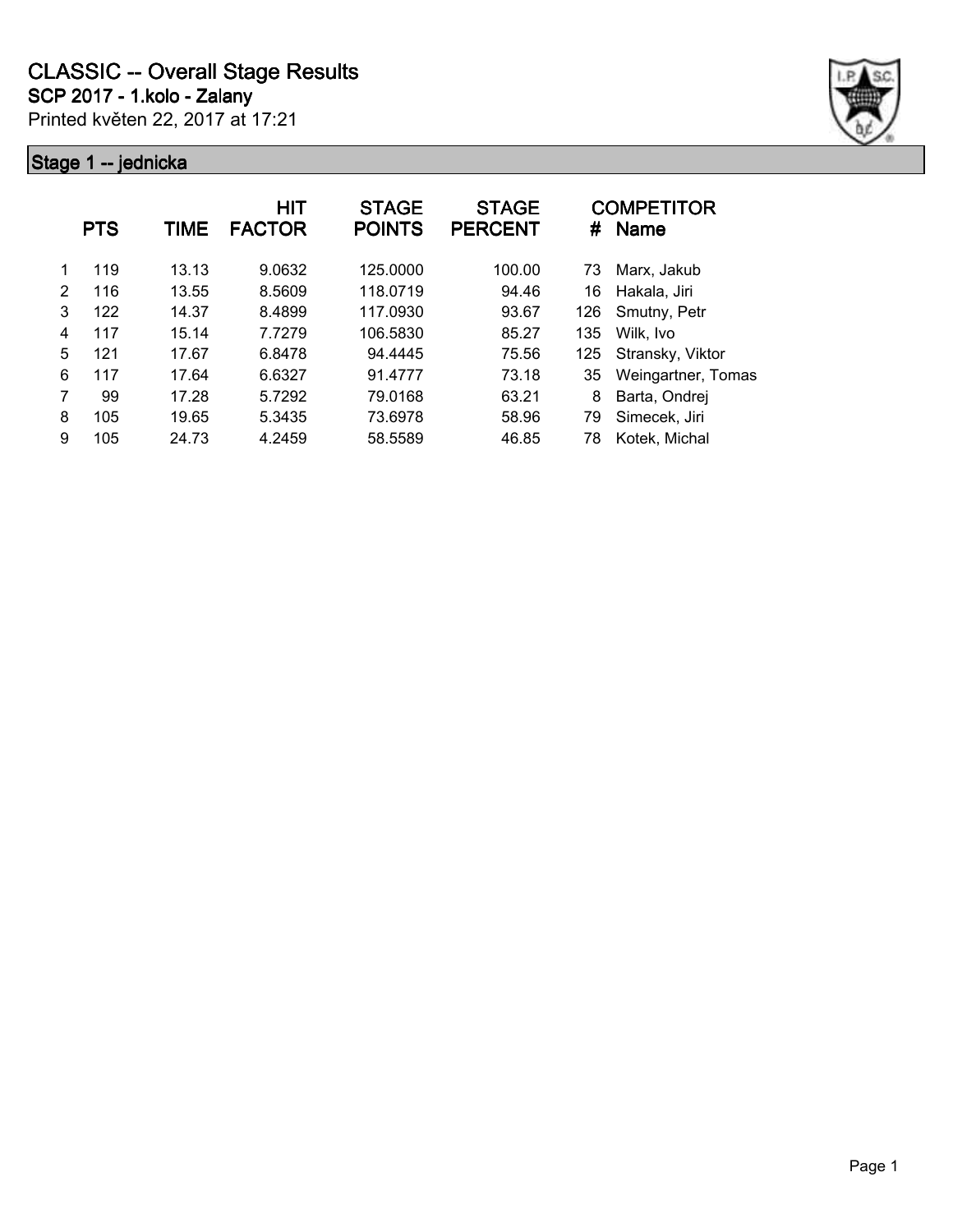# CLASSIC -- Overall Stage Results

## SCP 2017 - 1.kolo - Zalany

Printed květen 22, 2017 at 17:21

### Stage 1 -- jednicka

| | PTS | TIME | HIT FACTOR | STAGE POINTS | STAGE PERCENT | # | COMPETITOR Name |
|---|---|---|---|---|---|---|---|
| 1 | 119 | 13.13 | 9.0632 | 125.0000 | 100.00 | 73 | Marx, Jakub |
| 2 | 116 | 13.55 | 8.5609 | 118.0719 | 94.46 | 16 | Hakala, Jiri |
| 3 | 122 | 14.37 | 8.4899 | 117.0930 | 93.67 | 126 | Smutny, Petr |
| 4 | 117 | 15.14 | 7.7279 | 106.5830 | 85.27 | 135 | Wilk, Ivo |
| 5 | 121 | 17.67 | 6.8478 | 94.4445 | 75.56 | 125 | Stransky, Viktor |
| 6 | 117 | 17.64 | 6.6327 | 91.4777 | 73.18 | 35 | Weingartner, Tomas |
| 7 | 99 | 17.28 | 5.7292 | 79.0168 | 63.21 | 8 | Barta, Ondrej |
| 8 | 105 | 19.65 | 5.3435 | 73.6978 | 58.96 | 79 | Simecek, Jiri |
| 9 | 105 | 24.73 | 4.2459 | 58.5589 | 46.85 | 78 | Kotek, Michal |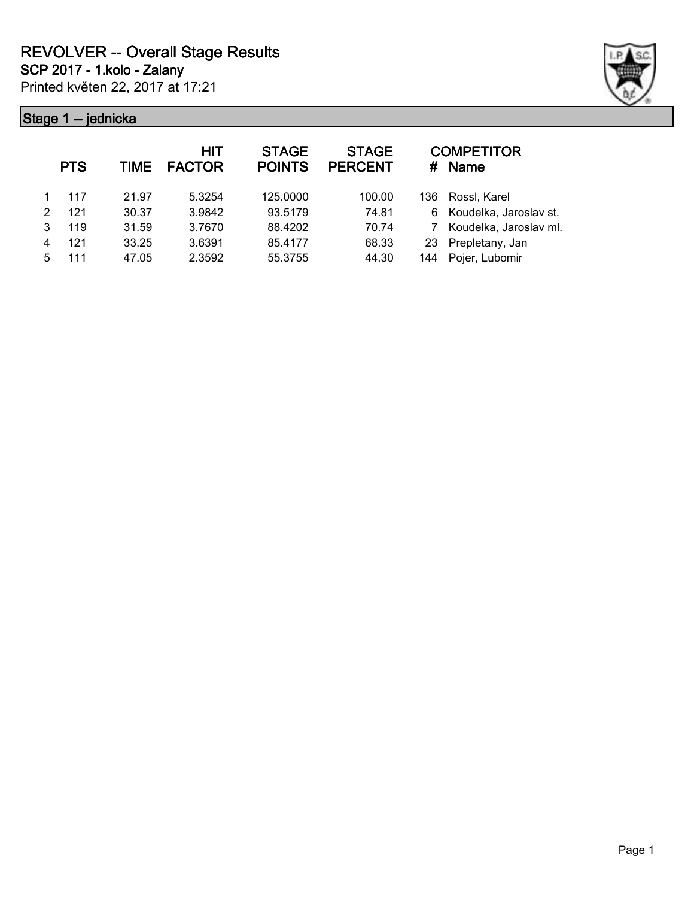# REVOLVER -- Overall Stage Results

**SCP 2017 - 1.kolo - Zalany**

Printed květen 22, 2017 at 17:21

## Stage 1 -- jednicka

| | PTS | TIME | HIT FACTOR | STAGE POINTS | STAGE PERCENT | # | COMPETITOR Name |
|---|---|---|---|---|---|---|---|
| 1 | 117 | 21.97 | 5.3254 | 125.0000 | 100.00 | 136 | Rossl, Karel |
| 2 | 121 | 30.37 | 3.9842 | 93.5179 | 74.81 | 6 | Koudelka, Jaroslav st. |
| 3 | 119 | 31.59 | 3.7670 | 88.4202 | 70.74 | 7 | Koudelka, Jaroslav ml. |
| 4 | 121 | 33.25 | 3.6391 | 85.4177 | 68.33 | 23 | Prepletany, Jan |
| 5 | 111 | 47.05 | 2.3592 | 55.3755 | 44.30 | 144 | Pojer, Lubomir |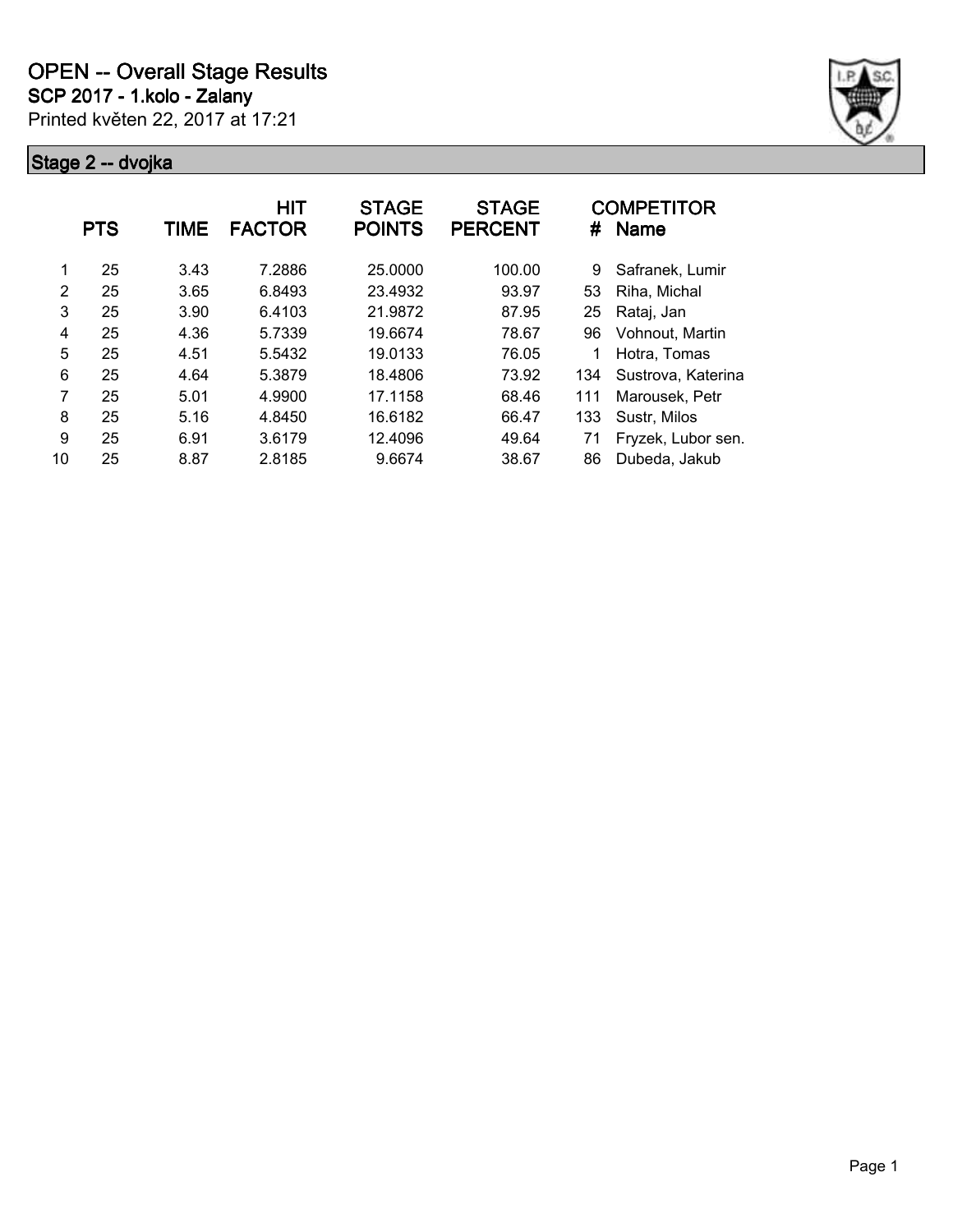# OPEN -- Overall Stage Results

**SCP 2017 - 1.kolo - Zalany**

Printed květen 22, 2017 at 17:21

## Stage 2 -- dvojka

| | PTS | TIME | HIT FACTOR | STAGE POINTS | STAGE PERCENT | # | COMPETITOR Name |
|---|---|---|---|---|---|---|---|
| 1 | 25 | 3.43 | 7.2886 | 25.0000 | 100.00 | 9 | Safranek, Lumir |
| 2 | 25 | 3.65 | 6.8493 | 23.4932 | 93.97 | 53 | Riha, Michal |
| 3 | 25 | 3.90 | 6.4103 | 21.9872 | 87.95 | 25 | Rataj, Jan |
| 4 | 25 | 4.36 | 5.7339 | 19.6674 | 78.67 | 96 | Vohnout, Martin |
| 5 | 25 | 4.51 | 5.5432 | 19.0133 | 76.05 | 1 | Hotra, Tomas |
| 6 | 25 | 4.64 | 5.3879 | 18.4806 | 73.92 | 134 | Sustrova, Katerina |
| 7 | 25 | 5.01 | 4.9900 | 17.1158 | 68.46 | 111 | Marousek, Petr |
| 8 | 25 | 5.16 | 4.8450 | 16.6182 | 66.47 | 133 | Sustr, Milos |
| 9 | 25 | 6.91 | 3.6179 | 12.4096 | 49.64 | 71 | Fryzek, Lubor sen. |
| 10 | 25 | 8.87 | 2.8185 | 9.6674 | 38.67 | 86 | Dubeda, Jakub |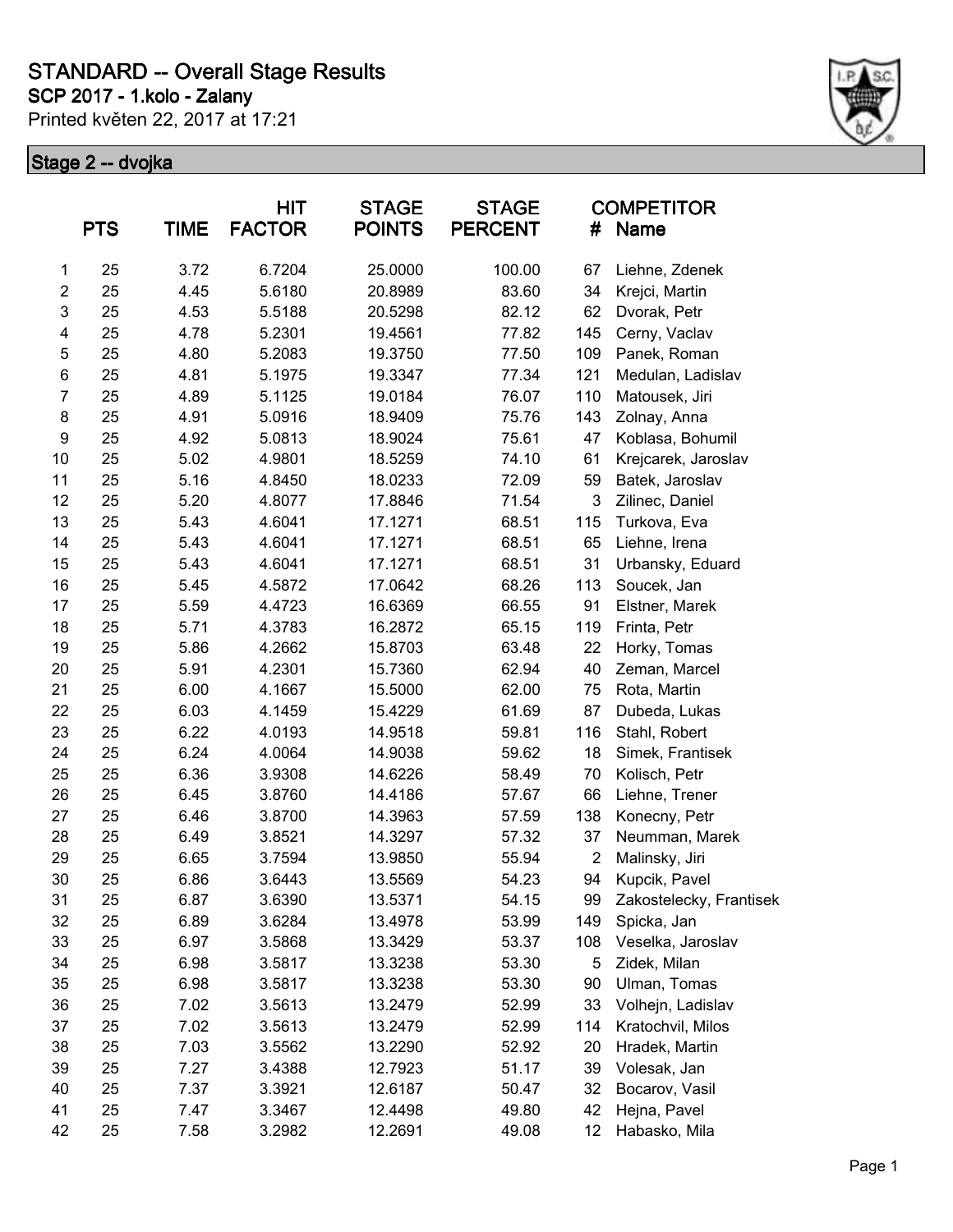# STANDARD -- Overall Stage Results

## SCP 2017 - 1.kolo - Zalany

Printed květen 22, 2017 at 17:21

### Stage 2 -- dvojka

| | PTS | TIME | HIT FACTOR | STAGE POINTS | STAGE PERCENT | COMPETITOR # | Name |
|---|---|---|---|---|---|---|---|
| 1 | 25 | 3.72 | 6.7204 | 25.0000 | 100.00 | 67 | Liehne, Zdenek |
| 2 | 25 | 4.45 | 5.6180 | 20.8989 | 83.60 | 34 | Krejci, Martin |
| 3 | 25 | 4.53 | 5.5188 | 20.5298 | 82.12 | 62 | Dvorak, Petr |
| 4 | 25 | 4.78 | 5.2301 | 19.4561 | 77.82 | 145 | Cerny, Vaclav |
| 5 | 25 | 4.80 | 5.2083 | 19.3750 | 77.50 | 109 | Panek, Roman |
| 6 | 25 | 4.81 | 5.1975 | 19.3347 | 77.34 | 121 | Medulan, Ladislav |
| 7 | 25 | 4.89 | 5.1125 | 19.0184 | 76.07 | 110 | Matousek, Jiri |
| 8 | 25 | 4.91 | 5.0916 | 18.9409 | 75.76 | 143 | Zolnay, Anna |
| 9 | 25 | 4.92 | 5.0813 | 18.9024 | 75.61 | 47 | Koblasa, Bohumil |
| 10 | 25 | 5.02 | 4.9801 | 18.5259 | 74.10 | 61 | Krejcarek, Jaroslav |
| 11 | 25 | 5.16 | 4.8450 | 18.0233 | 72.09 | 59 | Batek, Jaroslav |
| 12 | 25 | 5.20 | 4.8077 | 17.8846 | 71.54 | 3 | Zilinec, Daniel |
| 13 | 25 | 5.43 | 4.6041 | 17.1271 | 68.51 | 115 | Turkova, Eva |
| 14 | 25 | 5.43 | 4.6041 | 17.1271 | 68.51 | 65 | Liehne, Irena |
| 15 | 25 | 5.43 | 4.6041 | 17.1271 | 68.51 | 31 | Urbansky, Eduard |
| 16 | 25 | 5.45 | 4.5872 | 17.0642 | 68.26 | 113 | Soucek, Jan |
| 17 | 25 | 5.59 | 4.4723 | 16.6369 | 66.55 | 91 | Elstner, Marek |
| 18 | 25 | 5.71 | 4.3783 | 16.2872 | 65.15 | 119 | Frinta, Petr |
| 19 | 25 | 5.86 | 4.2662 | 15.8703 | 63.48 | 22 | Horky, Tomas |
| 20 | 25 | 5.91 | 4.2301 | 15.7360 | 62.94 | 40 | Zeman, Marcel |
| 21 | 25 | 6.00 | 4.1667 | 15.5000 | 62.00 | 75 | Rota, Martin |
| 22 | 25 | 6.03 | 4.1459 | 15.4229 | 61.69 | 87 | Dubeda, Lukas |
| 23 | 25 | 6.22 | 4.0193 | 14.9518 | 59.81 | 116 | Stahl, Robert |
| 24 | 25 | 6.24 | 4.0064 | 14.9038 | 59.62 | 18 | Simek, Frantisek |
| 25 | 25 | 6.36 | 3.9308 | 14.6226 | 58.49 | 70 | Kolisch, Petr |
| 26 | 25 | 6.45 | 3.8760 | 14.4186 | 57.67 | 66 | Liehne, Trener |
| 27 | 25 | 6.46 | 3.8700 | 14.3963 | 57.59 | 138 | Konecny, Petr |
| 28 | 25 | 6.49 | 3.8521 | 14.3297 | 57.32 | 37 | Neumman, Marek |
| 29 | 25 | 6.65 | 3.7594 | 13.9850 | 55.94 | 2 | Malinsky, Jiri |
| 30 | 25 | 6.86 | 3.6443 | 13.5569 | 54.23 | 94 | Kupcik, Pavel |
| 31 | 25 | 6.87 | 3.6390 | 13.5371 | 54.15 | 99 | Zakostelecky, Frantisek |
| 32 | 25 | 6.89 | 3.6284 | 13.4978 | 53.99 | 149 | Spicka, Jan |
| 33 | 25 | 6.97 | 3.5868 | 13.3429 | 53.37 | 108 | Veselka, Jaroslav |
| 34 | 25 | 6.98 | 3.5817 | 13.3238 | 53.30 | 5 | Zidek, Milan |
| 35 | 25 | 6.98 | 3.5817 | 13.3238 | 53.30 | 90 | Ulman, Tomas |
| 36 | 25 | 7.02 | 3.5613 | 13.2479 | 52.99 | 33 | Volhejn, Ladislav |
| 37 | 25 | 7.02 | 3.5613 | 13.2479 | 52.99 | 114 | Kratochvil, Milos |
| 38 | 25 | 7.03 | 3.5562 | 13.2290 | 52.92 | 20 | Hradek, Martin |
| 39 | 25 | 7.27 | 3.4388 | 12.7923 | 51.17 | 39 | Volesak, Jan |
| 40 | 25 | 7.37 | 3.3921 | 12.6187 | 50.47 | 32 | Bocarov, Vasil |
| 41 | 25 | 7.47 | 3.3467 | 12.4498 | 49.80 | 42 | Hejna, Pavel |
| 42 | 25 | 7.58 | 3.2982 | 12.2691 | 49.08 | 12 | Habasko, Mila |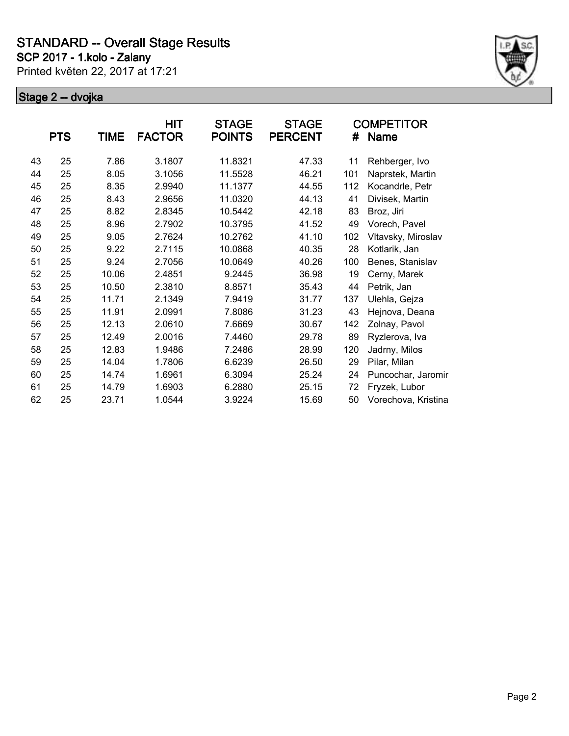# STANDARD -- Overall Stage Results

**SCP 2017 - 1.kolo - Zalany**

Printed květen 22, 2017 at 17:21

## Stage 2 -- dvojka

| | PTS | TIME | HIT FACTOR | STAGE POINTS | STAGE PERCENT | # | COMPETITOR Name |
|---|---|---|---|---|---|---|---|
| 43 | 25 | 7.86 | 3.1807 | 11.8321 | 47.33 | 11 | Rehberger, Ivo |
| 44 | 25 | 8.05 | 3.1056 | 11.5528 | 46.21 | 101 | Naprstek, Martin |
| 45 | 25 | 8.35 | 2.9940 | 11.1377 | 44.55 | 112 | Kocandrle, Petr |
| 46 | 25 | 8.43 | 2.9656 | 11.0320 | 44.13 | 41 | Divisek, Martin |
| 47 | 25 | 8.82 | 2.8345 | 10.5442 | 42.18 | 83 | Broz, Jiri |
| 48 | 25 | 8.96 | 2.7902 | 10.3795 | 41.52 | 49 | Vorech, Pavel |
| 49 | 25 | 9.05 | 2.7624 | 10.2762 | 41.10 | 102 | Vltavsky, Miroslav |
| 50 | 25 | 9.22 | 2.7115 | 10.0868 | 40.35 | 28 | Kotlarik, Jan |
| 51 | 25 | 9.24 | 2.7056 | 10.0649 | 40.26 | 100 | Benes, Stanislav |
| 52 | 25 | 10.06 | 2.4851 | 9.2445 | 36.98 | 19 | Cerny, Marek |
| 53 | 25 | 10.50 | 2.3810 | 8.8571 | 35.43 | 44 | Petrik, Jan |
| 54 | 25 | 11.71 | 2.1349 | 7.9419 | 31.77 | 137 | Ulehla, Gejza |
| 55 | 25 | 11.91 | 2.0991 | 7.8086 | 31.23 | 43 | Hejnova, Deana |
| 56 | 25 | 12.13 | 2.0610 | 7.6669 | 30.67 | 142 | Zolnay, Pavol |
| 57 | 25 | 12.49 | 2.0016 | 7.4460 | 29.78 | 89 | Ryzlerova, Iva |
| 58 | 25 | 12.83 | 1.9486 | 7.2486 | 28.99 | 120 | Jadrny, Milos |
| 59 | 25 | 14.04 | 1.7806 | 6.6239 | 26.50 | 29 | Pilar, Milan |
| 60 | 25 | 14.74 | 1.6961 | 6.3094 | 25.24 | 24 | Puncochar, Jaromir |
| 61 | 25 | 14.79 | 1.6903 | 6.2880 | 25.15 | 72 | Fryzek, Lubor |
| 62 | 25 | 23.71 | 1.0544 | 3.9224 | 15.69 | 50 | Vorechova, Kristina |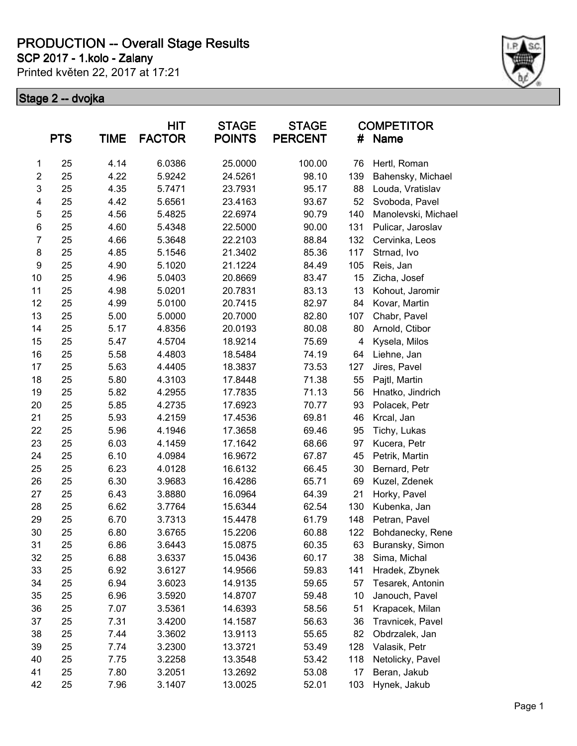# PRODUCTION -- Overall Stage Results

**SCP 2017 - 1.kolo - Zalany**

Printed květen 22, 2017 at 17:21

## Stage 2 -- dvojka

| | PTS | TIME | HIT FACTOR | STAGE POINTS | STAGE PERCENT | COMPETITOR # | Name |
|---|---|---|---|---|---|---|---|
| 1 | 25 | 4.14 | 6.0386 | 25.0000 | 100.00 | 76 | Hertl, Roman |
| 2 | 25 | 4.22 | 5.9242 | 24.5261 | 98.10 | 139 | Bahensky, Michael |
| 3 | 25 | 4.35 | 5.7471 | 23.7931 | 95.17 | 88 | Louda, Vratislav |
| 4 | 25 | 4.42 | 5.6561 | 23.4163 | 93.67 | 52 | Svoboda, Pavel |
| 5 | 25 | 4.56 | 5.4825 | 22.6974 | 90.79 | 140 | Manolevski, Michael |
| 6 | 25 | 4.60 | 5.4348 | 22.5000 | 90.00 | 131 | Pulicar, Jaroslav |
| 7 | 25 | 4.66 | 5.3648 | 22.2103 | 88.84 | 132 | Cervinka, Leos |
| 8 | 25 | 4.85 | 5.1546 | 21.3402 | 85.36 | 117 | Strnad, Ivo |
| 9 | 25 | 4.90 | 5.1020 | 21.1224 | 84.49 | 105 | Reis, Jan |
| 10 | 25 | 4.96 | 5.0403 | 20.8669 | 83.47 | 15 | Zicha, Josef |
| 11 | 25 | 4.98 | 5.0201 | 20.7831 | 83.13 | 13 | Kohout, Jaromir |
| 12 | 25 | 4.99 | 5.0100 | 20.7415 | 82.97 | 84 | Kovar, Martin |
| 13 | 25 | 5.00 | 5.0000 | 20.7000 | 82.80 | 107 | Chabr, Pavel |
| 14 | 25 | 5.17 | 4.8356 | 20.0193 | 80.08 | 80 | Arnold, Ctibor |
| 15 | 25 | 5.47 | 4.5704 | 18.9214 | 75.69 | 4 | Kysela, Milos |
| 16 | 25 | 5.58 | 4.4803 | 18.5484 | 74.19 | 64 | Liehne, Jan |
| 17 | 25 | 5.63 | 4.4405 | 18.3837 | 73.53 | 127 | Jires, Pavel |
| 18 | 25 | 5.80 | 4.3103 | 17.8448 | 71.38 | 55 | Pajtl, Martin |
| 19 | 25 | 5.82 | 4.2955 | 17.7835 | 71.13 | 56 | Hnatko, Jindrich |
| 20 | 25 | 5.85 | 4.2735 | 17.6923 | 70.77 | 93 | Polacek, Petr |
| 21 | 25 | 5.93 | 4.2159 | 17.4536 | 69.81 | 46 | Krcal, Jan |
| 22 | 25 | 5.96 | 4.1946 | 17.3658 | 69.46 | 95 | Tichy, Lukas |
| 23 | 25 | 6.03 | 4.1459 | 17.1642 | 68.66 | 97 | Kucera, Petr |
| 24 | 25 | 6.10 | 4.0984 | 16.9672 | 67.87 | 45 | Petrik, Martin |
| 25 | 25 | 6.23 | 4.0128 | 16.6132 | 66.45 | 30 | Bernard, Petr |
| 26 | 25 | 6.30 | 3.9683 | 16.4286 | 65.71 | 69 | Kuzel, Zdenek |
| 27 | 25 | 6.43 | 3.8880 | 16.0964 | 64.39 | 21 | Horky, Pavel |
| 28 | 25 | 6.62 | 3.7764 | 15.6344 | 62.54 | 130 | Kubenka, Jan |
| 29 | 25 | 6.70 | 3.7313 | 15.4478 | 61.79 | 148 | Petran, Pavel |
| 30 | 25 | 6.80 | 3.6765 | 15.2206 | 60.88 | 122 | Bohdanecky, Rene |
| 31 | 25 | 6.86 | 3.6443 | 15.0875 | 60.35 | 63 | Buransky, Simon |
| 32 | 25 | 6.88 | 3.6337 | 15.0436 | 60.17 | 38 | Sima, Michal |
| 33 | 25 | 6.92 | 3.6127 | 14.9566 | 59.83 | 141 | Hradek, Zbynek |
| 34 | 25 | 6.94 | 3.6023 | 14.9135 | 59.65 | 57 | Tesarek, Antonin |
| 35 | 25 | 6.96 | 3.5920 | 14.8707 | 59.48 | 10 | Janouch, Pavel |
| 36 | 25 | 7.07 | 3.5361 | 14.6393 | 58.56 | 51 | Krapacek, Milan |
| 37 | 25 | 7.31 | 3.4200 | 14.1587 | 56.63 | 36 | Travnicek, Pavel |
| 38 | 25 | 7.44 | 3.3602 | 13.9113 | 55.65 | 82 | Obdrzalek, Jan |
| 39 | 25 | 7.74 | 3.2300 | 13.3721 | 53.49 | 128 | Valasik, Petr |
| 40 | 25 | 7.75 | 3.2258 | 13.3548 | 53.42 | 118 | Netolicky, Pavel |
| 41 | 25 | 7.80 | 3.2051 | 13.2692 | 53.08 | 17 | Beran, Jakub |
| 42 | 25 | 7.96 | 3.1407 | 13.0025 | 52.01 | 103 | Hynek, Jakub |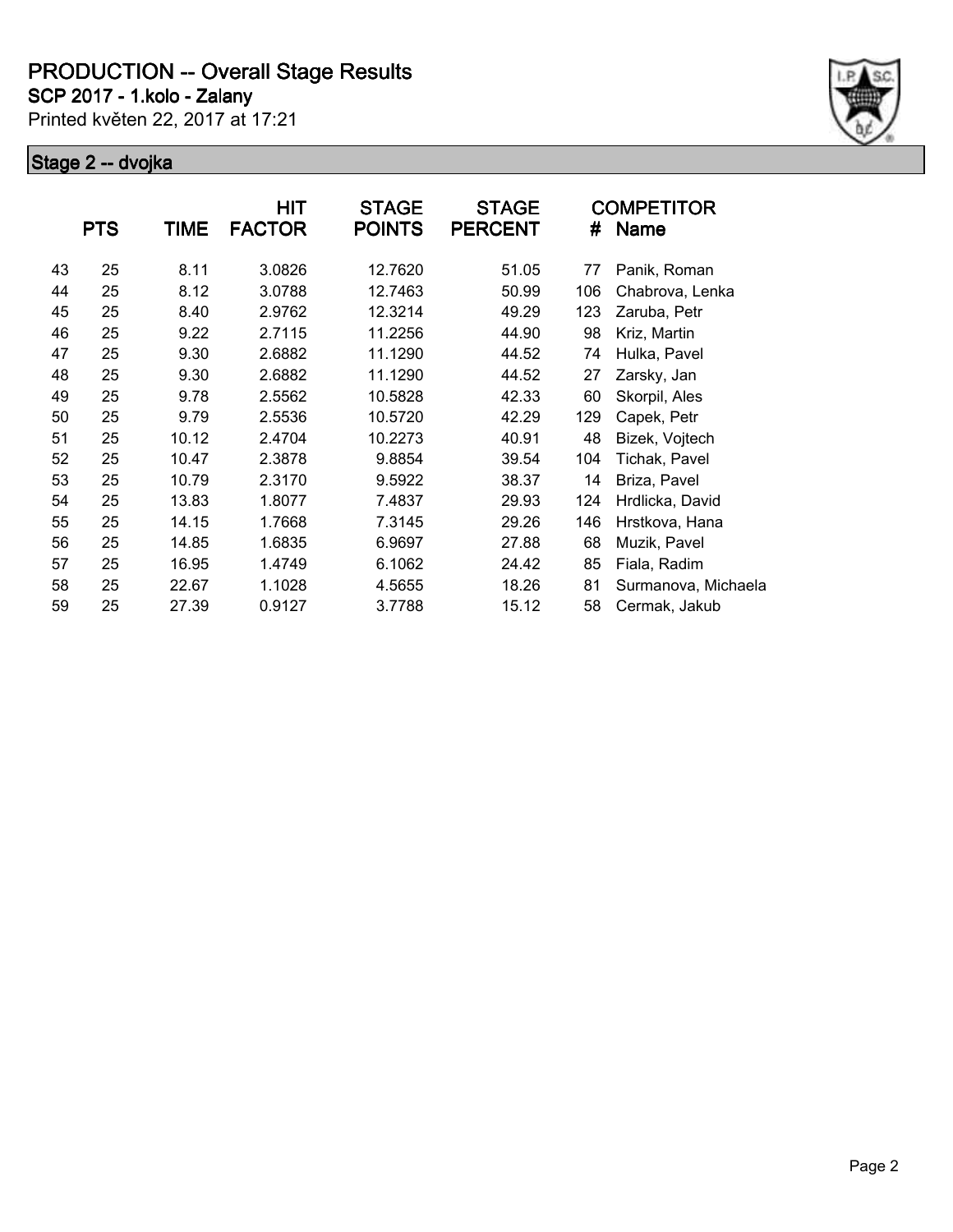# PRODUCTION -- Overall Stage Results

**SCP 2017 - 1.kolo - Zalany**

Printed květen 22, 2017 at 17:21

## Stage 2 -- dvojka

| | PTS | TIME | HIT FACTOR | STAGE POINTS | STAGE PERCENT | # | COMPETITOR Name |
|---|---|---|---|---|---|---|---|
| 43 | 25 | 8.11 | 3.0826 | 12.7620 | 51.05 | 77 | Panik, Roman |
| 44 | 25 | 8.12 | 3.0788 | 12.7463 | 50.99 | 106 | Chabrova, Lenka |
| 45 | 25 | 8.40 | 2.9762 | 12.3214 | 49.29 | 123 | Zaruba, Petr |
| 46 | 25 | 9.22 | 2.7115 | 11.2256 | 44.90 | 98 | Kriz, Martin |
| 47 | 25 | 9.30 | 2.6882 | 11.1290 | 44.52 | 74 | Hulka, Pavel |
| 48 | 25 | 9.30 | 2.6882 | 11.1290 | 44.52 | 27 | Zarsky, Jan |
| 49 | 25 | 9.78 | 2.5562 | 10.5828 | 42.33 | 60 | Skorpil, Ales |
| 50 | 25 | 9.79 | 2.5536 | 10.5720 | 42.29 | 129 | Capek, Petr |
| 51 | 25 | 10.12 | 2.4704 | 10.2273 | 40.91 | 48 | Bizek, Vojtech |
| 52 | 25 | 10.47 | 2.3878 | 9.8854 | 39.54 | 104 | Tichak, Pavel |
| 53 | 25 | 10.79 | 2.3170 | 9.5922 | 38.37 | 14 | Briza, Pavel |
| 54 | 25 | 13.83 | 1.8077 | 7.4837 | 29.93 | 124 | Hrdlicka, David |
| 55 | 25 | 14.15 | 1.7668 | 7.3145 | 29.26 | 146 | Hrstkova, Hana |
| 56 | 25 | 14.85 | 1.6835 | 6.9697 | 27.88 | 68 | Muzik, Pavel |
| 57 | 25 | 16.95 | 1.4749 | 6.1062 | 24.42 | 85 | Fiala, Radim |
| 58 | 25 | 22.67 | 1.1028 | 4.5655 | 18.26 | 81 | Surmanova, Michaela |
| 59 | 25 | 27.39 | 0.9127 | 3.7788 | 15.12 | 58 | Cermak, Jakub |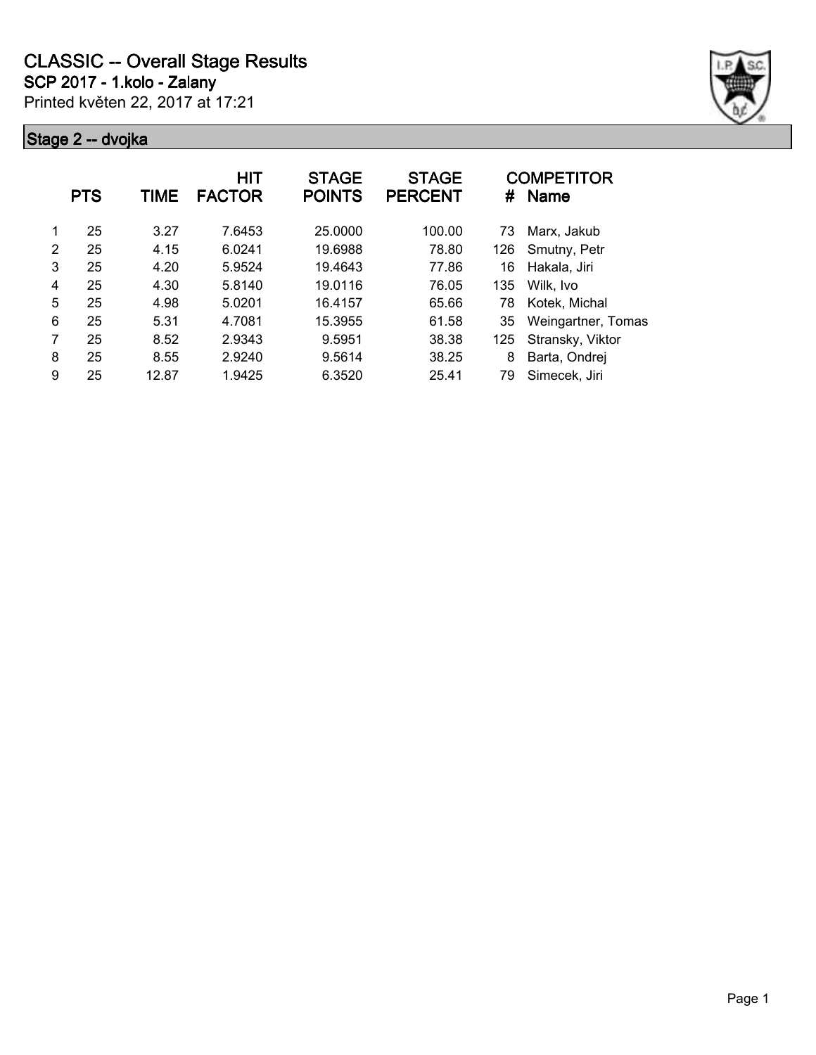# CLASSIC -- Overall Stage Results

**SCP 2017 - 1.kolo - Zalany**

Printed květen 22, 2017 at 17:21

## Stage 2 -- dvojka

| | PTS | TIME | HIT FACTOR | STAGE POINTS | STAGE PERCENT | # | COMPETITOR Name |
|---|---|---|---|---|---|---|---|
| 1 | 25 | 3.27 | 7.6453 | 25.0000 | 100.00 | 73 | Marx, Jakub |
| 2 | 25 | 4.15 | 6.0241 | 19.6988 | 78.80 | 126 | Smutny, Petr |
| 3 | 25 | 4.20 | 5.9524 | 19.4643 | 77.86 | 16 | Hakala, Jiri |
| 4 | 25 | 4.30 | 5.8140 | 19.0116 | 76.05 | 135 | Wilk, Ivo |
| 5 | 25 | 4.98 | 5.0201 | 16.4157 | 65.66 | 78 | Kotek, Michal |
| 6 | 25 | 5.31 | 4.7081 | 15.3955 | 61.58 | 35 | Weingartner, Tomas |
| 7 | 25 | 8.52 | 2.9343 | 9.5951 | 38.38 | 125 | Stransky, Viktor |
| 8 | 25 | 8.55 | 2.9240 | 9.5614 | 38.25 | 8 | Barta, Ondrej |
| 9 | 25 | 12.87 | 1.9425 | 6.3520 | 25.41 | 79 | Simecek, Jiri |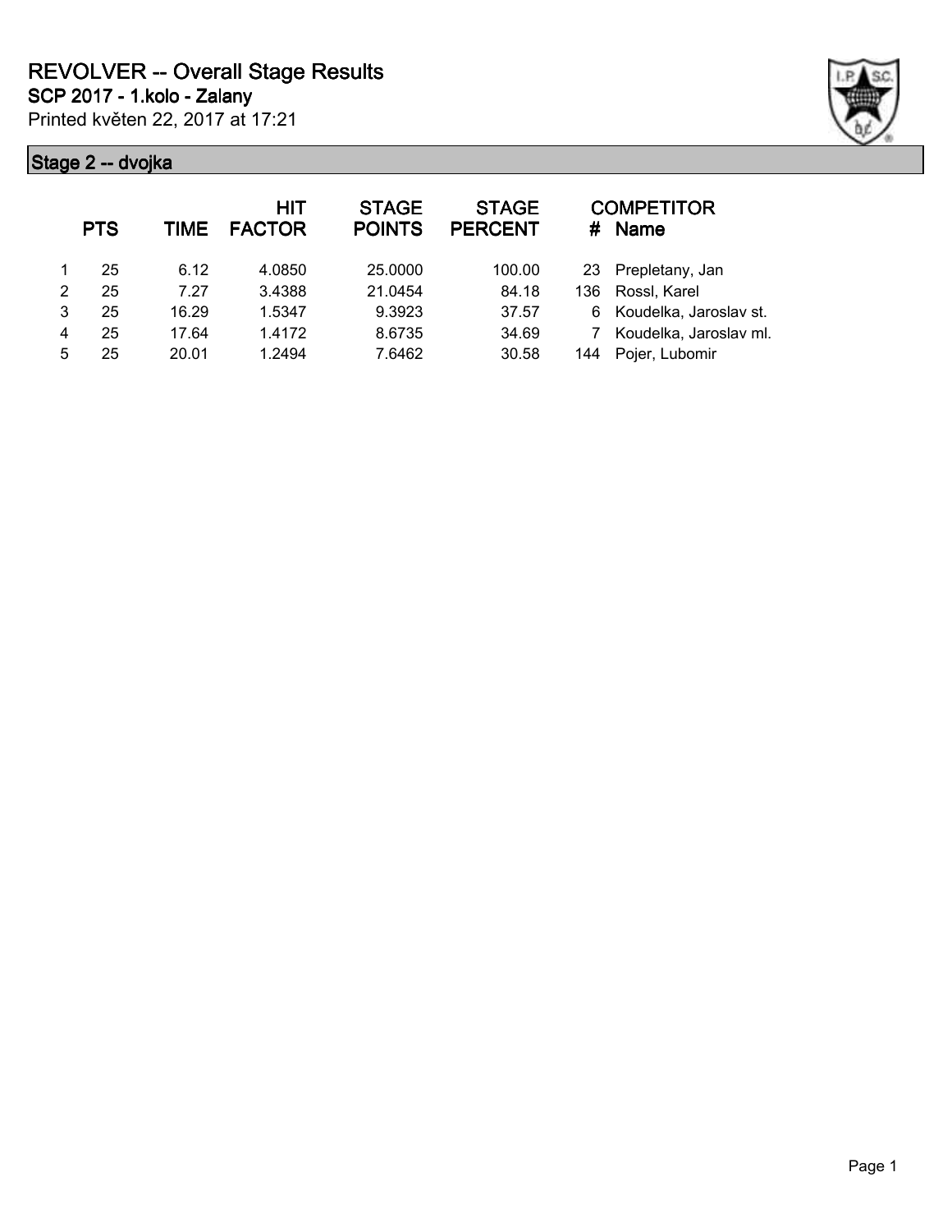# REVOLVER -- Overall Stage Results

**SCP 2017 - 1.kolo - Zalany**

Printed květen 22, 2017 at 17:21

## Stage 2 -- dvojka

| | PTS | TIME | HIT FACTOR | STAGE POINTS | STAGE PERCENT | # | COMPETITOR Name |
|---|---|---|---|---|---|---|---|
| 1 | 25 | 6.12 | 4.0850 | 25.0000 | 100.00 | 23 | Prepletany, Jan |
| 2 | 25 | 7.27 | 3.4388 | 21.0454 | 84.18 | 136 | Rossl, Karel |
| 3 | 25 | 16.29 | 1.5347 | 9.3923 | 37.57 | 6 | Koudelka, Jaroslav st. |
| 4 | 25 | 17.64 | 1.4172 | 8.6735 | 34.69 | 7 | Koudelka, Jaroslav ml. |
| 5 | 25 | 20.01 | 1.2494 | 7.6462 | 30.58 | 144 | Pojer, Lubomir |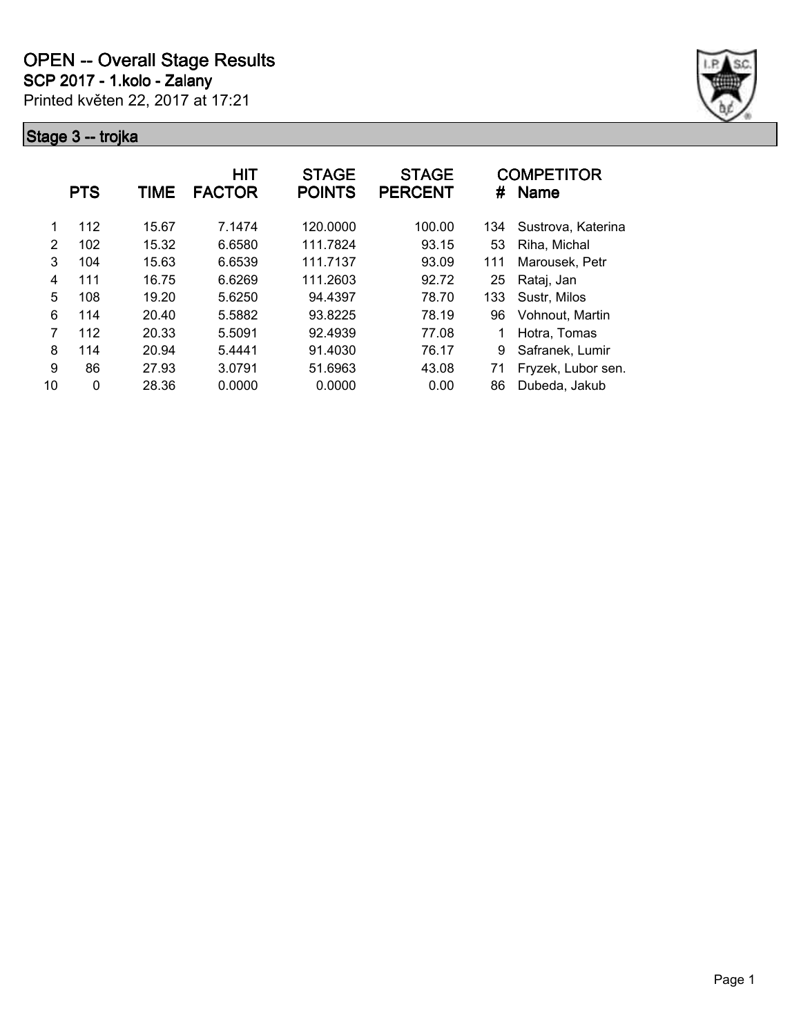# OPEN -- Overall Stage Results

**SCP 2017 - 1.kolo - Zalany**

Printed květen 22, 2017 at 17:21

## Stage 3 -- trojka

| | PTS | TIME | HIT FACTOR | STAGE POINTS | STAGE PERCENT | # | COMPETITOR Name |
|---|---|---|---|---|---|---|---|
| 1 | 112 | 15.67 | 7.1474 | 120.0000 | 100.00 | 134 | Sustrova, Katerina |
| 2 | 102 | 15.32 | 6.6580 | 111.7824 | 93.15 | 53 | Riha, Michal |
| 3 | 104 | 15.63 | 6.6539 | 111.7137 | 93.09 | 111 | Marousek, Petr |
| 4 | 111 | 16.75 | 6.6269 | 111.2603 | 92.72 | 25 | Rataj, Jan |
| 5 | 108 | 19.20 | 5.6250 | 94.4397 | 78.70 | 133 | Sustr, Milos |
| 6 | 114 | 20.40 | 5.5882 | 93.8225 | 78.19 | 96 | Vohnout, Martin |
| 7 | 112 | 20.33 | 5.5091 | 92.4939 | 77.08 | 1 | Hotra, Tomas |
| 8 | 114 | 20.94 | 5.4441 | 91.4030 | 76.17 | 9 | Safranek, Lumir |
| 9 | 86 | 27.93 | 3.0791 | 51.6963 | 43.08 | 71 | Fryzek, Lubor sen. |
| 10 | 0 | 28.36 | 0.0000 | 0.0000 | 0.00 | 86 | Dubeda, Jakub |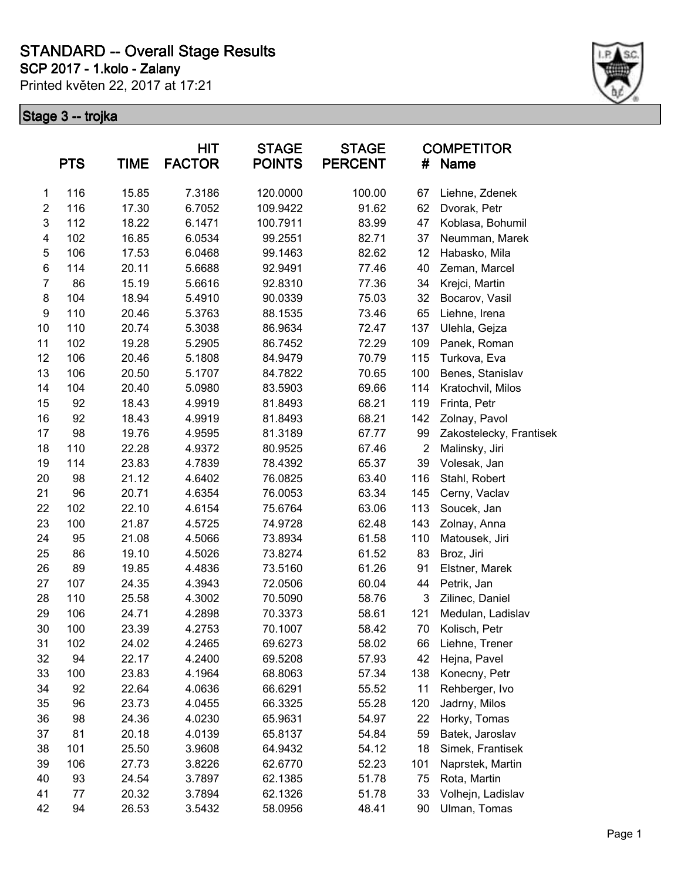# STANDARD -- Overall Stage Results

## SCP 2017 - 1.kolo - Zalany

Printed květen 22, 2017 at 17:21

### Stage 3 -- trojka

| | PTS | TIME | HIT FACTOR | STAGE POINTS | STAGE PERCENT | COMPETITOR # | Name |
|---|---|---|---|---|---|---|---|
| 1 | 116 | 15.85 | 7.3186 | 120.0000 | 100.00 | 67 | Liehne, Zdenek |
| 2 | 116 | 17.30 | 6.7052 | 109.9422 | 91.62 | 62 | Dvorak, Petr |
| 3 | 112 | 18.22 | 6.1471 | 100.7911 | 83.99 | 47 | Koblasa, Bohumil |
| 4 | 102 | 16.85 | 6.0534 | 99.2551 | 82.71 | 37 | Neumman, Marek |
| 5 | 106 | 17.53 | 6.0468 | 99.1463 | 82.62 | 12 | Habasko, Mila |
| 6 | 114 | 20.11 | 5.6688 | 92.9491 | 77.46 | 40 | Zeman, Marcel |
| 7 | 86 | 15.19 | 5.6616 | 92.8310 | 77.36 | 34 | Krejci, Martin |
| 8 | 104 | 18.94 | 5.4910 | 90.0339 | 75.03 | 32 | Bocarov, Vasil |
| 9 | 110 | 20.46 | 5.3763 | 88.1535 | 73.46 | 65 | Liehne, Irena |
| 10 | 110 | 20.74 | 5.3038 | 86.9634 | 72.47 | 137 | Ulehla, Gejza |
| 11 | 102 | 19.28 | 5.2905 | 86.7452 | 72.29 | 109 | Panek, Roman |
| 12 | 106 | 20.46 | 5.1808 | 84.9479 | 70.79 | 115 | Turkova, Eva |
| 13 | 106 | 20.50 | 5.1707 | 84.7822 | 70.65 | 100 | Benes, Stanislav |
| 14 | 104 | 20.40 | 5.0980 | 83.5903 | 69.66 | 114 | Kratochvil, Milos |
| 15 | 92 | 18.43 | 4.9919 | 81.8493 | 68.21 | 119 | Frinta, Petr |
| 16 | 92 | 18.43 | 4.9919 | 81.8493 | 68.21 | 142 | Zolnay, Pavol |
| 17 | 98 | 19.76 | 4.9595 | 81.3189 | 67.77 | 99 | Zakostelecky, Frantisek |
| 18 | 110 | 22.28 | 4.9372 | 80.9525 | 67.46 | 2 | Malinsky, Jiri |
| 19 | 114 | 23.83 | 4.7839 | 78.4392 | 65.37 | 39 | Volesak, Jan |
| 20 | 98 | 21.12 | 4.6402 | 76.0825 | 63.40 | 116 | Stahl, Robert |
| 21 | 96 | 20.71 | 4.6354 | 76.0053 | 63.34 | 145 | Cerny, Vaclav |
| 22 | 102 | 22.10 | 4.6154 | 75.6764 | 63.06 | 113 | Soucek, Jan |
| 23 | 100 | 21.87 | 4.5725 | 74.9728 | 62.48 | 143 | Zolnay, Anna |
| 24 | 95 | 21.08 | 4.5066 | 73.8934 | 61.58 | 110 | Matousek, Jiri |
| 25 | 86 | 19.10 | 4.5026 | 73.8274 | 61.52 | 83 | Broz, Jiri |
| 26 | 89 | 19.85 | 4.4836 | 73.5160 | 61.26 | 91 | Elstner, Marek |
| 27 | 107 | 24.35 | 4.3943 | 72.0506 | 60.04 | 44 | Petrik, Jan |
| 28 | 110 | 25.58 | 4.3002 | 70.5090 | 58.76 | 3 | Zilinec, Daniel |
| 29 | 106 | 24.71 | 4.2898 | 70.3373 | 58.61 | 121 | Medulan, Ladislav |
| 30 | 100 | 23.39 | 4.2753 | 70.1007 | 58.42 | 70 | Kolisch, Petr |
| 31 | 102 | 24.02 | 4.2465 | 69.6273 | 58.02 | 66 | Liehne, Trener |
| 32 | 94 | 22.17 | 4.2400 | 69.5208 | 57.93 | 42 | Hejna, Pavel |
| 33 | 100 | 23.83 | 4.1964 | 68.8063 | 57.34 | 138 | Konecny, Petr |
| 34 | 92 | 22.64 | 4.0636 | 66.6291 | 55.52 | 11 | Rehberger, Ivo |
| 35 | 96 | 23.73 | 4.0455 | 66.3325 | 55.28 | 120 | Jadrny, Milos |
| 36 | 98 | 24.36 | 4.0230 | 65.9631 | 54.97 | 22 | Horky, Tomas |
| 37 | 81 | 20.18 | 4.0139 | 65.8137 | 54.84 | 59 | Batek, Jaroslav |
| 38 | 101 | 25.50 | 3.9608 | 64.9432 | 54.12 | 18 | Simek, Frantisek |
| 39 | 106 | 27.73 | 3.8226 | 62.6770 | 52.23 | 101 | Naprstek, Martin |
| 40 | 93 | 24.54 | 3.7897 | 62.1385 | 51.78 | 75 | Rota, Martin |
| 41 | 77 | 20.32 | 3.7894 | 62.1326 | 51.78 | 33 | Volhejn, Ladislav |
| 42 | 94 | 26.53 | 3.5432 | 58.0956 | 48.41 | 90 | Ulman, Tomas |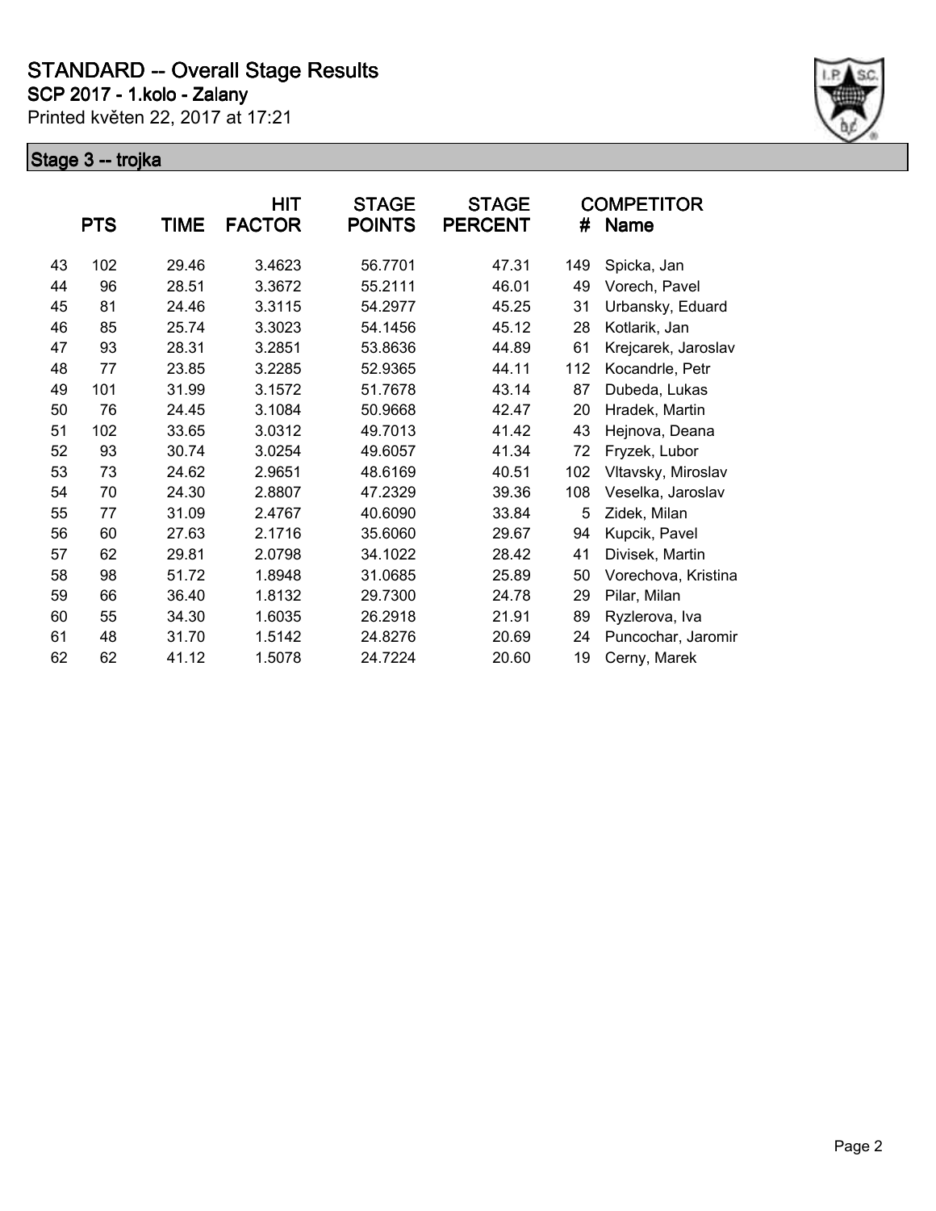# STANDARD -- Overall Stage Results

**SCP 2017 - 1.kolo - Zalany**

Printed květen 22, 2017 at 17:21

## Stage 3 -- trojka

| | PTS | TIME | HIT FACTOR | STAGE POINTS | STAGE PERCENT | # | COMPETITOR Name |
|---|---|---|---|---|---|---|---|
| 43 | 102 | 29.46 | 3.4623 | 56.7701 | 47.31 | 149 | Spicka, Jan |
| 44 | 96 | 28.51 | 3.3672 | 55.2111 | 46.01 | 49 | Vorech, Pavel |
| 45 | 81 | 24.46 | 3.3115 | 54.2977 | 45.25 | 31 | Urbansky, Eduard |
| 46 | 85 | 25.74 | 3.3023 | 54.1456 | 45.12 | 28 | Kotlarik, Jan |
| 47 | 93 | 28.31 | 3.2851 | 53.8636 | 44.89 | 61 | Krejcarek, Jaroslav |
| 48 | 77 | 23.85 | 3.2285 | 52.9365 | 44.11 | 112 | Kocandrle, Petr |
| 49 | 101 | 31.99 | 3.1572 | 51.7678 | 43.14 | 87 | Dubeda, Lukas |
| 50 | 76 | 24.45 | 3.1084 | 50.9668 | 42.47 | 20 | Hradek, Martin |
| 51 | 102 | 33.65 | 3.0312 | 49.7013 | 41.42 | 43 | Hejnova, Deana |
| 52 | 93 | 30.74 | 3.0254 | 49.6057 | 41.34 | 72 | Fryzek, Lubor |
| 53 | 73 | 24.62 | 2.9651 | 48.6169 | 40.51 | 102 | Vltavsky, Miroslav |
| 54 | 70 | 24.30 | 2.8807 | 47.2329 | 39.36 | 108 | Veselka, Jaroslav |
| 55 | 77 | 31.09 | 2.4767 | 40.6090 | 33.84 | 5 | Zidek, Milan |
| 56 | 60 | 27.63 | 2.1716 | 35.6060 | 29.67 | 94 | Kupcik, Pavel |
| 57 | 62 | 29.81 | 2.0798 | 34.1022 | 28.42 | 41 | Divisek, Martin |
| 58 | 98 | 51.72 | 1.8948 | 31.0685 | 25.89 | 50 | Vorechova, Kristina |
| 59 | 66 | 36.40 | 1.8132 | 29.7300 | 24.78 | 29 | Pilar, Milan |
| 60 | 55 | 34.30 | 1.6035 | 26.2918 | 21.91 | 89 | Ryzlerova, Iva |
| 61 | 48 | 31.70 | 1.5142 | 24.8276 | 20.69 | 24 | Puncochar, Jaromir |
| 62 | 62 | 41.12 | 1.5078 | 24.7224 | 20.60 | 19 | Cerny, Marek |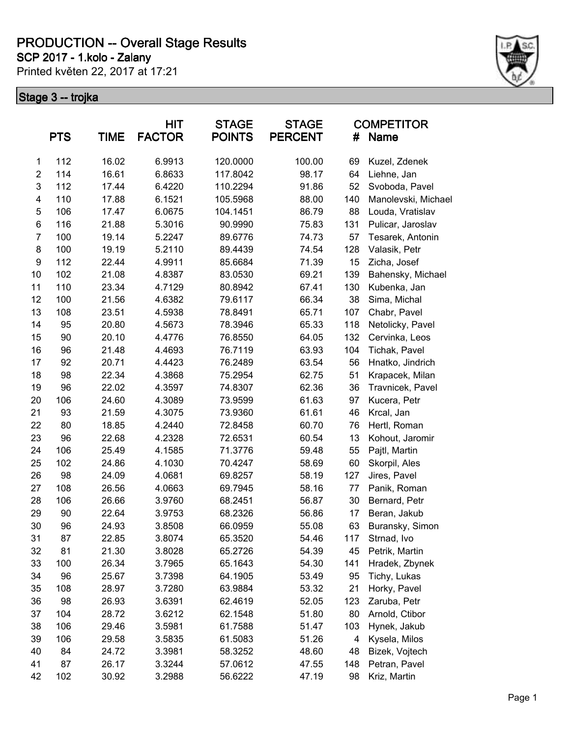# PRODUCTION -- Overall Stage Results

**SCP 2017 - 1.kolo - Zalany**

Printed květen 22, 2017 at 17:21

## Stage 3 -- trojka

| | PTS | TIME | HIT FACTOR | STAGE POINTS | STAGE PERCENT | COMPETITOR # | Name |
|---|---|---|---|---|---|---|---|
| 1 | 112 | 16.02 | 6.9913 | 120.0000 | 100.00 | 69 | Kuzel, Zdenek |
| 2 | 114 | 16.61 | 6.8633 | 117.8042 | 98.17 | 64 | Liehne, Jan |
| 3 | 112 | 17.44 | 6.4220 | 110.2294 | 91.86 | 52 | Svoboda, Pavel |
| 4 | 110 | 17.88 | 6.1521 | 105.5968 | 88.00 | 140 | Manolevski, Michael |
| 5 | 106 | 17.47 | 6.0675 | 104.1451 | 86.79 | 88 | Louda, Vratislav |
| 6 | 116 | 21.88 | 5.3016 | 90.9990 | 75.83 | 131 | Pulicar, Jaroslav |
| 7 | 100 | 19.14 | 5.2247 | 89.6776 | 74.73 | 57 | Tesarek, Antonin |
| 8 | 100 | 19.19 | 5.2110 | 89.4439 | 74.54 | 128 | Valasik, Petr |
| 9 | 112 | 22.44 | 4.9911 | 85.6684 | 71.39 | 15 | Zicha, Josef |
| 10 | 102 | 21.08 | 4.8387 | 83.0530 | 69.21 | 139 | Bahensky, Michael |
| 11 | 110 | 23.34 | 4.7129 | 80.8942 | 67.41 | 130 | Kubenka, Jan |
| 12 | 100 | 21.56 | 4.6382 | 79.6117 | 66.34 | 38 | Sima, Michal |
| 13 | 108 | 23.51 | 4.5938 | 78.8491 | 65.71 | 107 | Chabr, Pavel |
| 14 | 95 | 20.80 | 4.5673 | 78.3946 | 65.33 | 118 | Netolicky, Pavel |
| 15 | 90 | 20.10 | 4.4776 | 76.8550 | 64.05 | 132 | Cervinka, Leos |
| 16 | 96 | 21.48 | 4.4693 | 76.7119 | 63.93 | 104 | Tichak, Pavel |
| 17 | 92 | 20.71 | 4.4423 | 76.2489 | 63.54 | 56 | Hnatko, Jindrich |
| 18 | 98 | 22.34 | 4.3868 | 75.2954 | 62.75 | 51 | Krapacek, Milan |
| 19 | 96 | 22.02 | 4.3597 | 74.8307 | 62.36 | 36 | Travnicek, Pavel |
| 20 | 106 | 24.60 | 4.3089 | 73.9599 | 61.63 | 97 | Kucera, Petr |
| 21 | 93 | 21.59 | 4.3075 | 73.9360 | 61.61 | 46 | Krcal, Jan |
| 22 | 80 | 18.85 | 4.2440 | 72.8458 | 60.70 | 76 | Hertl, Roman |
| 23 | 96 | 22.68 | 4.2328 | 72.6531 | 60.54 | 13 | Kohout, Jaromir |
| 24 | 106 | 25.49 | 4.1585 | 71.3776 | 59.48 | 55 | Pajtl, Martin |
| 25 | 102 | 24.86 | 4.1030 | 70.4247 | 58.69 | 60 | Skorpil, Ales |
| 26 | 98 | 24.09 | 4.0681 | 69.8257 | 58.19 | 127 | Jires, Pavel |
| 27 | 108 | 26.56 | 4.0663 | 69.7945 | 58.16 | 77 | Panik, Roman |
| 28 | 106 | 26.66 | 3.9760 | 68.2451 | 56.87 | 30 | Bernard, Petr |
| 29 | 90 | 22.64 | 3.9753 | 68.2326 | 56.86 | 17 | Beran, Jakub |
| 30 | 96 | 24.93 | 3.8508 | 66.0959 | 55.08 | 63 | Buransky, Simon |
| 31 | 87 | 22.85 | 3.8074 | 65.3520 | 54.46 | 117 | Strnad, Ivo |
| 32 | 81 | 21.30 | 3.8028 | 65.2726 | 54.39 | 45 | Petrik, Martin |
| 33 | 100 | 26.34 | 3.7965 | 65.1643 | 54.30 | 141 | Hradek, Zbynek |
| 34 | 96 | 25.67 | 3.7398 | 64.1905 | 53.49 | 95 | Tichy, Lukas |
| 35 | 108 | 28.97 | 3.7280 | 63.9884 | 53.32 | 21 | Horky, Pavel |
| 36 | 98 | 26.93 | 3.6391 | 62.4619 | 52.05 | 123 | Zaruba, Petr |
| 37 | 104 | 28.72 | 3.6212 | 62.1548 | 51.80 | 80 | Arnold, Ctibor |
| 38 | 106 | 29.46 | 3.5981 | 61.7588 | 51.47 | 103 | Hynek, Jakub |
| 39 | 106 | 29.58 | 3.5835 | 61.5083 | 51.26 | 4 | Kysela, Milos |
| 40 | 84 | 24.72 | 3.3981 | 58.3252 | 48.60 | 48 | Bizek, Vojtech |
| 41 | 87 | 26.17 | 3.3244 | 57.0612 | 47.55 | 148 | Petran, Pavel |
| 42 | 102 | 30.92 | 3.2988 | 56.6222 | 47.19 | 98 | Kriz, Martin |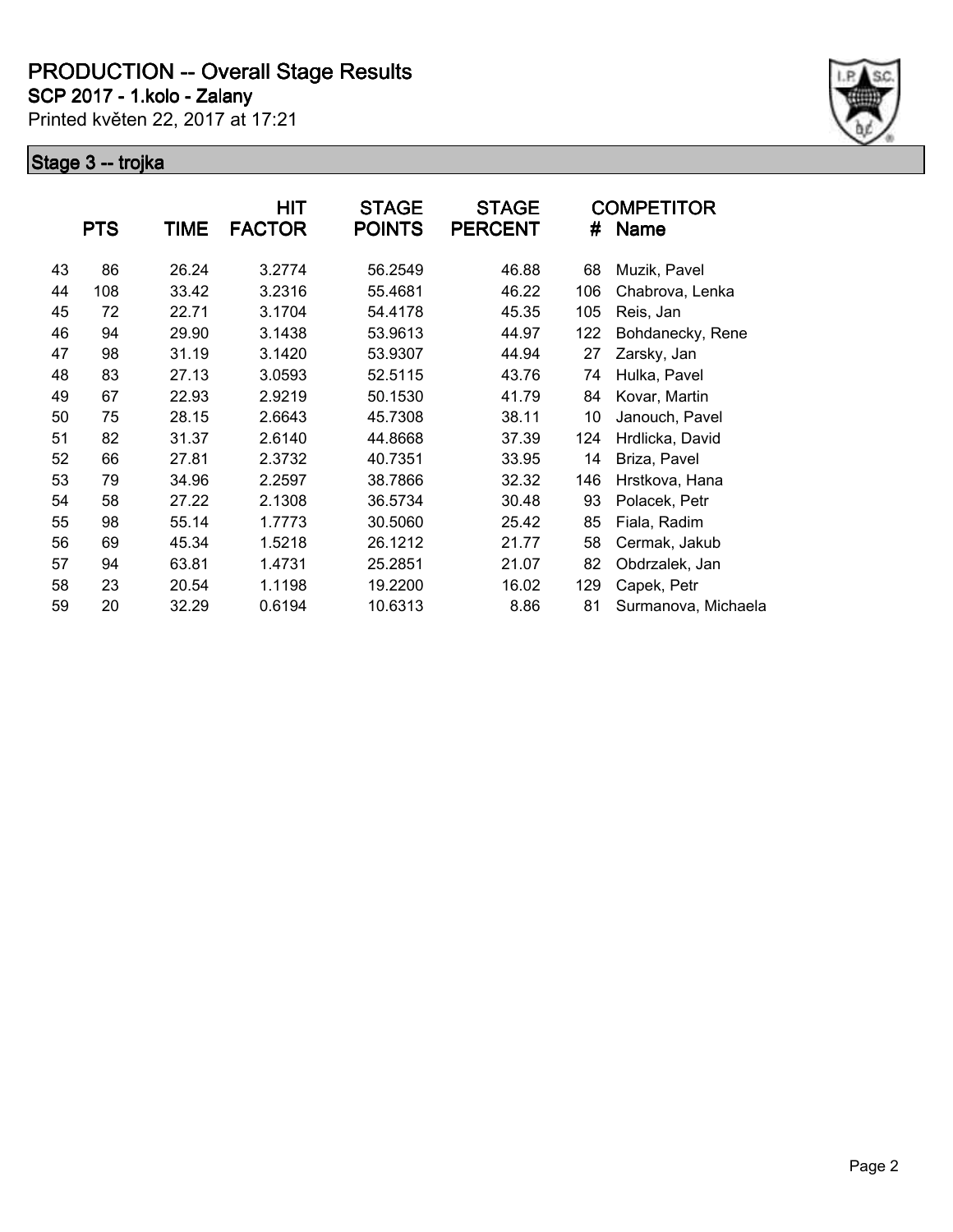# PRODUCTION -- Overall Stage Results

**SCP 2017 - 1.kolo - Zalany**

Printed květen 22, 2017 at 17:21

## Stage 3 -- trojka

| | PTS | TIME | HIT FACTOR | STAGE POINTS | STAGE PERCENT | # | COMPETITOR Name |
|---|---|---|---|---|---|---|---|
| 43 | 86 | 26.24 | 3.2774 | 56.2549 | 46.88 | 68 | Muzik, Pavel |
| 44 | 108 | 33.42 | 3.2316 | 55.4681 | 46.22 | 106 | Chabrova, Lenka |
| 45 | 72 | 22.71 | 3.1704 | 54.4178 | 45.35 | 105 | Reis, Jan |
| 46 | 94 | 29.90 | 3.1438 | 53.9613 | 44.97 | 122 | Bohdanecky, Rene |
| 47 | 98 | 31.19 | 3.1420 | 53.9307 | 44.94 | 27 | Zarsky, Jan |
| 48 | 83 | 27.13 | 3.0593 | 52.5115 | 43.76 | 74 | Hulka, Pavel |
| 49 | 67 | 22.93 | 2.9219 | 50.1530 | 41.79 | 84 | Kovar, Martin |
| 50 | 75 | 28.15 | 2.6643 | 45.7308 | 38.11 | 10 | Janouch, Pavel |
| 51 | 82 | 31.37 | 2.6140 | 44.8668 | 37.39 | 124 | Hrdlicka, David |
| 52 | 66 | 27.81 | 2.3732 | 40.7351 | 33.95 | 14 | Briza, Pavel |
| 53 | 79 | 34.96 | 2.2597 | 38.7866 | 32.32 | 146 | Hrstkova, Hana |
| 54 | 58 | 27.22 | 2.1308 | 36.5734 | 30.48 | 93 | Polacek, Petr |
| 55 | 98 | 55.14 | 1.7773 | 30.5060 | 25.42 | 85 | Fiala, Radim |
| 56 | 69 | 45.34 | 1.5218 | 26.1212 | 21.77 | 58 | Cermak, Jakub |
| 57 | 94 | 63.81 | 1.4731 | 25.2851 | 21.07 | 82 | Obdrzalek, Jan |
| 58 | 23 | 20.54 | 1.1198 | 19.2200 | 16.02 | 129 | Capek, Petr |
| 59 | 20 | 32.29 | 0.6194 | 10.6313 | 8.86 | 81 | Surmanova, Michaela |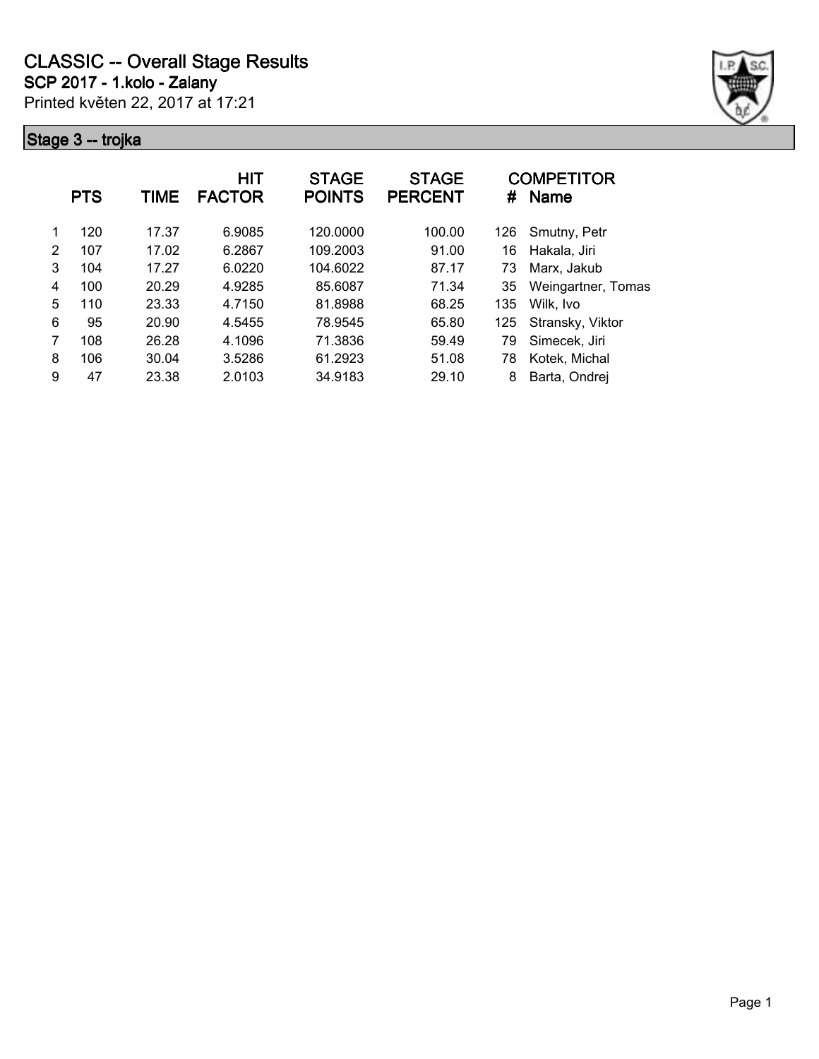# CLASSIC -- Overall Stage Results

## SCP 2017 - 1.kolo - Zalany

Printed květen 22, 2017 at 17:21

### Stage 3 -- trojka

| | PTS | TIME | HIT FACTOR | STAGE POINTS | STAGE PERCENT | # | COMPETITOR Name |
|---|---|---|---|---|---|---|---|
| 1 | 120 | 17.37 | 6.9085 | 120.0000 | 100.00 | 126 | Smutny, Petr |
| 2 | 107 | 17.02 | 6.2867 | 109.2003 | 91.00 | 16 | Hakala, Jiri |
| 3 | 104 | 17.27 | 6.0220 | 104.6022 | 87.17 | 73 | Marx, Jakub |
| 4 | 100 | 20.29 | 4.9285 | 85.6087 | 71.34 | 35 | Weingartner, Tomas |
| 5 | 110 | 23.33 | 4.7150 | 81.8988 | 68.25 | 135 | Wilk, Ivo |
| 6 | 95 | 20.90 | 4.5455 | 78.9545 | 65.80 | 125 | Stransky, Viktor |
| 7 | 108 | 26.28 | 4.1096 | 71.3836 | 59.49 | 79 | Simecek, Jiri |
| 8 | 106 | 30.04 | 3.5286 | 61.2923 | 51.08 | 78 | Kotek, Michal |
| 9 | 47 | 23.38 | 2.0103 | 34.9183 | 29.10 | 8 | Barta, Ondrej |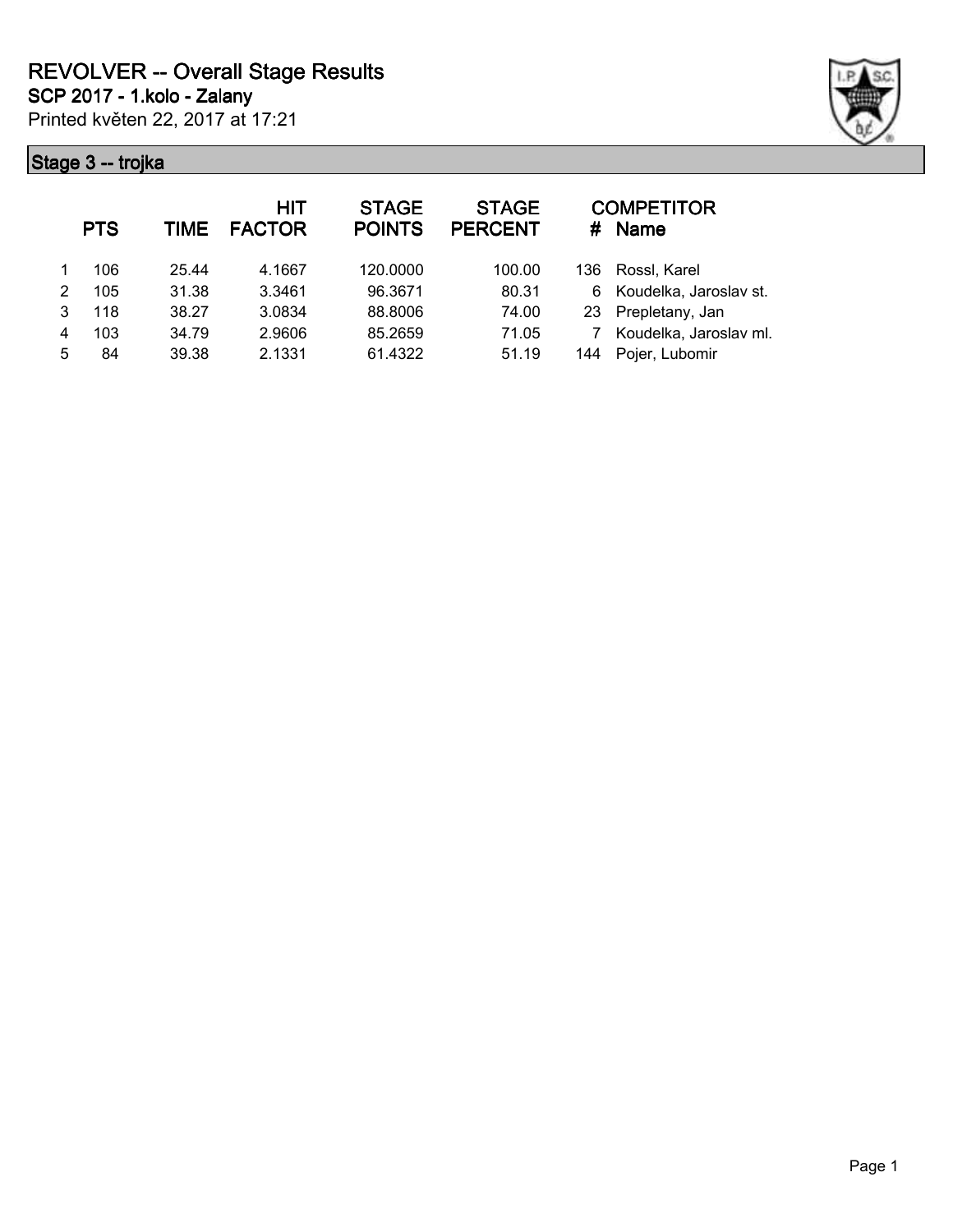# REVOLVER -- Overall Stage Results

**SCP 2017 - 1.kolo - Zalany**

Printed květen 22, 2017 at 17:21

## Stage 3 -- trojka

| | PTS | TIME | HIT FACTOR | STAGE POINTS | STAGE PERCENT | # | COMPETITOR Name |
|---|---|---|---|---|---|---|---|
| 1 | 106 | 25.44 | 4.1667 | 120.0000 | 100.00 | 136 | Rossl, Karel |
| 2 | 105 | 31.38 | 3.3461 | 96.3671 | 80.31 | 6 | Koudelka, Jaroslav st. |
| 3 | 118 | 38.27 | 3.0834 | 88.8006 | 74.00 | 23 | Prepletany, Jan |
| 4 | 103 | 34.79 | 2.9606 | 85.2659 | 71.05 | 7 | Koudelka, Jaroslav ml. |
| 5 | 84 | 39.38 | 2.1331 | 61.4322 | 51.19 | 144 | Pojer, Lubomir |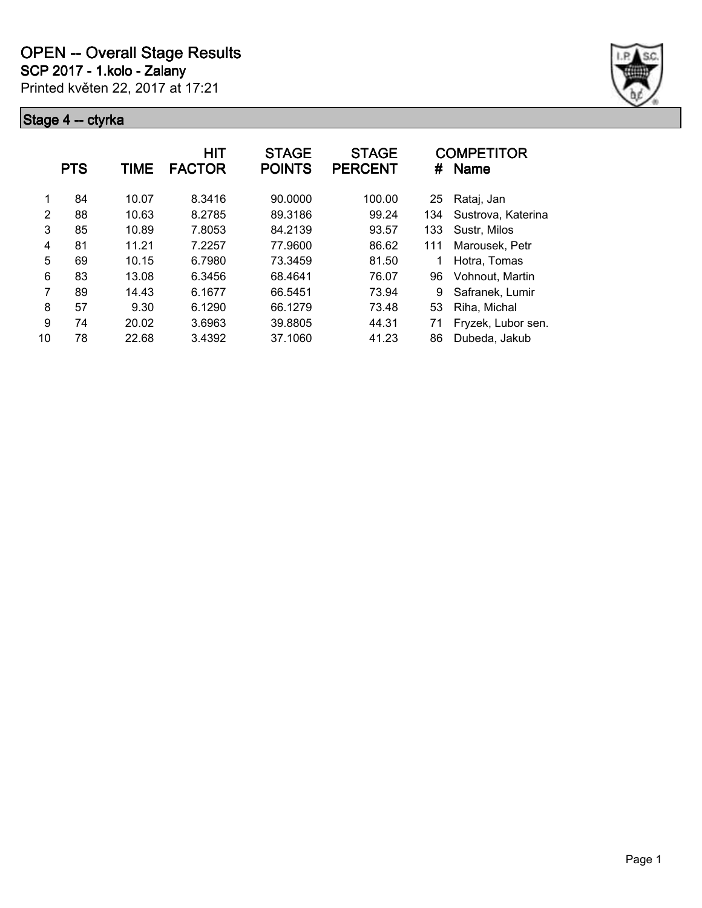# OPEN -- Overall Stage Results

**SCP 2017 - 1.kolo - Zalany**

Printed květen 22, 2017 at 17:21

## Stage 4 -- ctyrka

| | PTS | TIME | HIT FACTOR | STAGE POINTS | STAGE PERCENT | # | COMPETITOR Name |
|---|---|---|---|---|---|---|---|
| 1 | 84 | 10.07 | 8.3416 | 90.0000 | 100.00 | 25 | Rataj, Jan |
| 2 | 88 | 10.63 | 8.2785 | 89.3186 | 99.24 | 134 | Sustrova, Katerina |
| 3 | 85 | 10.89 | 7.8053 | 84.2139 | 93.57 | 133 | Sustr, Milos |
| 4 | 81 | 11.21 | 7.2257 | 77.9600 | 86.62 | 111 | Marousek, Petr |
| 5 | 69 | 10.15 | 6.7980 | 73.3459 | 81.50 | 1 | Hotra, Tomas |
| 6 | 83 | 13.08 | 6.3456 | 68.4641 | 76.07 | 96 | Vohnout, Martin |
| 7 | 89 | 14.43 | 6.1677 | 66.5451 | 73.94 | 9 | Safranek, Lumir |
| 8 | 57 | 9.30 | 6.1290 | 66.1279 | 73.48 | 53 | Riha, Michal |
| 9 | 74 | 20.02 | 3.6963 | 39.8805 | 44.31 | 71 | Fryzek, Lubor sen. |
| 10 | 78 | 22.68 | 3.4392 | 37.1060 | 41.23 | 86 | Dubeda, Jakub |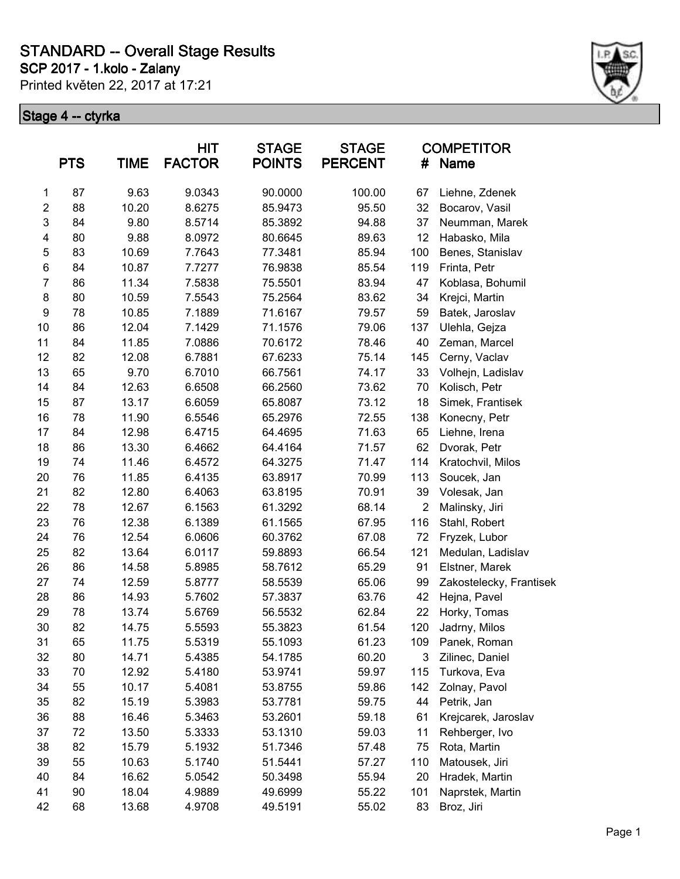# STANDARD -- Overall Stage Results

**SCP 2017 - 1.kolo - Zalany**

Printed květen 22, 2017 at 17:21

## Stage 4 -- ctyrka

| | PTS | TIME | HIT FACTOR | STAGE POINTS | STAGE PERCENT | # | COMPETITOR Name |
|---|---|---|---|---|---|---|---|
| 1 | 87 | 9.63 | 9.0343 | 90.0000 | 100.00 | 67 | Liehne, Zdenek |
| 2 | 88 | 10.20 | 8.6275 | 85.9473 | 95.50 | 32 | Bocarov, Vasil |
| 3 | 84 | 9.80 | 8.5714 | 85.3892 | 94.88 | 37 | Neumman, Marek |
| 4 | 80 | 9.88 | 8.0972 | 80.6645 | 89.63 | 12 | Habasko, Mila |
| 5 | 83 | 10.69 | 7.7643 | 77.3481 | 85.94 | 100 | Benes, Stanislav |
| 6 | 84 | 10.87 | 7.7277 | 76.9838 | 85.54 | 119 | Frinta, Petr |
| 7 | 86 | 11.34 | 7.5838 | 75.5501 | 83.94 | 47 | Koblasa, Bohumil |
| 8 | 80 | 10.59 | 7.5543 | 75.2564 | 83.62 | 34 | Krejci, Martin |
| 9 | 78 | 10.85 | 7.1889 | 71.6167 | 79.57 | 59 | Batek, Jaroslav |
| 10 | 86 | 12.04 | 7.1429 | 71.1576 | 79.06 | 137 | Ulehla, Gejza |
| 11 | 84 | 11.85 | 7.0886 | 70.6172 | 78.46 | 40 | Zeman, Marcel |
| 12 | 82 | 12.08 | 6.7881 | 67.6233 | 75.14 | 145 | Cerny, Vaclav |
| 13 | 65 | 9.70 | 6.7010 | 66.7561 | 74.17 | 33 | Volhejn, Ladislav |
| 14 | 84 | 12.63 | 6.6508 | 66.2560 | 73.62 | 70 | Kolisch, Petr |
| 15 | 87 | 13.17 | 6.6059 | 65.8087 | 73.12 | 18 | Simek, Frantisek |
| 16 | 78 | 11.90 | 6.5546 | 65.2976 | 72.55 | 138 | Konecny, Petr |
| 17 | 84 | 12.98 | 6.4715 | 64.4695 | 71.63 | 65 | Liehne, Irena |
| 18 | 86 | 13.30 | 6.4662 | 64.4164 | 71.57 | 62 | Dvorak, Petr |
| 19 | 74 | 11.46 | 6.4572 | 64.3275 | 71.47 | 114 | Kratochvil, Milos |
| 20 | 76 | 11.85 | 6.4135 | 63.8917 | 70.99 | 113 | Soucek, Jan |
| 21 | 82 | 12.80 | 6.4063 | 63.8195 | 70.91 | 39 | Volesak, Jan |
| 22 | 78 | 12.67 | 6.1563 | 61.3292 | 68.14 | 2 | Malinsky, Jiri |
| 23 | 76 | 12.38 | 6.1389 | 61.1565 | 67.95 | 116 | Stahl, Robert |
| 24 | 76 | 12.54 | 6.0606 | 60.3762 | 67.08 | 72 | Fryzek, Lubor |
| 25 | 82 | 13.64 | 6.0117 | 59.8893 | 66.54 | 121 | Medulan, Ladislav |
| 26 | 86 | 14.58 | 5.8985 | 58.7612 | 65.29 | 91 | Elstner, Marek |
| 27 | 74 | 12.59 | 5.8777 | 58.5539 | 65.06 | 99 | Zakostelecky, Frantisek |
| 28 | 86 | 14.93 | 5.7602 | 57.3837 | 63.76 | 42 | Hejna, Pavel |
| 29 | 78 | 13.74 | 5.6769 | 56.5532 | 62.84 | 22 | Horky, Tomas |
| 30 | 82 | 14.75 | 5.5593 | 55.3823 | 61.54 | 120 | Jadrny, Milos |
| 31 | 65 | 11.75 | 5.5319 | 55.1093 | 61.23 | 109 | Panek, Roman |
| 32 | 80 | 14.71 | 5.4385 | 54.1785 | 60.20 | 3 | Zilinec, Daniel |
| 33 | 70 | 12.92 | 5.4180 | 53.9741 | 59.97 | 115 | Turkova, Eva |
| 34 | 55 | 10.17 | 5.4081 | 53.8755 | 59.86 | 142 | Zolnay, Pavol |
| 35 | 82 | 15.19 | 5.3983 | 53.7781 | 59.75 | 44 | Petrik, Jan |
| 36 | 88 | 16.46 | 5.3463 | 53.2601 | 59.18 | 61 | Krejcarek, Jaroslav |
| 37 | 72 | 13.50 | 5.3333 | 53.1310 | 59.03 | 11 | Rehberger, Ivo |
| 38 | 82 | 15.79 | 5.1932 | 51.7346 | 57.48 | 75 | Rota, Martin |
| 39 | 55 | 10.63 | 5.1740 | 51.5441 | 57.27 | 110 | Matousek, Jiri |
| 40 | 84 | 16.62 | 5.0542 | 50.3498 | 55.94 | 20 | Hradek, Martin |
| 41 | 90 | 18.04 | 4.9889 | 49.6999 | 55.22 | 101 | Naprstek, Martin |
| 42 | 68 | 13.68 | 4.9708 | 49.5191 | 55.02 | 83 | Broz, Jiri |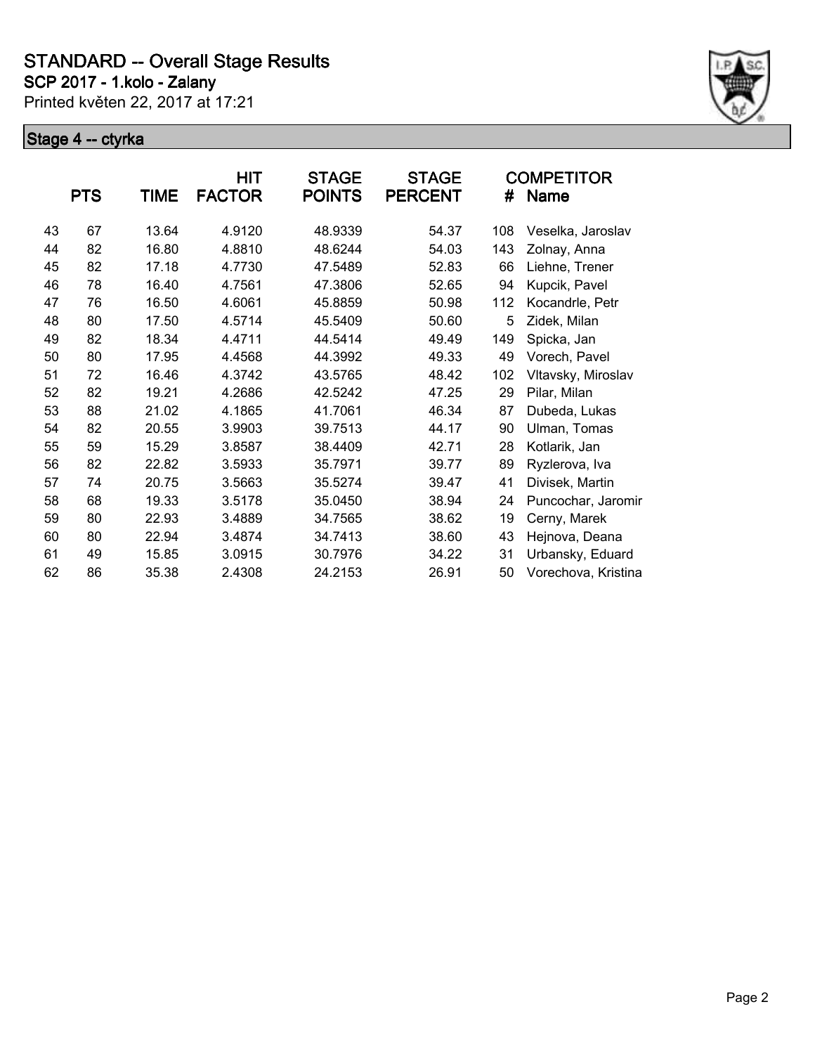# STANDARD -- Overall Stage Results

**SCP 2017 - 1.kolo - Zalany**

Printed květen 22, 2017 at 17:21

## Stage 4 -- ctyrka

| | PTS | TIME | HIT FACTOR | STAGE POINTS | STAGE PERCENT | # | COMPETITOR Name |
|---|---|---|---|---|---|---|---|
| 43 | 67 | 13.64 | 4.9120 | 48.9339 | 54.37 | 108 | Veselka, Jaroslav |
| 44 | 82 | 16.80 | 4.8810 | 48.6244 | 54.03 | 143 | Zolnay, Anna |
| 45 | 82 | 17.18 | 4.7730 | 47.5489 | 52.83 | 66 | Liehne, Trener |
| 46 | 78 | 16.40 | 4.7561 | 47.3806 | 52.65 | 94 | Kupcik, Pavel |
| 47 | 76 | 16.50 | 4.6061 | 45.8859 | 50.98 | 112 | Kocandrle, Petr |
| 48 | 80 | 17.50 | 4.5714 | 45.5409 | 50.60 | 5 | Zidek, Milan |
| 49 | 82 | 18.34 | 4.4711 | 44.5414 | 49.49 | 149 | Spicka, Jan |
| 50 | 80 | 17.95 | 4.4568 | 44.3992 | 49.33 | 49 | Vorech, Pavel |
| 51 | 72 | 16.46 | 4.3742 | 43.5765 | 48.42 | 102 | Vltavsky, Miroslav |
| 52 | 82 | 19.21 | 4.2686 | 42.5242 | 47.25 | 29 | Pilar, Milan |
| 53 | 88 | 21.02 | 4.1865 | 41.7061 | 46.34 | 87 | Dubeda, Lukas |
| 54 | 82 | 20.55 | 3.9903 | 39.7513 | 44.17 | 90 | Ulman, Tomas |
| 55 | 59 | 15.29 | 3.8587 | 38.4409 | 42.71 | 28 | Kotlarik, Jan |
| 56 | 82 | 22.82 | 3.5933 | 35.7971 | 39.77 | 89 | Ryzlerova, Iva |
| 57 | 74 | 20.75 | 3.5663 | 35.5274 | 39.47 | 41 | Divisek, Martin |
| 58 | 68 | 19.33 | 3.5178 | 35.0450 | 38.94 | 24 | Puncochar, Jaromir |
| 59 | 80 | 22.93 | 3.4889 | 34.7565 | 38.62 | 19 | Cerny, Marek |
| 60 | 80 | 22.94 | 3.4874 | 34.7413 | 38.60 | 43 | Hejnova, Deana |
| 61 | 49 | 15.85 | 3.0915 | 30.7976 | 34.22 | 31 | Urbansky, Eduard |
| 62 | 86 | 35.38 | 2.4308 | 24.2153 | 26.91 | 50 | Vorechova, Kristina |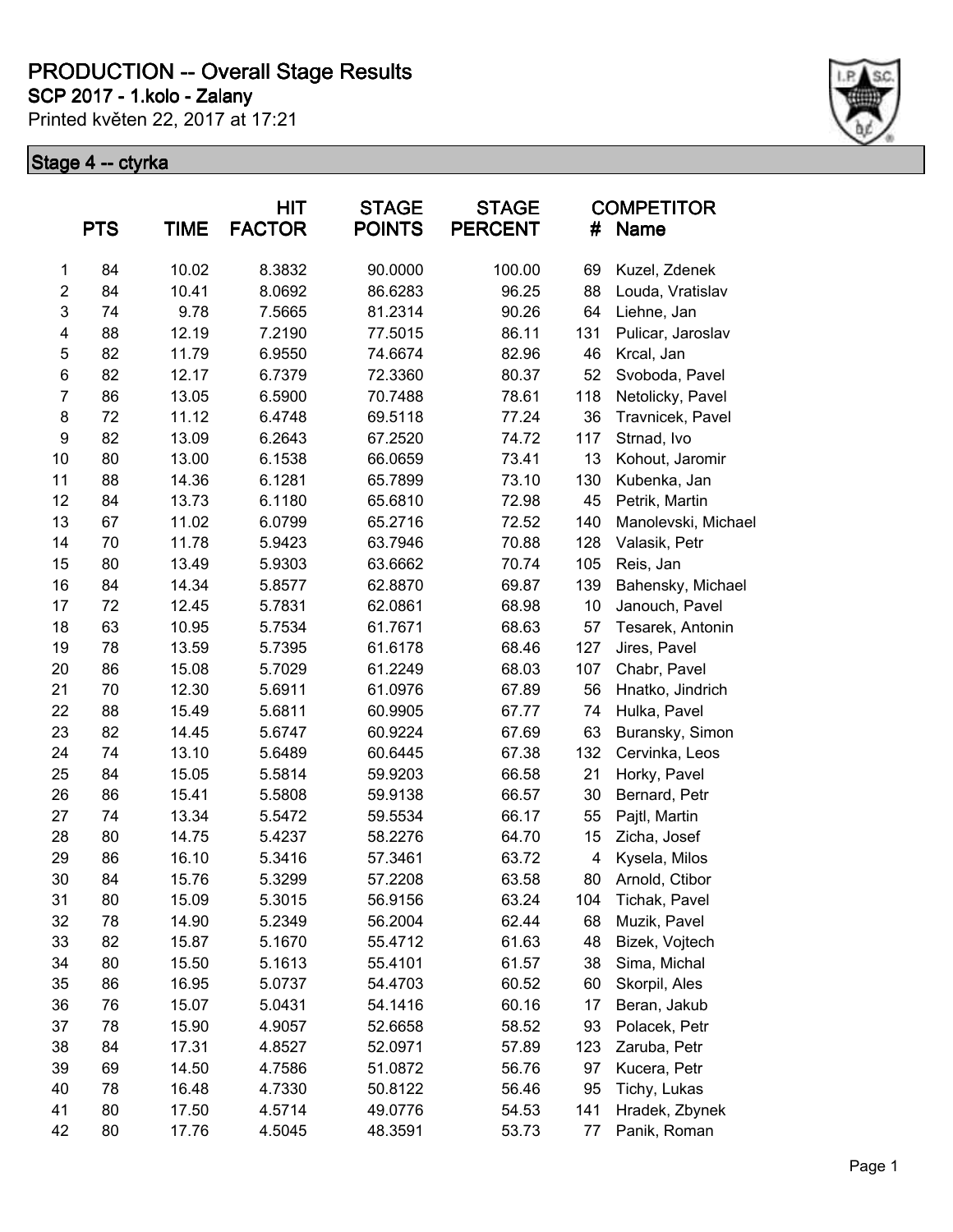# PRODUCTION -- Overall Stage Results

## SCP 2017 - 1.kolo - Zalany

Printed květen 22, 2017 at 17:21

### Stage 4 -- ctyrka

| | PTS | TIME | HIT FACTOR | STAGE POINTS | STAGE PERCENT | # | COMPETITOR Name |
|---|---|---|---|---|---|---|---|
| 1 | 84 | 10.02 | 8.3832 | 90.0000 | 100.00 | 69 | Kuzel, Zdenek |
| 2 | 84 | 10.41 | 8.0692 | 86.6283 | 96.25 | 88 | Louda, Vratislav |
| 3 | 74 | 9.78 | 7.5665 | 81.2314 | 90.26 | 64 | Liehne, Jan |
| 4 | 88 | 12.19 | 7.2190 | 77.5015 | 86.11 | 131 | Pulicar, Jaroslav |
| 5 | 82 | 11.79 | 6.9550 | 74.6674 | 82.96 | 46 | Krcal, Jan |
| 6 | 82 | 12.17 | 6.7379 | 72.3360 | 80.37 | 52 | Svoboda, Pavel |
| 7 | 86 | 13.05 | 6.5900 | 70.7488 | 78.61 | 118 | Netolicky, Pavel |
| 8 | 72 | 11.12 | 6.4748 | 69.5118 | 77.24 | 36 | Travnicek, Pavel |
| 9 | 82 | 13.09 | 6.2643 | 67.2520 | 74.72 | 117 | Strnad, Ivo |
| 10 | 80 | 13.00 | 6.1538 | 66.0659 | 73.41 | 13 | Kohout, Jaromir |
| 11 | 88 | 14.36 | 6.1281 | 65.7899 | 73.10 | 130 | Kubenka, Jan |
| 12 | 84 | 13.73 | 6.1180 | 65.6810 | 72.98 | 45 | Petrik, Martin |
| 13 | 67 | 11.02 | 6.0799 | 65.2716 | 72.52 | 140 | Manolevski, Michael |
| 14 | 70 | 11.78 | 5.9423 | 63.7946 | 70.88 | 128 | Valasik, Petr |
| 15 | 80 | 13.49 | 5.9303 | 63.6662 | 70.74 | 105 | Reis, Jan |
| 16 | 84 | 14.34 | 5.8577 | 62.8870 | 69.87 | 139 | Bahensky, Michael |
| 17 | 72 | 12.45 | 5.7831 | 62.0861 | 68.98 | 10 | Janouch, Pavel |
| 18 | 63 | 10.95 | 5.7534 | 61.7671 | 68.63 | 57 | Tesarek, Antonin |
| 19 | 78 | 13.59 | 5.7395 | 61.6178 | 68.46 | 127 | Jires, Pavel |
| 20 | 86 | 15.08 | 5.7029 | 61.2249 | 68.03 | 107 | Chabr, Pavel |
| 21 | 70 | 12.30 | 5.6911 | 61.0976 | 67.89 | 56 | Hnatko, Jindrich |
| 22 | 88 | 15.49 | 5.6811 | 60.9905 | 67.77 | 74 | Hulka, Pavel |
| 23 | 82 | 14.45 | 5.6747 | 60.9224 | 67.69 | 63 | Buransky, Simon |
| 24 | 74 | 13.10 | 5.6489 | 60.6445 | 67.38 | 132 | Cervinka, Leos |
| 25 | 84 | 15.05 | 5.5814 | 59.9203 | 66.58 | 21 | Horky, Pavel |
| 26 | 86 | 15.41 | 5.5808 | 59.9138 | 66.57 | 30 | Bernard, Petr |
| 27 | 74 | 13.34 | 5.5472 | 59.5534 | 66.17 | 55 | Pajtl, Martin |
| 28 | 80 | 14.75 | 5.4237 | 58.2276 | 64.70 | 15 | Zicha, Josef |
| 29 | 86 | 16.10 | 5.3416 | 57.3461 | 63.72 | 4 | Kysela, Milos |
| 30 | 84 | 15.76 | 5.3299 | 57.2208 | 63.58 | 80 | Arnold, Ctibor |
| 31 | 80 | 15.09 | 5.3015 | 56.9156 | 63.24 | 104 | Tichak, Pavel |
| 32 | 78 | 14.90 | 5.2349 | 56.2004 | 62.44 | 68 | Muzik, Pavel |
| 33 | 82 | 15.87 | 5.1670 | 55.4712 | 61.63 | 48 | Bizek, Vojtech |
| 34 | 80 | 15.50 | 5.1613 | 55.4101 | 61.57 | 38 | Sima, Michal |
| 35 | 86 | 16.95 | 5.0737 | 54.4703 | 60.52 | 60 | Skorpil, Ales |
| 36 | 76 | 15.07 | 5.0431 | 54.1416 | 60.16 | 17 | Beran, Jakub |
| 37 | 78 | 15.90 | 4.9057 | 52.6658 | 58.52 | 93 | Polacek, Petr |
| 38 | 84 | 17.31 | 4.8527 | 52.0971 | 57.89 | 123 | Zaruba, Petr |
| 39 | 69 | 14.50 | 4.7586 | 51.0872 | 56.76 | 97 | Kucera, Petr |
| 40 | 78 | 16.48 | 4.7330 | 50.8122 | 56.46 | 95 | Tichy, Lukas |
| 41 | 80 | 17.50 | 4.5714 | 49.0776 | 54.53 | 141 | Hradek, Zbynek |
| 42 | 80 | 17.76 | 4.5045 | 48.3591 | 53.73 | 77 | Panik, Roman |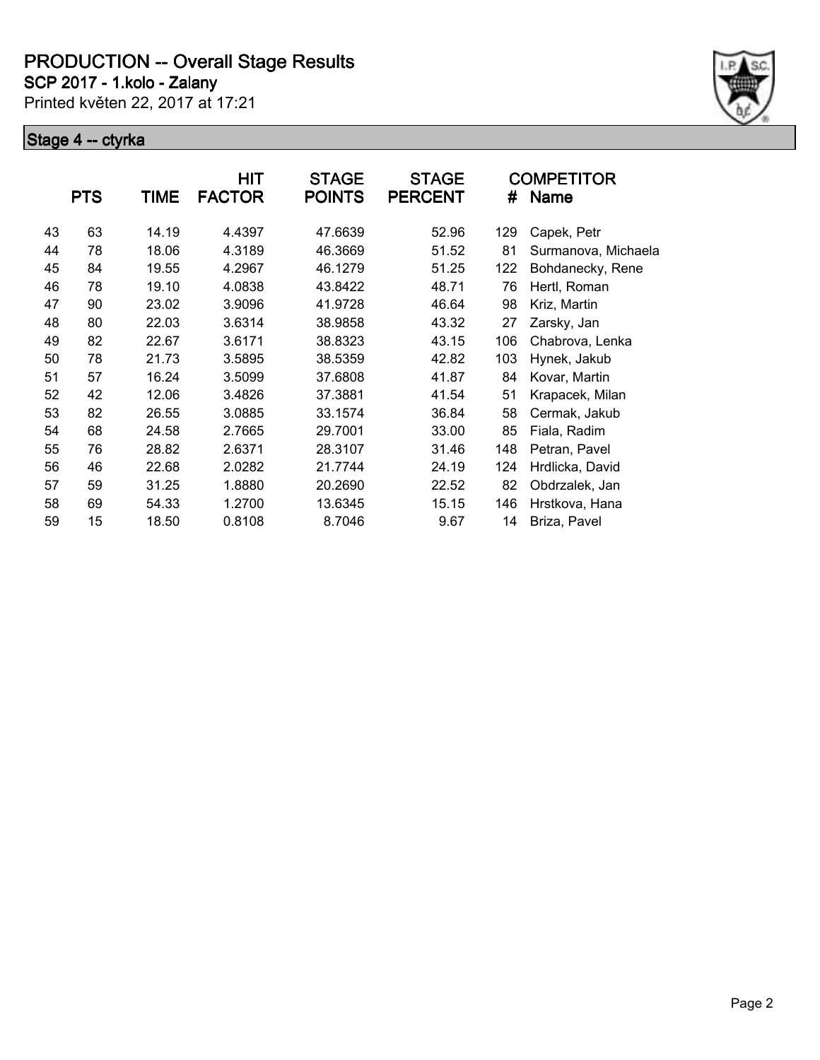# PRODUCTION -- Overall Stage Results

**SCP 2017 - 1.kolo - Zalany**

Printed květen 22, 2017 at 17:21

## Stage 4 -- ctyrka

| | PTS | TIME | HIT FACTOR | STAGE POINTS | STAGE PERCENT | # | COMPETITOR Name |
|---|---|---|---|---|---|---|---|
| 43 | 63 | 14.19 | 4.4397 | 47.6639 | 52.96 | 129 | Capek, Petr |
| 44 | 78 | 18.06 | 4.3189 | 46.3669 | 51.52 | 81 | Surmanova, Michaela |
| 45 | 84 | 19.55 | 4.2967 | 46.1279 | 51.25 | 122 | Bohdanecky, Rene |
| 46 | 78 | 19.10 | 4.0838 | 43.8422 | 48.71 | 76 | Hertl, Roman |
| 47 | 90 | 23.02 | 3.9096 | 41.9728 | 46.64 | 98 | Kriz, Martin |
| 48 | 80 | 22.03 | 3.6314 | 38.9858 | 43.32 | 27 | Zarsky, Jan |
| 49 | 82 | 22.67 | 3.6171 | 38.8323 | 43.15 | 106 | Chabrova, Lenka |
| 50 | 78 | 21.73 | 3.5895 | 38.5359 | 42.82 | 103 | Hynek, Jakub |
| 51 | 57 | 16.24 | 3.5099 | 37.6808 | 41.87 | 84 | Kovar, Martin |
| 52 | 42 | 12.06 | 3.4826 | 37.3881 | 41.54 | 51 | Krapacek, Milan |
| 53 | 82 | 26.55 | 3.0885 | 33.1574 | 36.84 | 58 | Cermak, Jakub |
| 54 | 68 | 24.58 | 2.7665 | 29.7001 | 33.00 | 85 | Fiala, Radim |
| 55 | 76 | 28.82 | 2.6371 | 28.3107 | 31.46 | 148 | Petran, Pavel |
| 56 | 46 | 22.68 | 2.0282 | 21.7744 | 24.19 | 124 | Hrdlicka, David |
| 57 | 59 | 31.25 | 1.8880 | 20.2690 | 22.52 | 82 | Obdrzalek, Jan |
| 58 | 69 | 54.33 | 1.2700 | 13.6345 | 15.15 | 146 | Hrstkova, Hana |
| 59 | 15 | 18.50 | 0.8108 | 8.7046 | 9.67 | 14 | Briza, Pavel |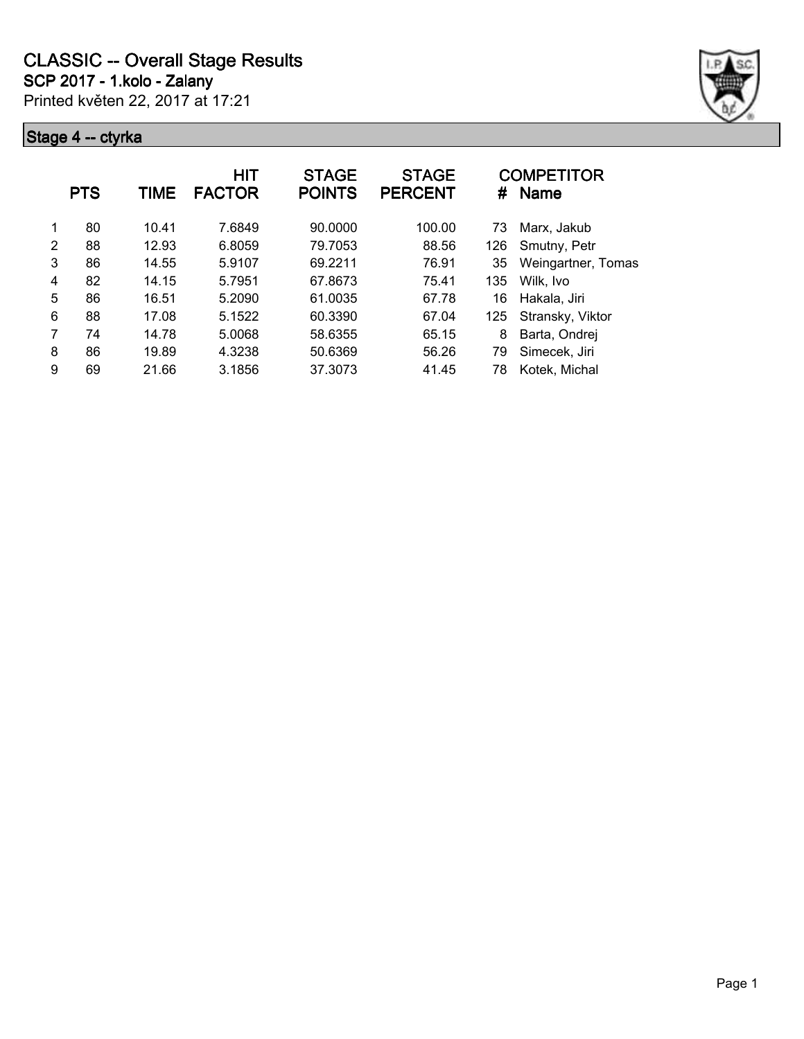# CLASSIC -- Overall Stage Results

## SCP 2017 - 1.kolo - Zalany

Printed květen 22, 2017 at 17:21

### Stage 4 -- ctyrka

| | PTS | TIME | HIT FACTOR | STAGE POINTS | STAGE PERCENT | # | COMPETITOR Name |
|---|---|---|---|---|---|---|---|
| 1 | 80 | 10.41 | 7.6849 | 90.0000 | 100.00 | 73 | Marx, Jakub |
| 2 | 88 | 12.93 | 6.8059 | 79.7053 | 88.56 | 126 | Smutny, Petr |
| 3 | 86 | 14.55 | 5.9107 | 69.2211 | 76.91 | 35 | Weingartner, Tomas |
| 4 | 82 | 14.15 | 5.7951 | 67.8673 | 75.41 | 135 | Wilk, Ivo |
| 5 | 86 | 16.51 | 5.2090 | 61.0035 | 67.78 | 16 | Hakala, Jiri |
| 6 | 88 | 17.08 | 5.1522 | 60.3390 | 67.04 | 125 | Stransky, Viktor |
| 7 | 74 | 14.78 | 5.0068 | 58.6355 | 65.15 | 8 | Barta, Ondrej |
| 8 | 86 | 19.89 | 4.3238 | 50.6369 | 56.26 | 79 | Simecek, Jiri |
| 9 | 69 | 21.66 | 3.1856 | 37.3073 | 41.45 | 78 | Kotek, Michal |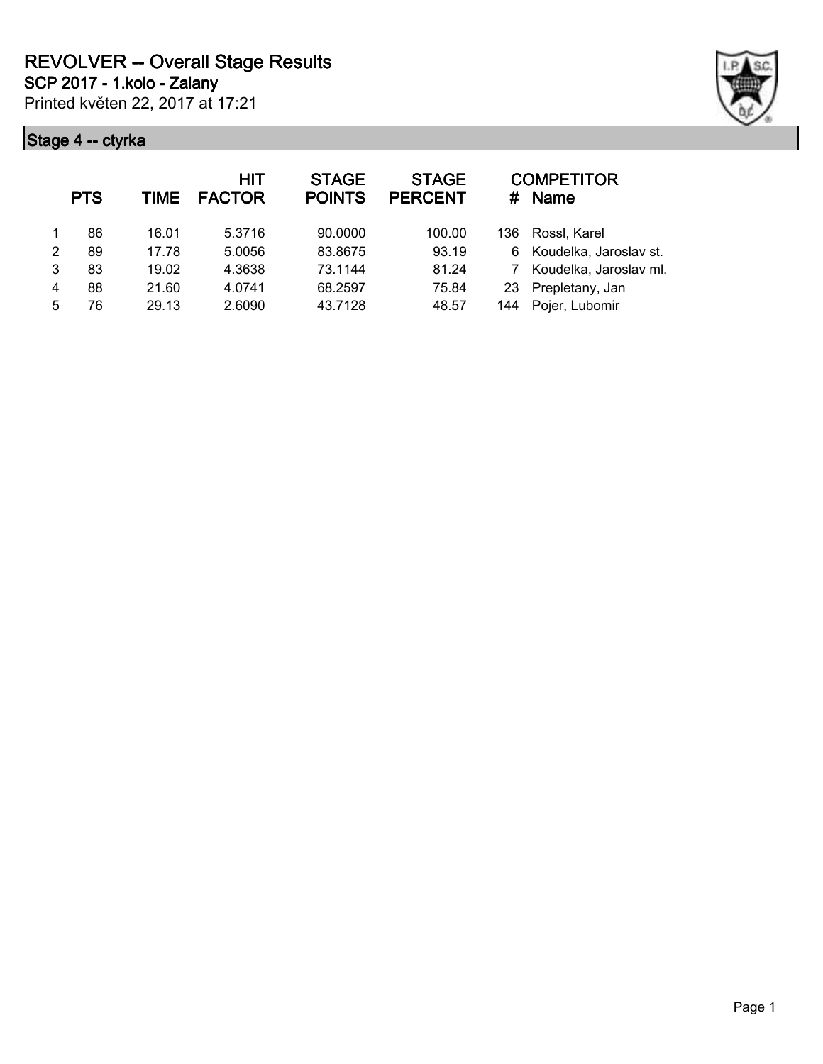# REVOLVER -- Overall Stage Results

## SCP 2017 - 1.kolo - Zalany

Printed květen 22, 2017 at 17:21

### Stage 4 -- ctyrka

| | PTS | TIME | HIT FACTOR | STAGE POINTS | STAGE PERCENT | # | COMPETITOR Name |
|---|---|---|---|---|---|---|---|
| 1 | 86 | 16.01 | 5.3716 | 90.0000 | 100.00 | 136 | Rossl, Karel |
| 2 | 89 | 17.78 | 5.0056 | 83.8675 | 93.19 | 6 | Koudelka, Jaroslav st. |
| 3 | 83 | 19.02 | 4.3638 | 73.1144 | 81.24 | 7 | Koudelka, Jaroslav ml. |
| 4 | 88 | 21.60 | 4.0741 | 68.2597 | 75.84 | 23 | Prepletany, Jan |
| 5 | 76 | 29.13 | 2.6090 | 43.7128 | 48.57 | 144 | Pojer, Lubomir |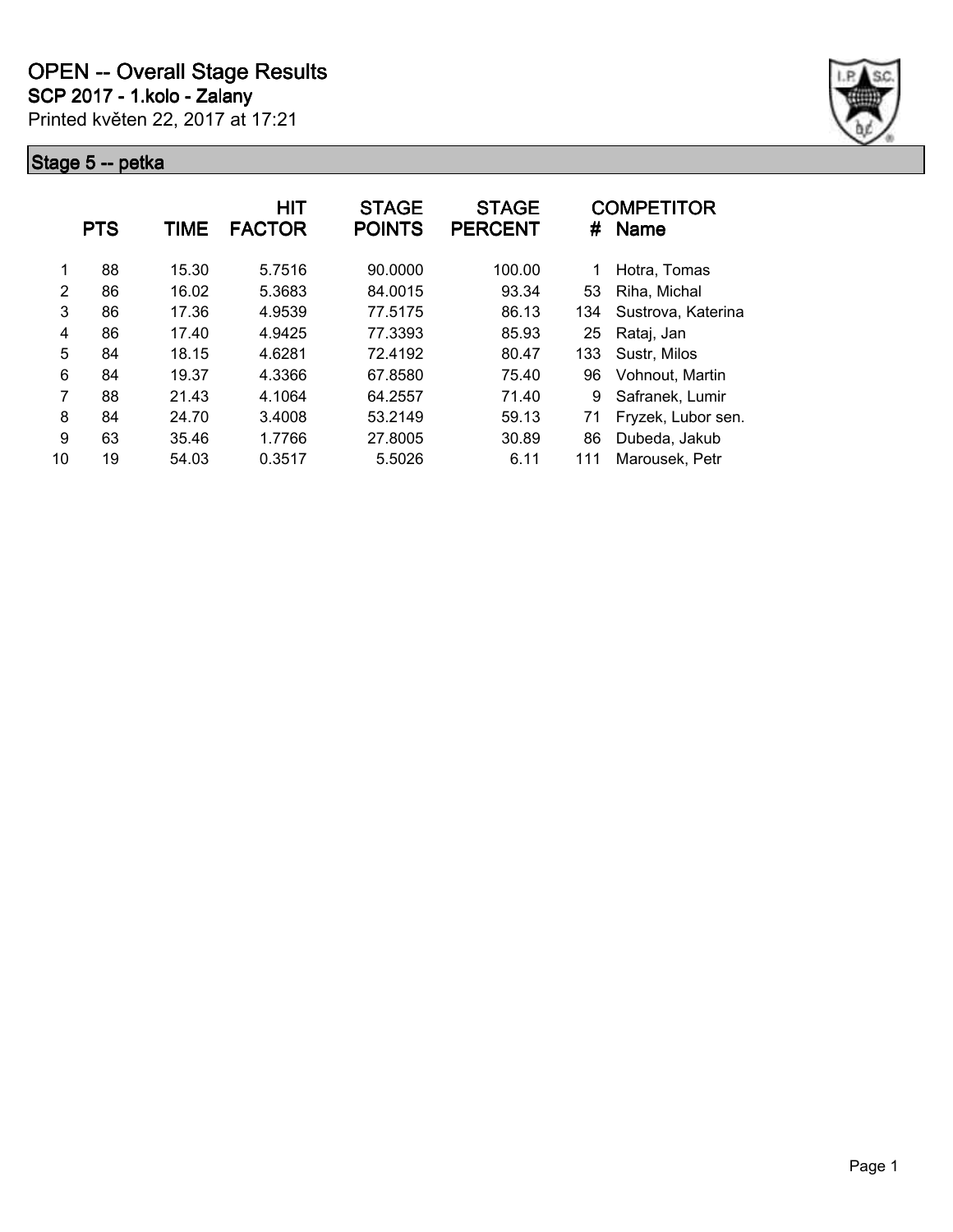# OPEN -- Overall Stage Results

## SCP 2017 - 1.kolo - Zalany

Printed květen 22, 2017 at 17:21

### Stage 5 -- petka

| | PTS | TIME | HIT FACTOR | STAGE POINTS | STAGE PERCENT | COMPETITOR # | Name |
|---|---|---|---|---|---|---|---|
| 1 | 88 | 15.30 | 5.7516 | 90.0000 | 100.00 | 1 | Hotra, Tomas |
| 2 | 86 | 16.02 | 5.3683 | 84.0015 | 93.34 | 53 | Riha, Michal |
| 3 | 86 | 17.36 | 4.9539 | 77.5175 | 86.13 | 134 | Sustrova, Katerina |
| 4 | 86 | 17.40 | 4.9425 | 77.3393 | 85.93 | 25 | Rataj, Jan |
| 5 | 84 | 18.15 | 4.6281 | 72.4192 | 80.47 | 133 | Sustr, Milos |
| 6 | 84 | 19.37 | 4.3366 | 67.8580 | 75.40 | 96 | Vohnout, Martin |
| 7 | 88 | 21.43 | 4.1064 | 64.2557 | 71.40 | 9 | Safranek, Lumir |
| 8 | 84 | 24.70 | 3.4008 | 53.2149 | 59.13 | 71 | Fryzek, Lubor sen. |
| 9 | 63 | 35.46 | 1.7766 | 27.8005 | 30.89 | 86 | Dubeda, Jakub |
| 10 | 19 | 54.03 | 0.3517 | 5.5026 | 6.11 | 111 | Marousek, Petr |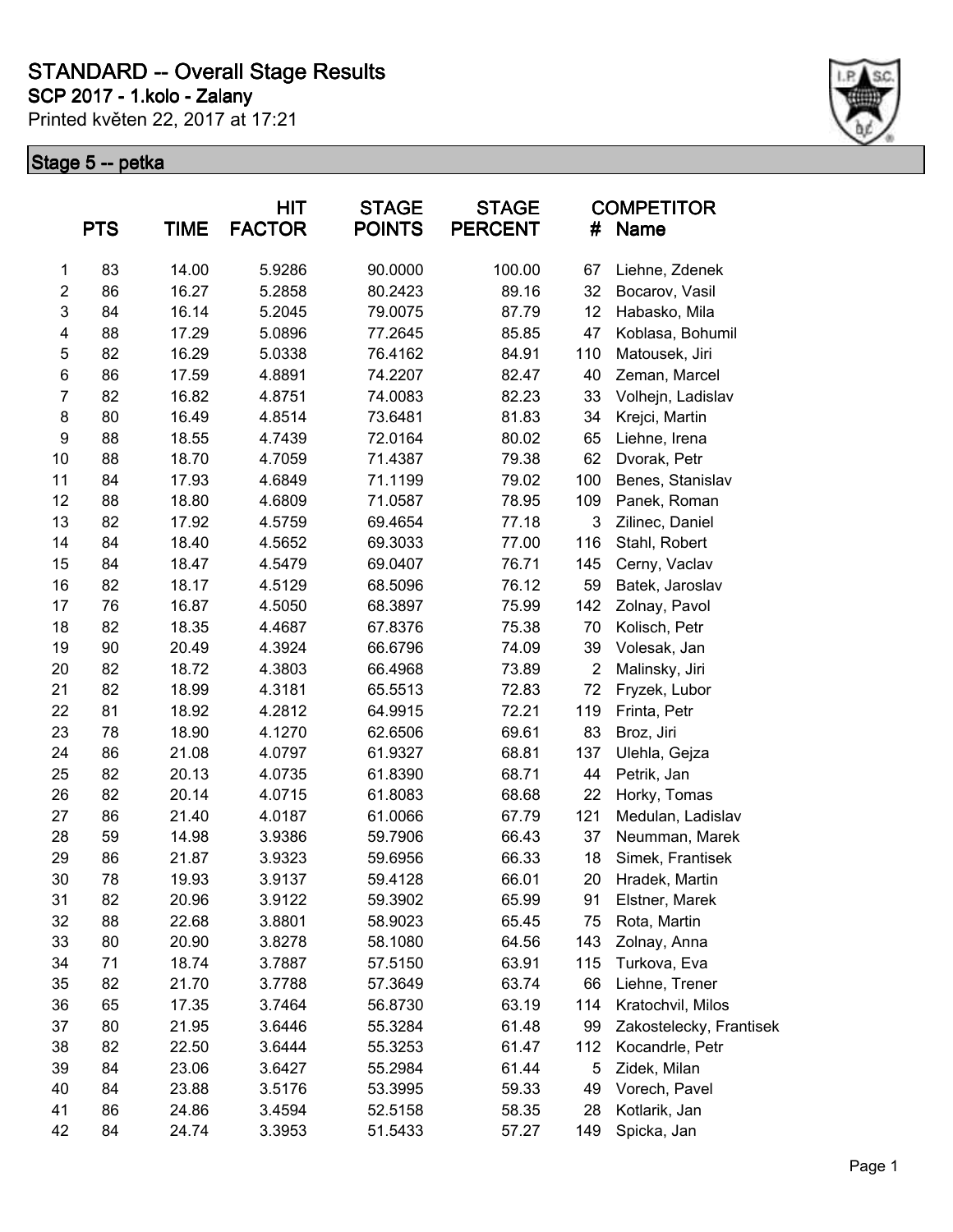# STANDARD -- Overall Stage Results

## SCP 2017 - 1.kolo - Zalany

Printed květen 22, 2017 at 17:21

### Stage 5 -- petka

| | PTS | TIME | HIT FACTOR | STAGE POINTS | STAGE PERCENT | # | COMPETITOR Name |
|---|---|---|---|---|---|---|---|
| 1 | 83 | 14.00 | 5.9286 | 90.0000 | 100.00 | 67 | Liehne, Zdenek |
| 2 | 86 | 16.27 | 5.2858 | 80.2423 | 89.16 | 32 | Bocarov, Vasil |
| 3 | 84 | 16.14 | 5.2045 | 79.0075 | 87.79 | 12 | Habasko, Mila |
| 4 | 88 | 17.29 | 5.0896 | 77.2645 | 85.85 | 47 | Koblasa, Bohumil |
| 5 | 82 | 16.29 | 5.0338 | 76.4162 | 84.91 | 110 | Matousek, Jiri |
| 6 | 86 | 17.59 | 4.8891 | 74.2207 | 82.47 | 40 | Zeman, Marcel |
| 7 | 82 | 16.82 | 4.8751 | 74.0083 | 82.23 | 33 | Volhejn, Ladislav |
| 8 | 80 | 16.49 | 4.8514 | 73.6481 | 81.83 | 34 | Krejci, Martin |
| 9 | 88 | 18.55 | 4.7439 | 72.0164 | 80.02 | 65 | Liehne, Irena |
| 10 | 88 | 18.70 | 4.7059 | 71.4387 | 79.38 | 62 | Dvorak, Petr |
| 11 | 84 | 17.93 | 4.6849 | 71.1199 | 79.02 | 100 | Benes, Stanislav |
| 12 | 88 | 18.80 | 4.6809 | 71.0587 | 78.95 | 109 | Panek, Roman |
| 13 | 82 | 17.92 | 4.5759 | 69.4654 | 77.18 | 3 | Zilinec, Daniel |
| 14 | 84 | 18.40 | 4.5652 | 69.3033 | 77.00 | 116 | Stahl, Robert |
| 15 | 84 | 18.47 | 4.5479 | 69.0407 | 76.71 | 145 | Cerny, Vaclav |
| 16 | 82 | 18.17 | 4.5129 | 68.5096 | 76.12 | 59 | Batek, Jaroslav |
| 17 | 76 | 16.87 | 4.5050 | 68.3897 | 75.99 | 142 | Zolnay, Pavol |
| 18 | 82 | 18.35 | 4.4687 | 67.8376 | 75.38 | 70 | Kolisch, Petr |
| 19 | 90 | 20.49 | 4.3924 | 66.6796 | 74.09 | 39 | Volesak, Jan |
| 20 | 82 | 18.72 | 4.3803 | 66.4968 | 73.89 | 2 | Malinsky, Jiri |
| 21 | 82 | 18.99 | 4.3181 | 65.5513 | 72.83 | 72 | Fryzek, Lubor |
| 22 | 81 | 18.92 | 4.2812 | 64.9915 | 72.21 | 119 | Frinta, Petr |
| 23 | 78 | 18.90 | 4.1270 | 62.6506 | 69.61 | 83 | Broz, Jiri |
| 24 | 86 | 21.08 | 4.0797 | 61.9327 | 68.81 | 137 | Ulehla, Gejza |
| 25 | 82 | 20.13 | 4.0735 | 61.8390 | 68.71 | 44 | Petrik, Jan |
| 26 | 82 | 20.14 | 4.0715 | 61.8083 | 68.68 | 22 | Horky, Tomas |
| 27 | 86 | 21.40 | 4.0187 | 61.0066 | 67.79 | 121 | Medulan, Ladislav |
| 28 | 59 | 14.98 | 3.9386 | 59.7906 | 66.43 | 37 | Neumman, Marek |
| 29 | 86 | 21.87 | 3.9323 | 59.6956 | 66.33 | 18 | Simek, Frantisek |
| 30 | 78 | 19.93 | 3.9137 | 59.4128 | 66.01 | 20 | Hradek, Martin |
| 31 | 82 | 20.96 | 3.9122 | 59.3902 | 65.99 | 91 | Elstner, Marek |
| 32 | 88 | 22.68 | 3.8801 | 58.9023 | 65.45 | 75 | Rota, Martin |
| 33 | 80 | 20.90 | 3.8278 | 58.1080 | 64.56 | 143 | Zolnay, Anna |
| 34 | 71 | 18.74 | 3.7887 | 57.5150 | 63.91 | 115 | Turkova, Eva |
| 35 | 82 | 21.70 | 3.7788 | 57.3649 | 63.74 | 66 | Liehne, Trener |
| 36 | 65 | 17.35 | 3.7464 | 56.8730 | 63.19 | 114 | Kratochvil, Milos |
| 37 | 80 | 21.95 | 3.6446 | 55.3284 | 61.48 | 99 | Zakostelecky, Frantisek |
| 38 | 82 | 22.50 | 3.6444 | 55.3253 | 61.47 | 112 | Kocandrle, Petr |
| 39 | 84 | 23.06 | 3.6427 | 55.2984 | 61.44 | 5 | Zidek, Milan |
| 40 | 84 | 23.88 | 3.5176 | 53.3995 | 59.33 | 49 | Vorech, Pavel |
| 41 | 86 | 24.86 | 3.4594 | 52.5158 | 58.35 | 28 | Kotlarik, Jan |
| 42 | 84 | 24.74 | 3.3953 | 51.5433 | 57.27 | 149 | Spicka, Jan |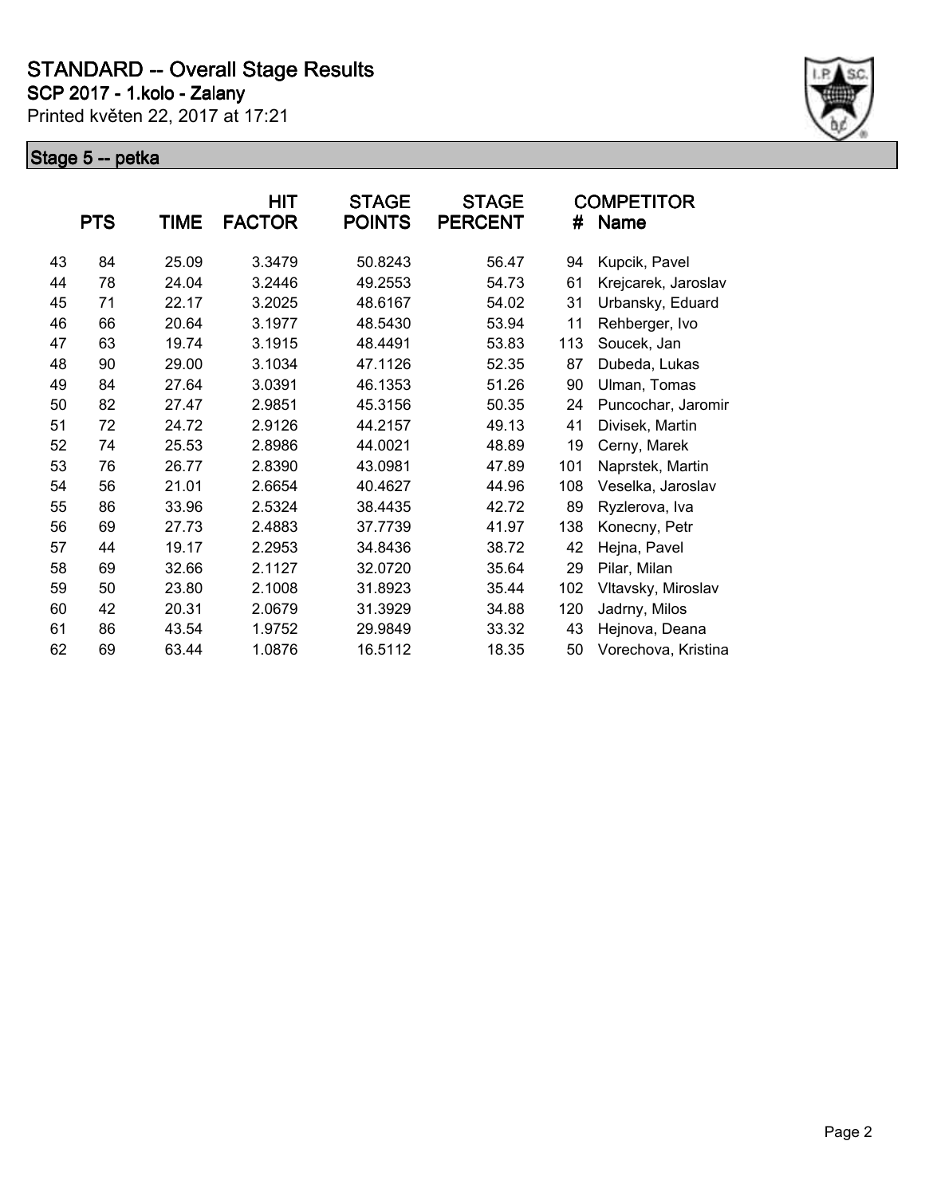# STANDARD -- Overall Stage Results

**SCP 2017 - 1.kolo - Zalany**

Printed květen 22, 2017 at 17:21

## Stage 5 -- petka

| | PTS | TIME | HIT FACTOR | STAGE POINTS | STAGE PERCENT | # | COMPETITOR Name |
|---|---|---|---|---|---|---|---|
| 43 | 84 | 25.09 | 3.3479 | 50.8243 | 56.47 | 94 | Kupcik, Pavel |
| 44 | 78 | 24.04 | 3.2446 | 49.2553 | 54.73 | 61 | Krejcarek, Jaroslav |
| 45 | 71 | 22.17 | 3.2025 | 48.6167 | 54.02 | 31 | Urbansky, Eduard |
| 46 | 66 | 20.64 | 3.1977 | 48.5430 | 53.94 | 11 | Rehberger, Ivo |
| 47 | 63 | 19.74 | 3.1915 | 48.4491 | 53.83 | 113 | Soucek, Jan |
| 48 | 90 | 29.00 | 3.1034 | 47.1126 | 52.35 | 87 | Dubeda, Lukas |
| 49 | 84 | 27.64 | 3.0391 | 46.1353 | 51.26 | 90 | Ulman, Tomas |
| 50 | 82 | 27.47 | 2.9851 | 45.3156 | 50.35 | 24 | Puncochar, Jaromir |
| 51 | 72 | 24.72 | 2.9126 | 44.2157 | 49.13 | 41 | Divisek, Martin |
| 52 | 74 | 25.53 | 2.8986 | 44.0021 | 48.89 | 19 | Cerny, Marek |
| 53 | 76 | 26.77 | 2.8390 | 43.0981 | 47.89 | 101 | Naprstek, Martin |
| 54 | 56 | 21.01 | 2.6654 | 40.4627 | 44.96 | 108 | Veselka, Jaroslav |
| 55 | 86 | 33.96 | 2.5324 | 38.4435 | 42.72 | 89 | Ryzlerova, Iva |
| 56 | 69 | 27.73 | 2.4883 | 37.7739 | 41.97 | 138 | Konecny, Petr |
| 57 | 44 | 19.17 | 2.2953 | 34.8436 | 38.72 | 42 | Hejna, Pavel |
| 58 | 69 | 32.66 | 2.1127 | 32.0720 | 35.64 | 29 | Pilar, Milan |
| 59 | 50 | 23.80 | 2.1008 | 31.8923 | 35.44 | 102 | Vltavsky, Miroslav |
| 60 | 42 | 20.31 | 2.0679 | 31.3929 | 34.88 | 120 | Jadrny, Milos |
| 61 | 86 | 43.54 | 1.9752 | 29.9849 | 33.32 | 43 | Hejnova, Deana |
| 62 | 69 | 63.44 | 1.0876 | 16.5112 | 18.35 | 50 | Vorechova, Kristina |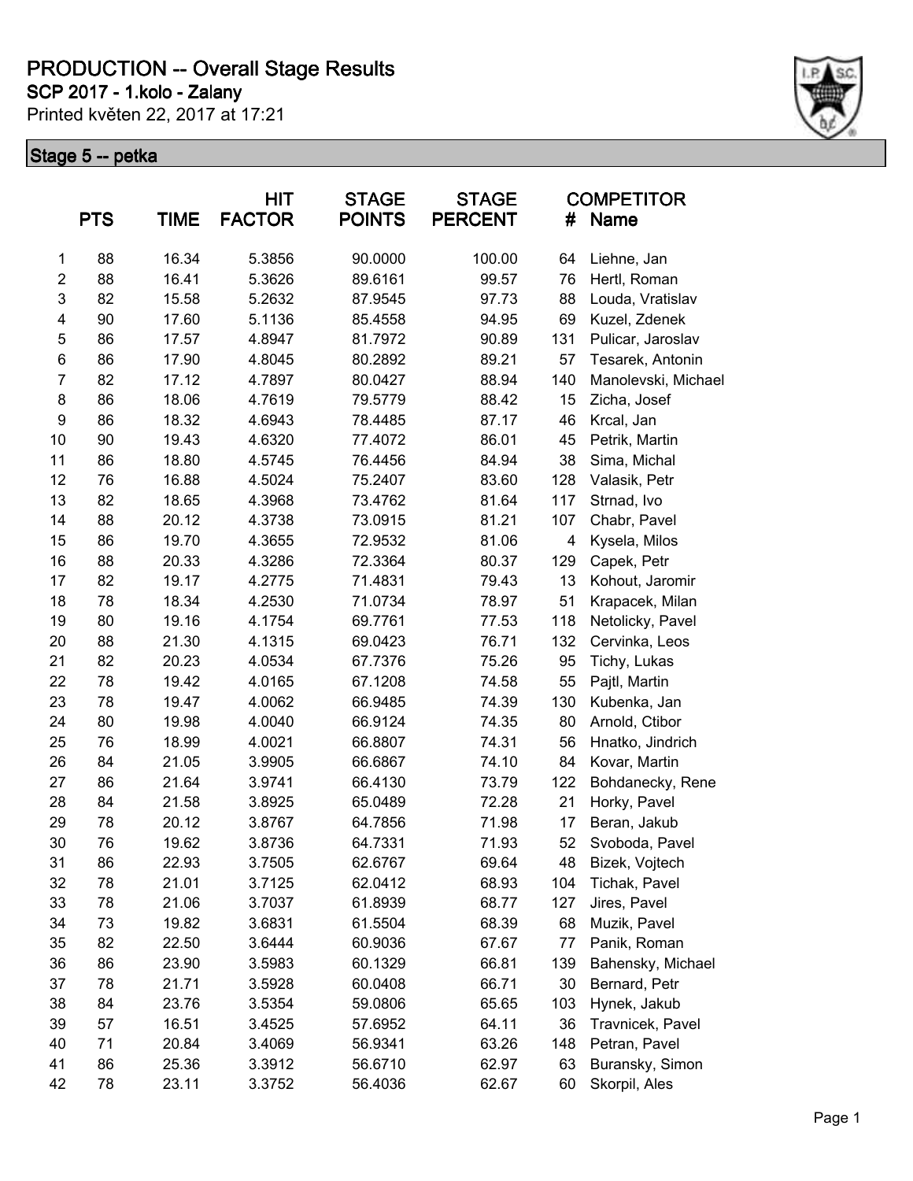# PRODUCTION -- Overall Stage Results

**SCP 2017 - 1.kolo - Zalany**

Printed květen 22, 2017 at 17:21

## Stage 5 -- petka

|  | PTS | TIME | HIT FACTOR | STAGE POINTS | STAGE PERCENT | # | COMPETITOR Name |
|---|---|---|---|---|---|---|---|
| 1 | 88 | 16.34 | 5.3856 | 90.0000 | 100.00 | 64 | Liehne, Jan |
| 2 | 88 | 16.41 | 5.3626 | 89.6161 | 99.57 | 76 | Hertl, Roman |
| 3 | 82 | 15.58 | 5.2632 | 87.9545 | 97.73 | 88 | Louda, Vratislav |
| 4 | 90 | 17.60 | 5.1136 | 85.4558 | 94.95 | 69 | Kuzel, Zdenek |
| 5 | 86 | 17.57 | 4.8947 | 81.7972 | 90.89 | 131 | Pulicar, Jaroslav |
| 6 | 86 | 17.90 | 4.8045 | 80.2892 | 89.21 | 57 | Tesarek, Antonin |
| 7 | 82 | 17.12 | 4.7897 | 80.0427 | 88.94 | 140 | Manolevski, Michael |
| 8 | 86 | 18.06 | 4.7619 | 79.5779 | 88.42 | 15 | Zicha, Josef |
| 9 | 86 | 18.32 | 4.6943 | 78.4485 | 87.17 | 46 | Krcal, Jan |
| 10 | 90 | 19.43 | 4.6320 | 77.4072 | 86.01 | 45 | Petrik, Martin |
| 11 | 86 | 18.80 | 4.5745 | 76.4456 | 84.94 | 38 | Sima, Michal |
| 12 | 76 | 16.88 | 4.5024 | 75.2407 | 83.60 | 128 | Valasik, Petr |
| 13 | 82 | 18.65 | 4.3968 | 73.4762 | 81.64 | 117 | Strnad, Ivo |
| 14 | 88 | 20.12 | 4.3738 | 73.0915 | 81.21 | 107 | Chabr, Pavel |
| 15 | 86 | 19.70 | 4.3655 | 72.9532 | 81.06 | 4 | Kysela, Milos |
| 16 | 88 | 20.33 | 4.3286 | 72.3364 | 80.37 | 129 | Capek, Petr |
| 17 | 82 | 19.17 | 4.2775 | 71.4831 | 79.43 | 13 | Kohout, Jaromir |
| 18 | 78 | 18.34 | 4.2530 | 71.0734 | 78.97 | 51 | Krapacek, Milan |
| 19 | 80 | 19.16 | 4.1754 | 69.7761 | 77.53 | 118 | Netolicky, Pavel |
| 20 | 88 | 21.30 | 4.1315 | 69.0423 | 76.71 | 132 | Cervinka, Leos |
| 21 | 82 | 20.23 | 4.0534 | 67.7376 | 75.26 | 95 | Tichy, Lukas |
| 22 | 78 | 19.42 | 4.0165 | 67.1208 | 74.58 | 55 | Pajtl, Martin |
| 23 | 78 | 19.47 | 4.0062 | 66.9485 | 74.39 | 130 | Kubenka, Jan |
| 24 | 80 | 19.98 | 4.0040 | 66.9124 | 74.35 | 80 | Arnold, Ctibor |
| 25 | 76 | 18.99 | 4.0021 | 66.8807 | 74.31 | 56 | Hnatko, Jindrich |
| 26 | 84 | 21.05 | 3.9905 | 66.6867 | 74.10 | 84 | Kovar, Martin |
| 27 | 86 | 21.64 | 3.9741 | 66.4130 | 73.79 | 122 | Bohdanecky, Rene |
| 28 | 84 | 21.58 | 3.8925 | 65.0489 | 72.28 | 21 | Horky, Pavel |
| 29 | 78 | 20.12 | 3.8767 | 64.7856 | 71.98 | 17 | Beran, Jakub |
| 30 | 76 | 19.62 | 3.8736 | 64.7331 | 71.93 | 52 | Svoboda, Pavel |
| 31 | 86 | 22.93 | 3.7505 | 62.6767 | 69.64 | 48 | Bizek, Vojtech |
| 32 | 78 | 21.01 | 3.7125 | 62.0412 | 68.93 | 104 | Tichak, Pavel |
| 33 | 78 | 21.06 | 3.7037 | 61.8939 | 68.77 | 127 | Jires, Pavel |
| 34 | 73 | 19.82 | 3.6831 | 61.5504 | 68.39 | 68 | Muzik, Pavel |
| 35 | 82 | 22.50 | 3.6444 | 60.9036 | 67.67 | 77 | Panik, Roman |
| 36 | 86 | 23.90 | 3.5983 | 60.1329 | 66.81 | 139 | Bahensky, Michael |
| 37 | 78 | 21.71 | 3.5928 | 60.0408 | 66.71 | 30 | Bernard, Petr |
| 38 | 84 | 23.76 | 3.5354 | 59.0806 | 65.65 | 103 | Hynek, Jakub |
| 39 | 57 | 16.51 | 3.4525 | 57.6952 | 64.11 | 36 | Travnicek, Pavel |
| 40 | 71 | 20.84 | 3.4069 | 56.9341 | 63.26 | 148 | Petran, Pavel |
| 41 | 86 | 25.36 | 3.3912 | 56.6710 | 62.97 | 63 | Buransky, Simon |
| 42 | 78 | 23.11 | 3.3752 | 56.4036 | 62.67 | 60 | Skorpil, Ales |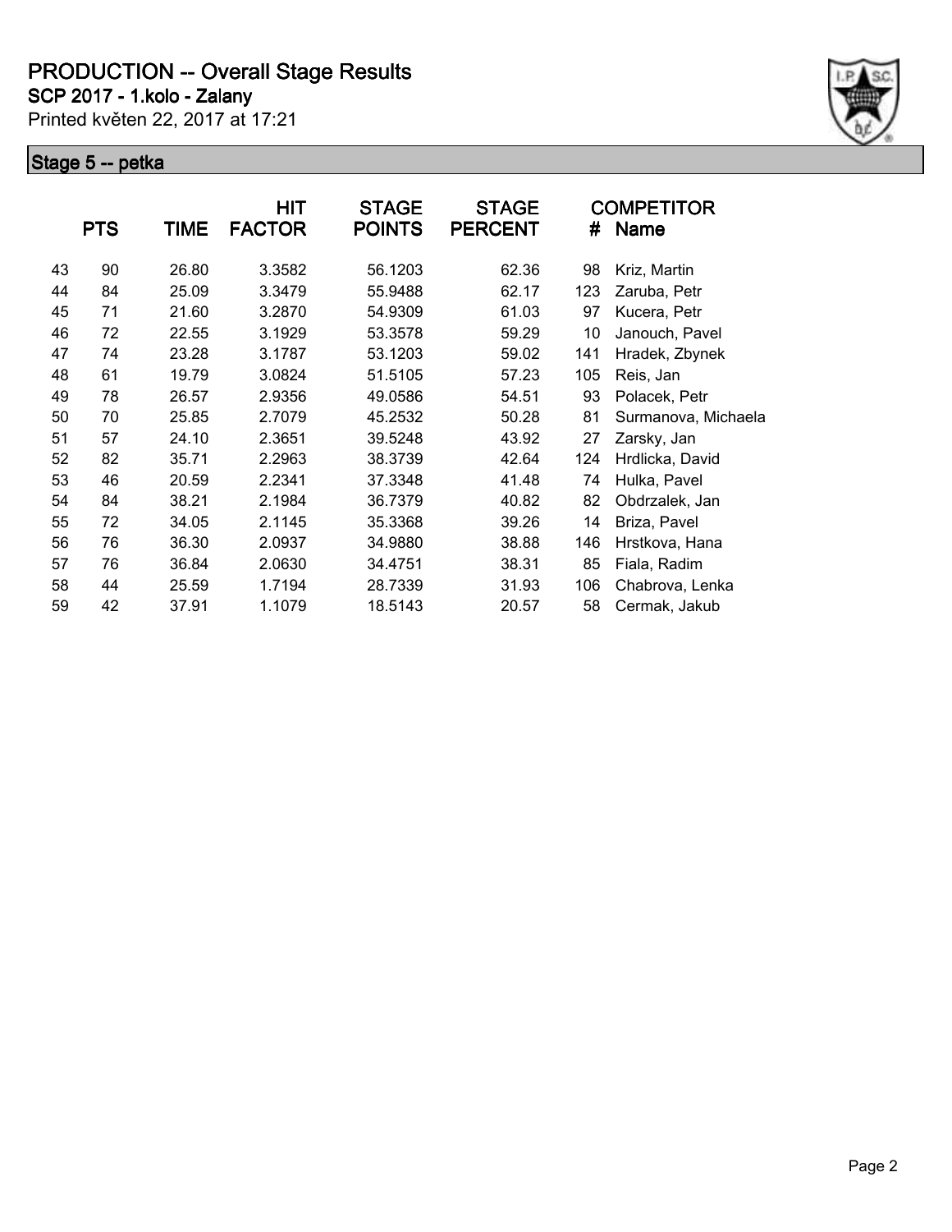# PRODUCTION -- Overall Stage Results

**SCP 2017 - 1.kolo - Zalany**

Printed květen 22, 2017 at 17:21

## Stage 5 -- petka

| | PTS | TIME | HIT FACTOR | STAGE POINTS | STAGE PERCENT | # | COMPETITOR Name |
|---|---|---|---|---|---|---|---|
| 43 | 90 | 26.80 | 3.3582 | 56.1203 | 62.36 | 98 | Kriz, Martin |
| 44 | 84 | 25.09 | 3.3479 | 55.9488 | 62.17 | 123 | Zaruba, Petr |
| 45 | 71 | 21.60 | 3.2870 | 54.9309 | 61.03 | 97 | Kucera, Petr |
| 46 | 72 | 22.55 | 3.1929 | 53.3578 | 59.29 | 10 | Janouch, Pavel |
| 47 | 74 | 23.28 | 3.1787 | 53.1203 | 59.02 | 141 | Hradek, Zbynek |
| 48 | 61 | 19.79 | 3.0824 | 51.5105 | 57.23 | 105 | Reis, Jan |
| 49 | 78 | 26.57 | 2.9356 | 49.0586 | 54.51 | 93 | Polacek, Petr |
| 50 | 70 | 25.85 | 2.7079 | 45.2532 | 50.28 | 81 | Surmanova, Michaela |
| 51 | 57 | 24.10 | 2.3651 | 39.5248 | 43.92 | 27 | Zarsky, Jan |
| 52 | 82 | 35.71 | 2.2963 | 38.3739 | 42.64 | 124 | Hrdlicka, David |
| 53 | 46 | 20.59 | 2.2341 | 37.3348 | 41.48 | 74 | Hulka, Pavel |
| 54 | 84 | 38.21 | 2.1984 | 36.7379 | 40.82 | 82 | Obdrzalek, Jan |
| 55 | 72 | 34.05 | 2.1145 | 35.3368 | 39.26 | 14 | Briza, Pavel |
| 56 | 76 | 36.30 | 2.0937 | 34.9880 | 38.88 | 146 | Hrstkova, Hana |
| 57 | 76 | 36.84 | 2.0630 | 34.4751 | 38.31 | 85 | Fiala, Radim |
| 58 | 44 | 25.59 | 1.7194 | 28.7339 | 31.93 | 106 | Chabrova, Lenka |
| 59 | 42 | 37.91 | 1.1079 | 18.5143 | 20.57 | 58 | Cermak, Jakub |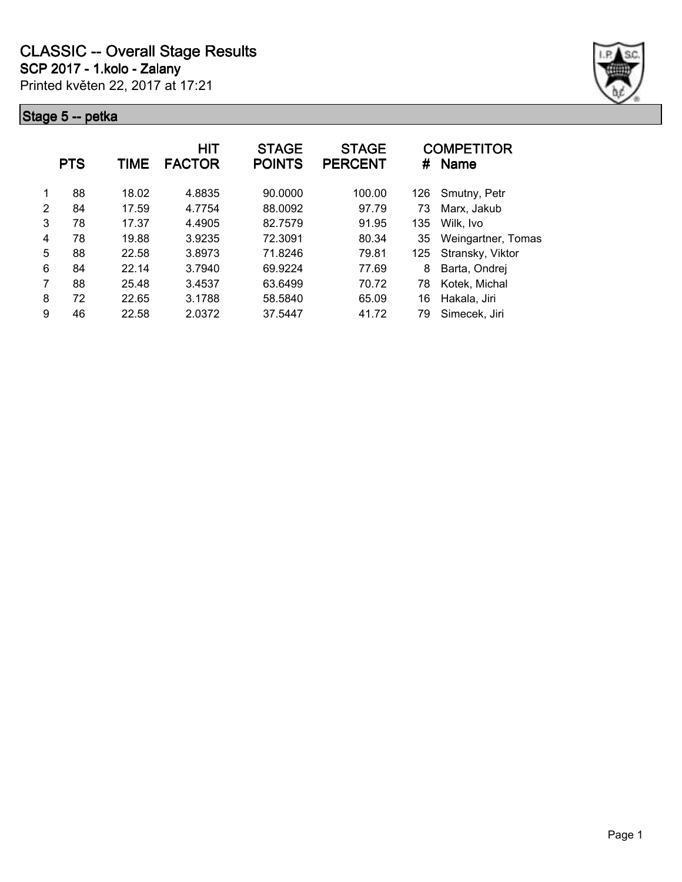# CLASSIC -- Overall Stage Results

**SCP 2017 - 1.kolo - Zalany**

Printed květen 22, 2017 at 17:21

## Stage 5 -- petka

| | PTS | TIME | HIT FACTOR | STAGE POINTS | STAGE PERCENT | # | COMPETITOR Name |
|---|---|---|---|---|---|---|---|
| 1 | 88 | 18.02 | 4.8835 | 90.0000 | 100.00 | 126 | Smutny, Petr |
| 2 | 84 | 17.59 | 4.7754 | 88.0092 | 97.79 | 73 | Marx, Jakub |
| 3 | 78 | 17.37 | 4.4905 | 82.7579 | 91.95 | 135 | Wilk, Ivo |
| 4 | 78 | 19.88 | 3.9235 | 72.3091 | 80.34 | 35 | Weingartner, Tomas |
| 5 | 88 | 22.58 | 3.8973 | 71.8246 | 79.81 | 125 | Stransky, Viktor |
| 6 | 84 | 22.14 | 3.7940 | 69.9224 | 77.69 | 8 | Barta, Ondrej |
| 7 | 88 | 25.48 | 3.4537 | 63.6499 | 70.72 | 78 | Kotek, Michal |
| 8 | 72 | 22.65 | 3.1788 | 58.5840 | 65.09 | 16 | Hakala, Jiri |
| 9 | 46 | 22.58 | 2.0372 | 37.5447 | 41.72 | 79 | Simecek, Jiri |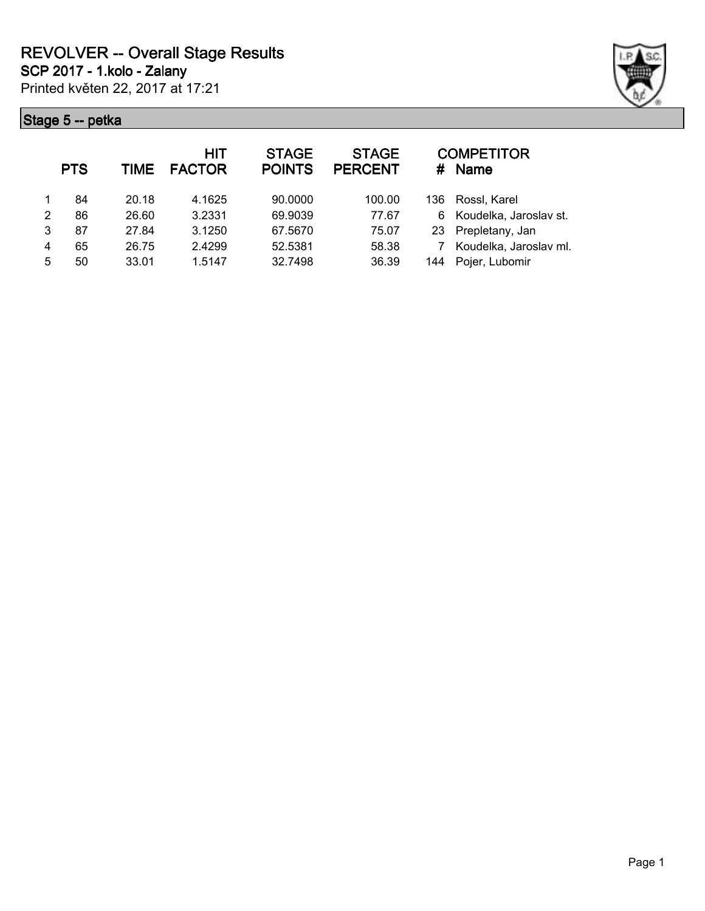# REVOLVER -- Overall Stage Results

## SCP 2017 - 1.kolo - Zalany

Printed květen 22, 2017 at 17:21

### Stage 5 -- petka

| | PTS | TIME | HIT FACTOR | STAGE POINTS | STAGE PERCENT | # | COMPETITOR Name |
|---|---|---|---|---|---|---|---|
| 1 | 84 | 20.18 | 4.1625 | 90.0000 | 100.00 | 136 | Rossl, Karel |
| 2 | 86 | 26.60 | 3.2331 | 69.9039 | 77.67 | 6 | Koudelka, Jaroslav st. |
| 3 | 87 | 27.84 | 3.1250 | 67.5670 | 75.07 | 23 | Prepletany, Jan |
| 4 | 65 | 26.75 | 2.4299 | 52.5381 | 58.38 | 7 | Koudelka, Jaroslav ml. |
| 5 | 50 | 33.01 | 1.5147 | 32.7498 | 36.39 | 144 | Pojer, Lubomir |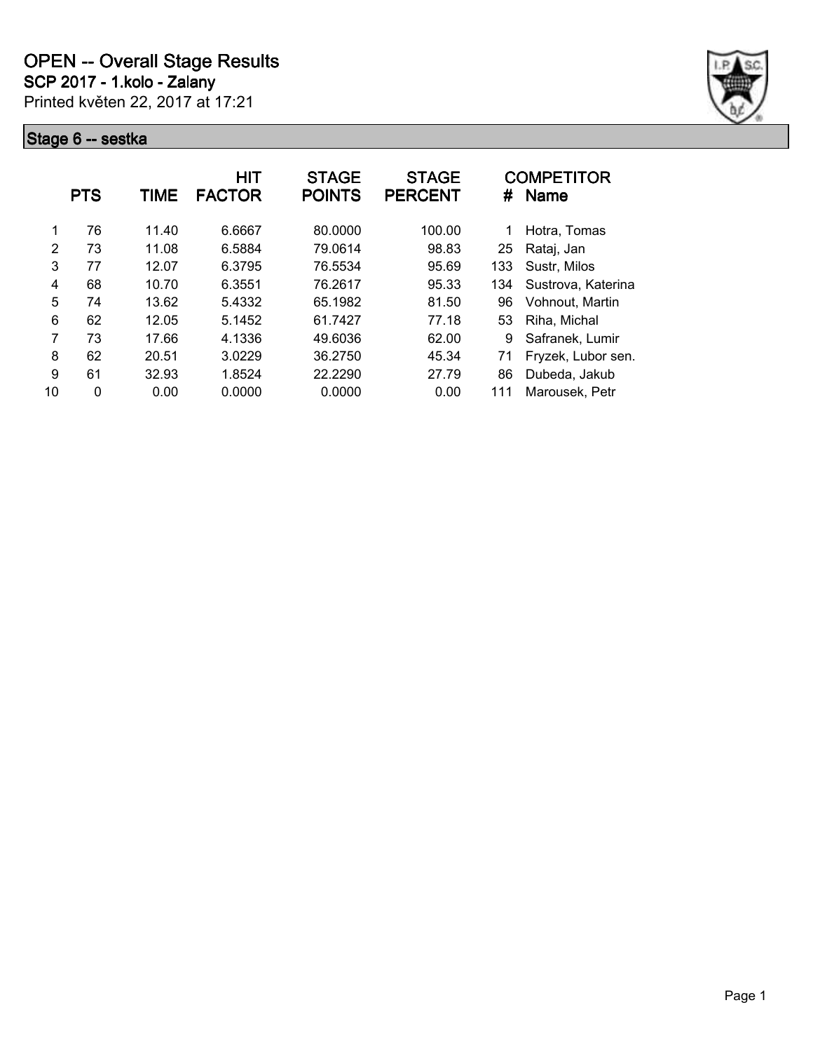# OPEN -- Overall Stage Results

**SCP 2017 - 1.kolo - Zalany**

Printed květen 22, 2017 at 17:21

## Stage 6 -- sestka

| | PTS | TIME | HIT FACTOR | STAGE POINTS | STAGE PERCENT | # | COMPETITOR Name |
|---|---|---|---|---|---|---|---|
| 1 | 76 | 11.40 | 6.6667 | 80.0000 | 100.00 | 1 | Hotra, Tomas |
| 2 | 73 | 11.08 | 6.5884 | 79.0614 | 98.83 | 25 | Rataj, Jan |
| 3 | 77 | 12.07 | 6.3795 | 76.5534 | 95.69 | 133 | Sustr, Milos |
| 4 | 68 | 10.70 | 6.3551 | 76.2617 | 95.33 | 134 | Sustrova, Katerina |
| 5 | 74 | 13.62 | 5.4332 | 65.1982 | 81.50 | 96 | Vohnout, Martin |
| 6 | 62 | 12.05 | 5.1452 | 61.7427 | 77.18 | 53 | Riha, Michal |
| 7 | 73 | 17.66 | 4.1336 | 49.6036 | 62.00 | 9 | Safranek, Lumir |
| 8 | 62 | 20.51 | 3.0229 | 36.2750 | 45.34 | 71 | Fryzek, Lubor sen. |
| 9 | 61 | 32.93 | 1.8524 | 22.2290 | 27.79 | 86 | Dubeda, Jakub |
| 10 | 0 | 0.00 | 0.0000 | 0.0000 | 0.00 | 111 | Marousek, Petr |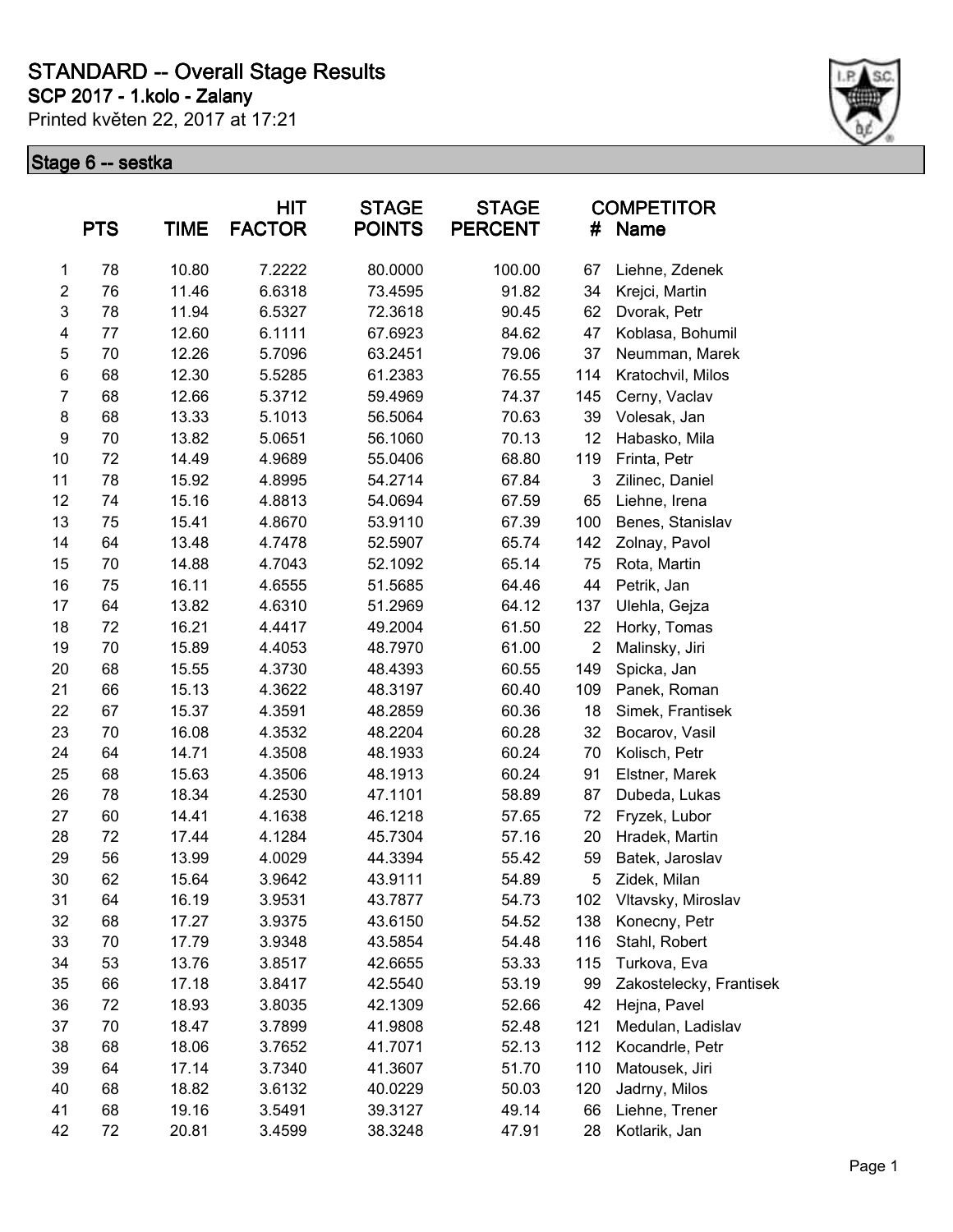# STANDARD -- Overall Stage Results

**SCP 2017 - 1.kolo - Zalany**

Printed květen 22, 2017 at 17:21

## Stage 6 -- sestka

| | PTS | TIME | HIT FACTOR | STAGE POINTS | STAGE PERCENT | # | COMPETITOR Name |
|---|---|---|---|---|---|---|---|
| 1 | 78 | 10.80 | 7.2222 | 80.0000 | 100.00 | 67 | Liehne, Zdenek |
| 2 | 76 | 11.46 | 6.6318 | 73.4595 | 91.82 | 34 | Krejci, Martin |
| 3 | 78 | 11.94 | 6.5327 | 72.3618 | 90.45 | 62 | Dvorak, Petr |
| 4 | 77 | 12.60 | 6.1111 | 67.6923 | 84.62 | 47 | Koblasa, Bohumil |
| 5 | 70 | 12.26 | 5.7096 | 63.2451 | 79.06 | 37 | Neumman, Marek |
| 6 | 68 | 12.30 | 5.5285 | 61.2383 | 76.55 | 114 | Kratochvil, Milos |
| 7 | 68 | 12.66 | 5.3712 | 59.4969 | 74.37 | 145 | Cerny, Vaclav |
| 8 | 68 | 13.33 | 5.1013 | 56.5064 | 70.63 | 39 | Volesak, Jan |
| 9 | 70 | 13.82 | 5.0651 | 56.1060 | 70.13 | 12 | Habasko, Mila |
| 10 | 72 | 14.49 | 4.9689 | 55.0406 | 68.80 | 119 | Frinta, Petr |
| 11 | 78 | 15.92 | 4.8995 | 54.2714 | 67.84 | 3 | Zilinec, Daniel |
| 12 | 74 | 15.16 | 4.8813 | 54.0694 | 67.59 | 65 | Liehne, Irena |
| 13 | 75 | 15.41 | 4.8670 | 53.9110 | 67.39 | 100 | Benes, Stanislav |
| 14 | 64 | 13.48 | 4.7478 | 52.5907 | 65.74 | 142 | Zolnay, Pavol |
| 15 | 70 | 14.88 | 4.7043 | 52.1092 | 65.14 | 75 | Rota, Martin |
| 16 | 75 | 16.11 | 4.6555 | 51.5685 | 64.46 | 44 | Petrik, Jan |
| 17 | 64 | 13.82 | 4.6310 | 51.2969 | 64.12 | 137 | Ulehla, Gejza |
| 18 | 72 | 16.21 | 4.4417 | 49.2004 | 61.50 | 22 | Horky, Tomas |
| 19 | 70 | 15.89 | 4.4053 | 48.7970 | 61.00 | 2 | Malinsky, Jiri |
| 20 | 68 | 15.55 | 4.3730 | 48.4393 | 60.55 | 149 | Spicka, Jan |
| 21 | 66 | 15.13 | 4.3622 | 48.3197 | 60.40 | 109 | Panek, Roman |
| 22 | 67 | 15.37 | 4.3591 | 48.2859 | 60.36 | 18 | Simek, Frantisek |
| 23 | 70 | 16.08 | 4.3532 | 48.2204 | 60.28 | 32 | Bocarov, Vasil |
| 24 | 64 | 14.71 | 4.3508 | 48.1933 | 60.24 | 70 | Kolisch, Petr |
| 25 | 68 | 15.63 | 4.3506 | 48.1913 | 60.24 | 91 | Elstner, Marek |
| 26 | 78 | 18.34 | 4.2530 | 47.1101 | 58.89 | 87 | Dubeda, Lukas |
| 27 | 60 | 14.41 | 4.1638 | 46.1218 | 57.65 | 72 | Fryzek, Lubor |
| 28 | 72 | 17.44 | 4.1284 | 45.7304 | 57.16 | 20 | Hradek, Martin |
| 29 | 56 | 13.99 | 4.0029 | 44.3394 | 55.42 | 59 | Batek, Jaroslav |
| 30 | 62 | 15.64 | 3.9642 | 43.9111 | 54.89 | 5 | Zidek, Milan |
| 31 | 64 | 16.19 | 3.9531 | 43.7877 | 54.73 | 102 | Vltavsky, Miroslav |
| 32 | 68 | 17.27 | 3.9375 | 43.6150 | 54.52 | 138 | Konecny, Petr |
| 33 | 70 | 17.79 | 3.9348 | 43.5854 | 54.48 | 116 | Stahl, Robert |
| 34 | 53 | 13.76 | 3.8517 | 42.6655 | 53.33 | 115 | Turkova, Eva |
| 35 | 66 | 17.18 | 3.8417 | 42.5540 | 53.19 | 99 | Zakostelecky, Frantisek |
| 36 | 72 | 18.93 | 3.8035 | 42.1309 | 52.66 | 42 | Hejna, Pavel |
| 37 | 70 | 18.47 | 3.7899 | 41.9808 | 52.48 | 121 | Medulan, Ladislav |
| 38 | 68 | 18.06 | 3.7652 | 41.7071 | 52.13 | 112 | Kocandrle, Petr |
| 39 | 64 | 17.14 | 3.7340 | 41.3607 | 51.70 | 110 | Matousek, Jiri |
| 40 | 68 | 18.82 | 3.6132 | 40.0229 | 50.03 | 120 | Jadrny, Milos |
| 41 | 68 | 19.16 | 3.5491 | 39.3127 | 49.14 | 66 | Liehne, Trener |
| 42 | 72 | 20.81 | 3.4599 | 38.3248 | 47.91 | 28 | Kotlarik, Jan |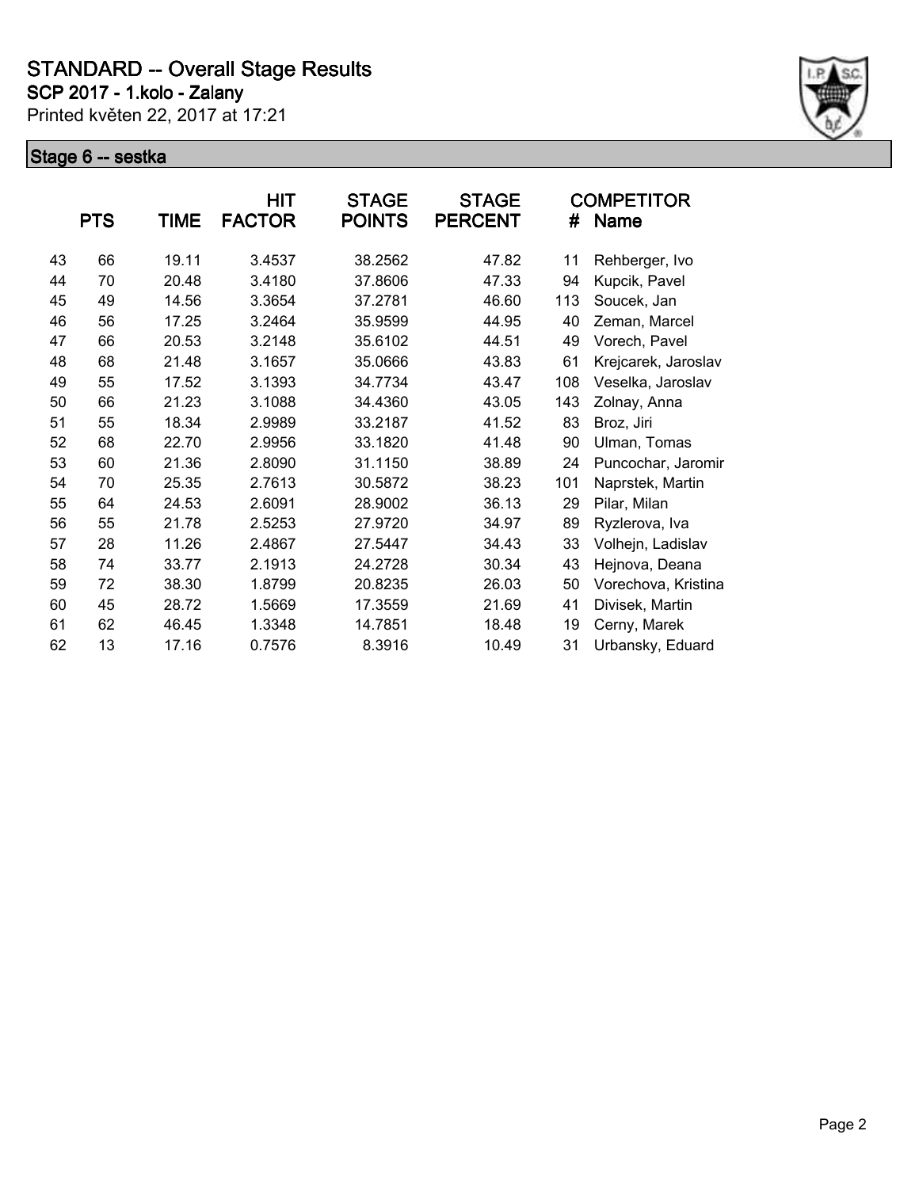# STANDARD -- Overall Stage Results

**SCP 2017 - 1.kolo - Zalany**

Printed květen 22, 2017 at 17:21

## Stage 6 -- sestka

| | PTS | TIME | HIT FACTOR | STAGE POINTS | STAGE PERCENT | # | COMPETITOR Name |
|---|---|---|---|---|---|---|---|
| 43 | 66 | 19.11 | 3.4537 | 38.2562 | 47.82 | 11 | Rehberger, Ivo |
| 44 | 70 | 20.48 | 3.4180 | 37.8606 | 47.33 | 94 | Kupcik, Pavel |
| 45 | 49 | 14.56 | 3.3654 | 37.2781 | 46.60 | 113 | Soucek, Jan |
| 46 | 56 | 17.25 | 3.2464 | 35.9599 | 44.95 | 40 | Zeman, Marcel |
| 47 | 66 | 20.53 | 3.2148 | 35.6102 | 44.51 | 49 | Vorech, Pavel |
| 48 | 68 | 21.48 | 3.1657 | 35.0666 | 43.83 | 61 | Krejcarek, Jaroslav |
| 49 | 55 | 17.52 | 3.1393 | 34.7734 | 43.47 | 108 | Veselka, Jaroslav |
| 50 | 66 | 21.23 | 3.1088 | 34.4360 | 43.05 | 143 | Zolnay, Anna |
| 51 | 55 | 18.34 | 2.9989 | 33.2187 | 41.52 | 83 | Broz, Jiri |
| 52 | 68 | 22.70 | 2.9956 | 33.1820 | 41.48 | 90 | Ulman, Tomas |
| 53 | 60 | 21.36 | 2.8090 | 31.1150 | 38.89 | 24 | Puncochar, Jaromir |
| 54 | 70 | 25.35 | 2.7613 | 30.5872 | 38.23 | 101 | Naprstek, Martin |
| 55 | 64 | 24.53 | 2.6091 | 28.9002 | 36.13 | 29 | Pilar, Milan |
| 56 | 55 | 21.78 | 2.5253 | 27.9720 | 34.97 | 89 | Ryzlerova, Iva |
| 57 | 28 | 11.26 | 2.4867 | 27.5447 | 34.43 | 33 | Volhejn, Ladislav |
| 58 | 74 | 33.77 | 2.1913 | 24.2728 | 30.34 | 43 | Hejnova, Deana |
| 59 | 72 | 38.30 | 1.8799 | 20.8235 | 26.03 | 50 | Vorechova, Kristina |
| 60 | 45 | 28.72 | 1.5669 | 17.3559 | 21.69 | 41 | Divisek, Martin |
| 61 | 62 | 46.45 | 1.3348 | 14.7851 | 18.48 | 19 | Cerny, Marek |
| 62 | 13 | 17.16 | 0.7576 | 8.3916 | 10.49 | 31 | Urbansky, Eduard |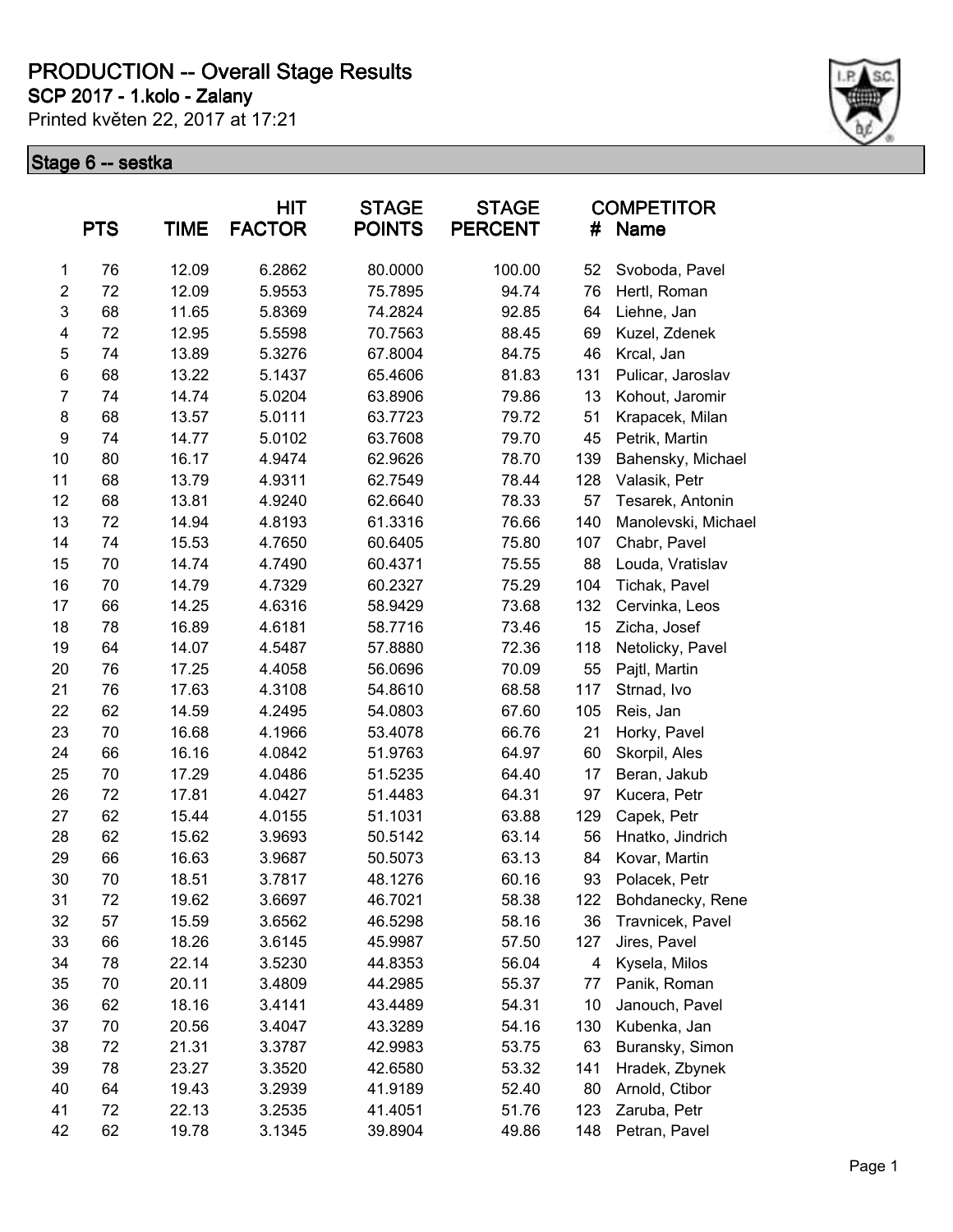# PRODUCTION -- Overall Stage Results

**SCP 2017 - 1.kolo - Zalany**

Printed květen 22, 2017 at 17:21

## Stage 6 -- sestka

| | PTS | TIME | HIT FACTOR | STAGE POINTS | STAGE PERCENT | # | COMPETITOR Name |
|---|---|---|---|---|---|---|---|
| 1 | 76 | 12.09 | 6.2862 | 80.0000 | 100.00 | 52 | Svoboda, Pavel |
| 2 | 72 | 12.09 | 5.9553 | 75.7895 | 94.74 | 76 | Hertl, Roman |
| 3 | 68 | 11.65 | 5.8369 | 74.2824 | 92.85 | 64 | Liehne, Jan |
| 4 | 72 | 12.95 | 5.5598 | 70.7563 | 88.45 | 69 | Kuzel, Zdenek |
| 5 | 74 | 13.89 | 5.3276 | 67.8004 | 84.75 | 46 | Krcal, Jan |
| 6 | 68 | 13.22 | 5.1437 | 65.4606 | 81.83 | 131 | Pulicar, Jaroslav |
| 7 | 74 | 14.74 | 5.0204 | 63.8906 | 79.86 | 13 | Kohout, Jaromir |
| 8 | 68 | 13.57 | 5.0111 | 63.7723 | 79.72 | 51 | Krapacek, Milan |
| 9 | 74 | 14.77 | 5.0102 | 63.7608 | 79.70 | 45 | Petrik, Martin |
| 10 | 80 | 16.17 | 4.9474 | 62.9626 | 78.70 | 139 | Bahensky, Michael |
| 11 | 68 | 13.79 | 4.9311 | 62.7549 | 78.44 | 128 | Valasik, Petr |
| 12 | 68 | 13.81 | 4.9240 | 62.6640 | 78.33 | 57 | Tesarek, Antonin |
| 13 | 72 | 14.94 | 4.8193 | 61.3316 | 76.66 | 140 | Manolevski, Michael |
| 14 | 74 | 15.53 | 4.7650 | 60.6405 | 75.80 | 107 | Chabr, Pavel |
| 15 | 70 | 14.74 | 4.7490 | 60.4371 | 75.55 | 88 | Louda, Vratislav |
| 16 | 70 | 14.79 | 4.7329 | 60.2327 | 75.29 | 104 | Tichak, Pavel |
| 17 | 66 | 14.25 | 4.6316 | 58.9429 | 73.68 | 132 | Cervinka, Leos |
| 18 | 78 | 16.89 | 4.6181 | 58.7716 | 73.46 | 15 | Zicha, Josef |
| 19 | 64 | 14.07 | 4.5487 | 57.8880 | 72.36 | 118 | Netolicky, Pavel |
| 20 | 76 | 17.25 | 4.4058 | 56.0696 | 70.09 | 55 | Pajtl, Martin |
| 21 | 76 | 17.63 | 4.3108 | 54.8610 | 68.58 | 117 | Strnad, Ivo |
| 22 | 62 | 14.59 | 4.2495 | 54.0803 | 67.60 | 105 | Reis, Jan |
| 23 | 70 | 16.68 | 4.1966 | 53.4078 | 66.76 | 21 | Horky, Pavel |
| 24 | 66 | 16.16 | 4.0842 | 51.9763 | 64.97 | 60 | Skorpil, Ales |
| 25 | 70 | 17.29 | 4.0486 | 51.5235 | 64.40 | 17 | Beran, Jakub |
| 26 | 72 | 17.81 | 4.0427 | 51.4483 | 64.31 | 97 | Kucera, Petr |
| 27 | 62 | 15.44 | 4.0155 | 51.1031 | 63.88 | 129 | Capek, Petr |
| 28 | 62 | 15.62 | 3.9693 | 50.5142 | 63.14 | 56 | Hnatko, Jindrich |
| 29 | 66 | 16.63 | 3.9687 | 50.5073 | 63.13 | 84 | Kovar, Martin |
| 30 | 70 | 18.51 | 3.7817 | 48.1276 | 60.16 | 93 | Polacek, Petr |
| 31 | 72 | 19.62 | 3.6697 | 46.7021 | 58.38 | 122 | Bohdanecky, Rene |
| 32 | 57 | 15.59 | 3.6562 | 46.5298 | 58.16 | 36 | Travnicek, Pavel |
| 33 | 66 | 18.26 | 3.6145 | 45.9987 | 57.50 | 127 | Jires, Pavel |
| 34 | 78 | 22.14 | 3.5230 | 44.8353 | 56.04 | 4 | Kysela, Milos |
| 35 | 70 | 20.11 | 3.4809 | 44.2985 | 55.37 | 77 | Panik, Roman |
| 36 | 62 | 18.16 | 3.4141 | 43.4489 | 54.31 | 10 | Janouch, Pavel |
| 37 | 70 | 20.56 | 3.4047 | 43.3289 | 54.16 | 130 | Kubenka, Jan |
| 38 | 72 | 21.31 | 3.3787 | 42.9983 | 53.75 | 63 | Buransky, Simon |
| 39 | 78 | 23.27 | 3.3520 | 42.6580 | 53.32 | 141 | Hradek, Zbynek |
| 40 | 64 | 19.43 | 3.2939 | 41.9189 | 52.40 | 80 | Arnold, Ctibor |
| 41 | 72 | 22.13 | 3.2535 | 41.4051 | 51.76 | 123 | Zaruba, Petr |
| 42 | 62 | 19.78 | 3.1345 | 39.8904 | 49.86 | 148 | Petran, Pavel |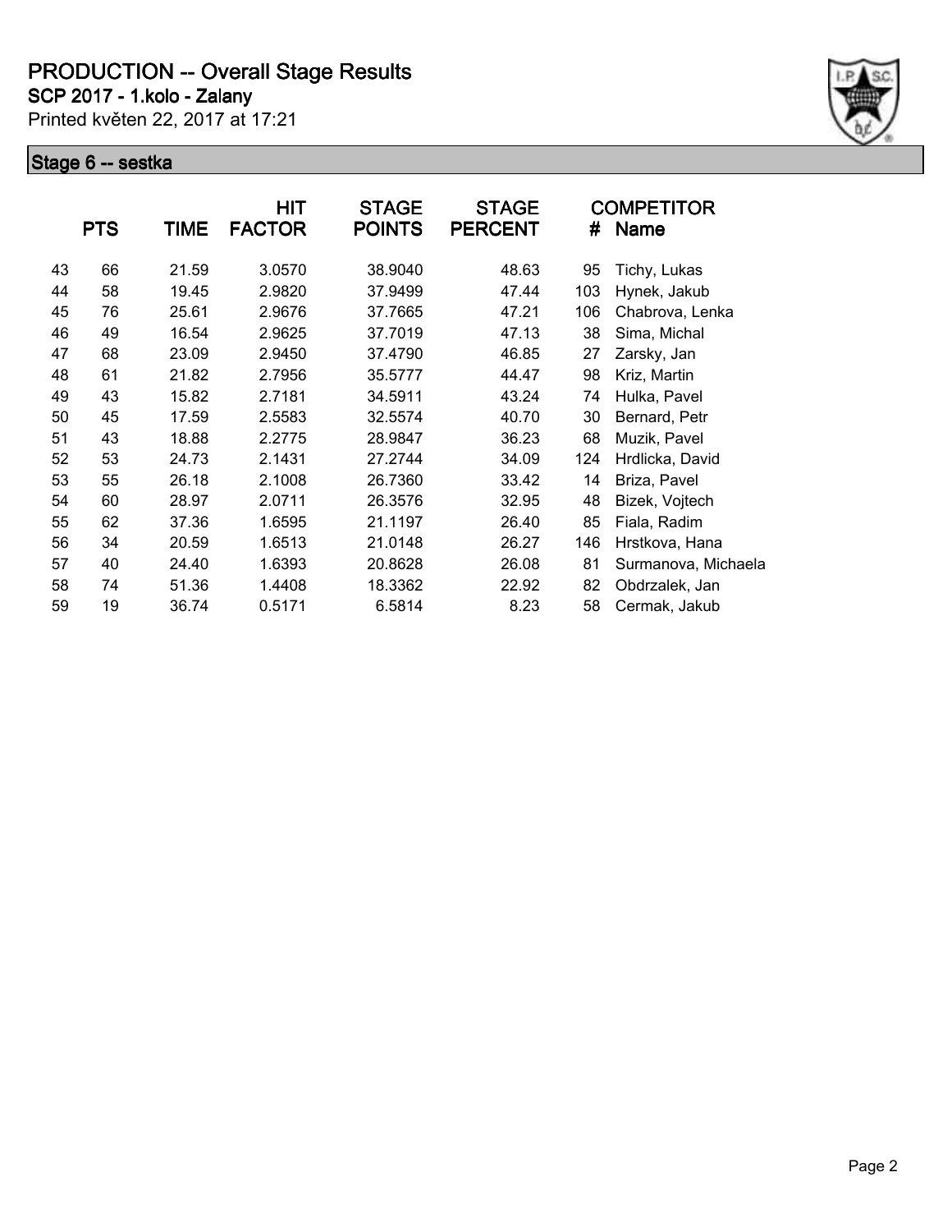# PRODUCTION -- Overall Stage Results

**SCP 2017 - 1.kolo - Zalany**

Printed květen 22, 2017 at 17:21

## Stage 6 -- sestka

| | PTS | TIME | HIT FACTOR | STAGE POINTS | STAGE PERCENT | # | COMPETITOR Name |
|---|---|---|---|---|---|---|---|
| 43 | 66 | 21.59 | 3.0570 | 38.9040 | 48.63 | 95 | Tichy, Lukas |
| 44 | 58 | 19.45 | 2.9820 | 37.9499 | 47.44 | 103 | Hynek, Jakub |
| 45 | 76 | 25.61 | 2.9676 | 37.7665 | 47.21 | 106 | Chabrova, Lenka |
| 46 | 49 | 16.54 | 2.9625 | 37.7019 | 47.13 | 38 | Sima, Michal |
| 47 | 68 | 23.09 | 2.9450 | 37.4790 | 46.85 | 27 | Zarsky, Jan |
| 48 | 61 | 21.82 | 2.7956 | 35.5777 | 44.47 | 98 | Kriz, Martin |
| 49 | 43 | 15.82 | 2.7181 | 34.5911 | 43.24 | 74 | Hulka, Pavel |
| 50 | 45 | 17.59 | 2.5583 | 32.5574 | 40.70 | 30 | Bernard, Petr |
| 51 | 43 | 18.88 | 2.2775 | 28.9847 | 36.23 | 68 | Muzik, Pavel |
| 52 | 53 | 24.73 | 2.1431 | 27.2744 | 34.09 | 124 | Hrdlicka, David |
| 53 | 55 | 26.18 | 2.1008 | 26.7360 | 33.42 | 14 | Briza, Pavel |
| 54 | 60 | 28.97 | 2.0711 | 26.3576 | 32.95 | 48 | Bizek, Vojtech |
| 55 | 62 | 37.36 | 1.6595 | 21.1197 | 26.40 | 85 | Fiala, Radim |
| 56 | 34 | 20.59 | 1.6513 | 21.0148 | 26.27 | 146 | Hrstkova, Hana |
| 57 | 40 | 24.40 | 1.6393 | 20.8628 | 26.08 | 81 | Surmanova, Michaela |
| 58 | 74 | 51.36 | 1.4408 | 18.3362 | 22.92 | 82 | Obdrzalek, Jan |
| 59 | 19 | 36.74 | 0.5171 | 6.5814 | 8.23 | 58 | Cermak, Jakub |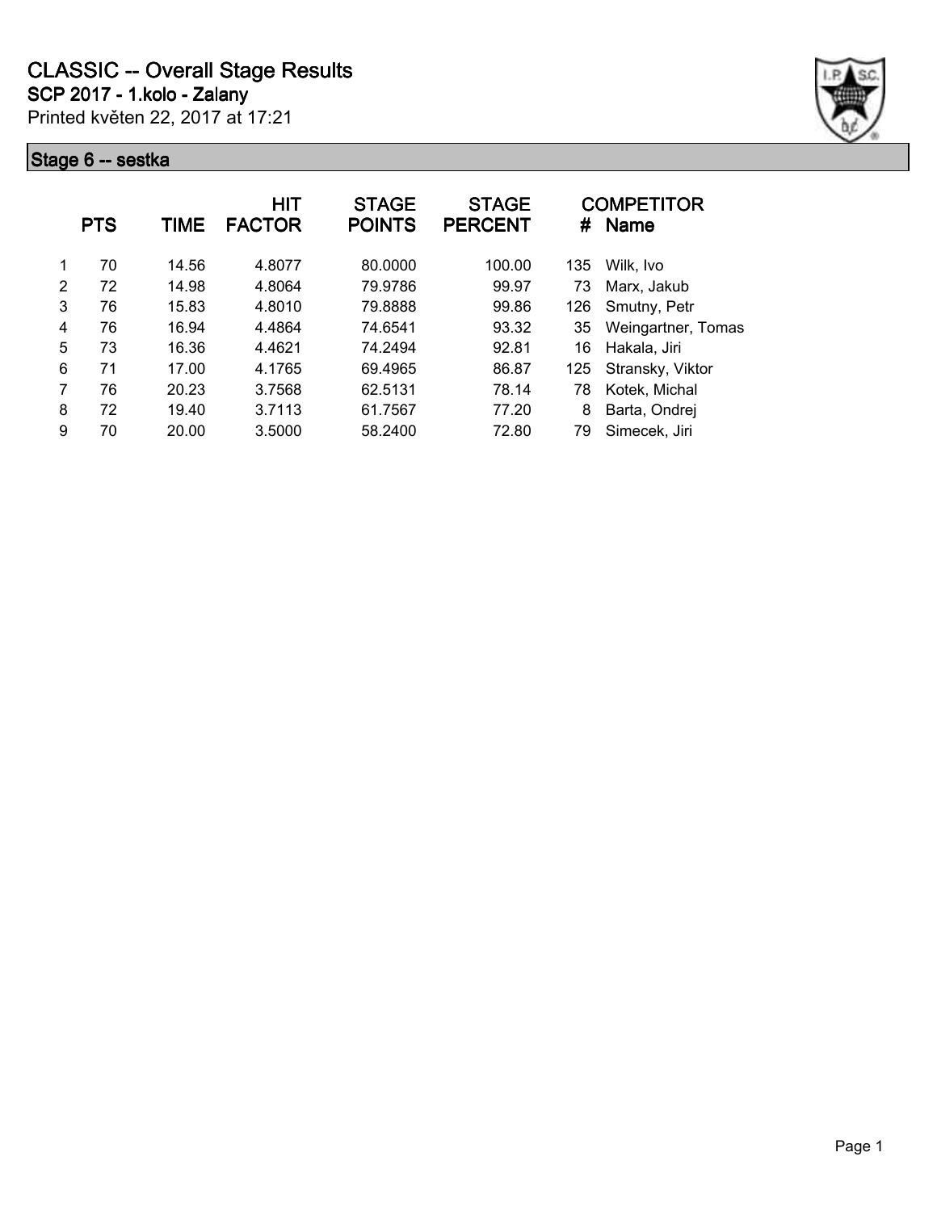# CLASSIC -- Overall Stage Results

## SCP 2017 - 1.kolo - Zalany

Printed květen 22, 2017 at 17:21

### Stage 6 -- sestka

|  | PTS | TIME | HIT FACTOR | STAGE POINTS | STAGE PERCENT | # | COMPETITOR Name |
|---|---|---|---|---|---|---|---|
| 1 | 70 | 14.56 | 4.8077 | 80.0000 | 100.00 | 135 | Wilk, Ivo |
| 2 | 72 | 14.98 | 4.8064 | 79.9786 | 99.97 | 73 | Marx, Jakub |
| 3 | 76 | 15.83 | 4.8010 | 79.8888 | 99.86 | 126 | Smutny, Petr |
| 4 | 76 | 16.94 | 4.4864 | 74.6541 | 93.32 | 35 | Weingartner, Tomas |
| 5 | 73 | 16.36 | 4.4621 | 74.2494 | 92.81 | 16 | Hakala, Jiri |
| 6 | 71 | 17.00 | 4.1765 | 69.4965 | 86.87 | 125 | Stransky, Viktor |
| 7 | 76 | 20.23 | 3.7568 | 62.5131 | 78.14 | 78 | Kotek, Michal |
| 8 | 72 | 19.40 | 3.7113 | 61.7567 | 77.20 | 8 | Barta, Ondrej |
| 9 | 70 | 20.00 | 3.5000 | 58.2400 | 72.80 | 79 | Simecek, Jiri |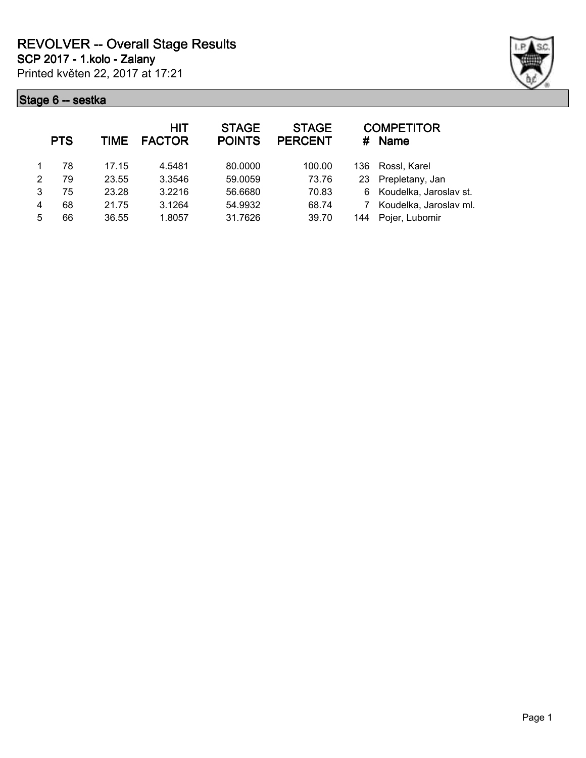# REVOLVER -- Overall Stage Results

**SCP 2017 - 1.kolo - Zalany**

Printed květen 22, 2017 at 17:21

## Stage 6 -- sestka

| | PTS | TIME | HIT FACTOR | STAGE POINTS | STAGE PERCENT | # | COMPETITOR Name |
|---|---|---|---|---|---|---|---|
| 1 | 78 | 17.15 | 4.5481 | 80.0000 | 100.00 | 136 | Rossl, Karel |
| 2 | 79 | 23.55 | 3.3546 | 59.0059 | 73.76 | 23 | Prepletany, Jan |
| 3 | 75 | 23.28 | 3.2216 | 56.6680 | 70.83 | 6 | Koudelka, Jaroslav st. |
| 4 | 68 | 21.75 | 3.1264 | 54.9932 | 68.74 | 7 | Koudelka, Jaroslav ml. |
| 5 | 66 | 36.55 | 1.8057 | 31.7626 | 39.70 | 144 | Pojer, Lubomir |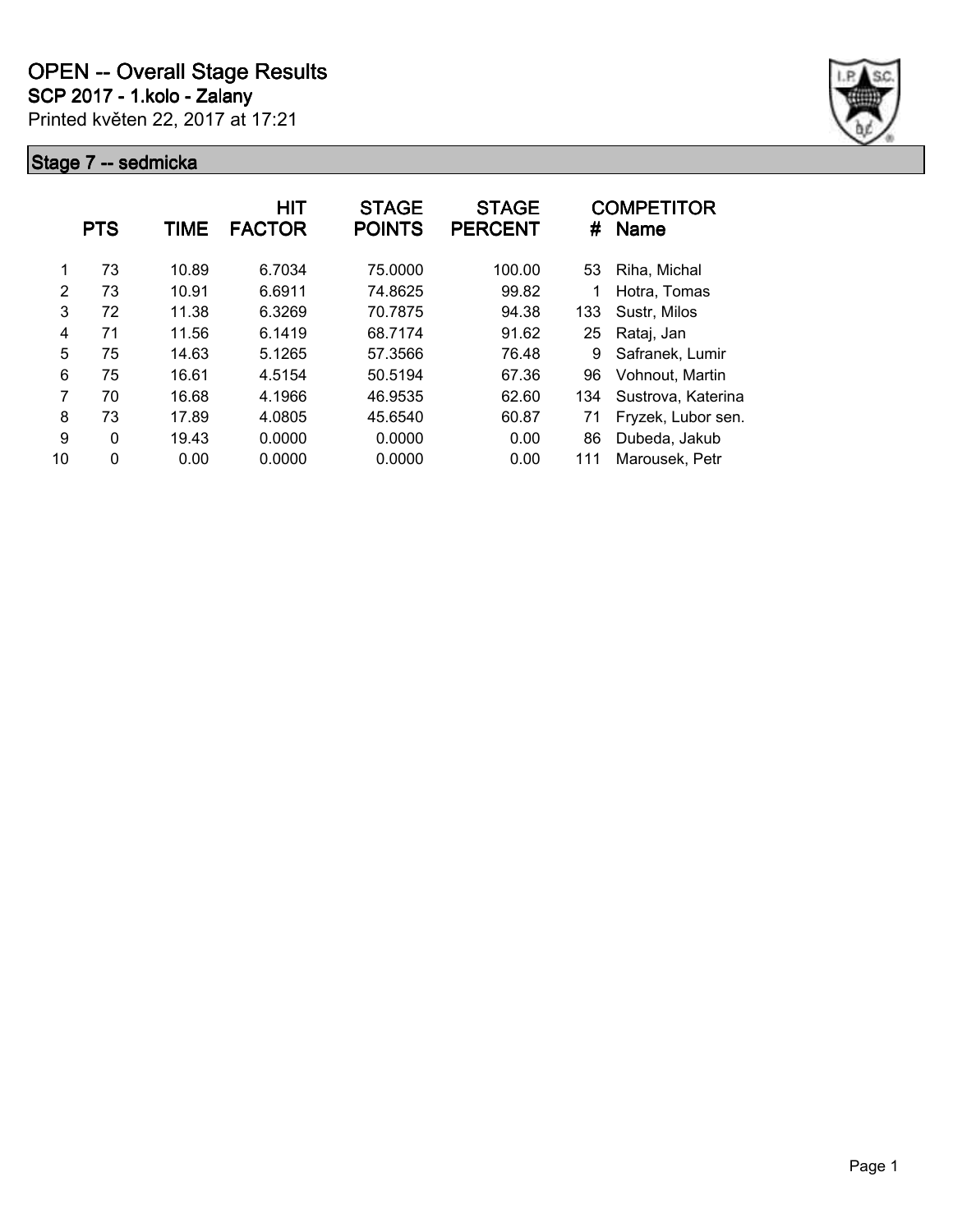# OPEN -- Overall Stage Results

**SCP 2017 - 1.kolo - Zalany**

Printed květen 22, 2017 at 17:21

## Stage 7 -- sedmicka

| | PTS | TIME | HIT FACTOR | STAGE POINTS | STAGE PERCENT | # | COMPETITOR Name |
|---|---|---|---|---|---|---|---|
| 1 | 73 | 10.89 | 6.7034 | 75.0000 | 100.00 | 53 | Riha, Michal |
| 2 | 73 | 10.91 | 6.6911 | 74.8625 | 99.82 | 1 | Hotra, Tomas |
| 3 | 72 | 11.38 | 6.3269 | 70.7875 | 94.38 | 133 | Sustr, Milos |
| 4 | 71 | 11.56 | 6.1419 | 68.7174 | 91.62 | 25 | Rataj, Jan |
| 5 | 75 | 14.63 | 5.1265 | 57.3566 | 76.48 | 9 | Safranek, Lumir |
| 6 | 75 | 16.61 | 4.5154 | 50.5194 | 67.36 | 96 | Vohnout, Martin |
| 7 | 70 | 16.68 | 4.1966 | 46.9535 | 62.60 | 134 | Sustrova, Katerina |
| 8 | 73 | 17.89 | 4.0805 | 45.6540 | 60.87 | 71 | Fryzek, Lubor sen. |
| 9 | 0 | 19.43 | 0.0000 | 0.0000 | 0.00 | 86 | Dubeda, Jakub |
| 10 | 0 | 0.00 | 0.0000 | 0.0000 | 0.00 | 111 | Marousek, Petr |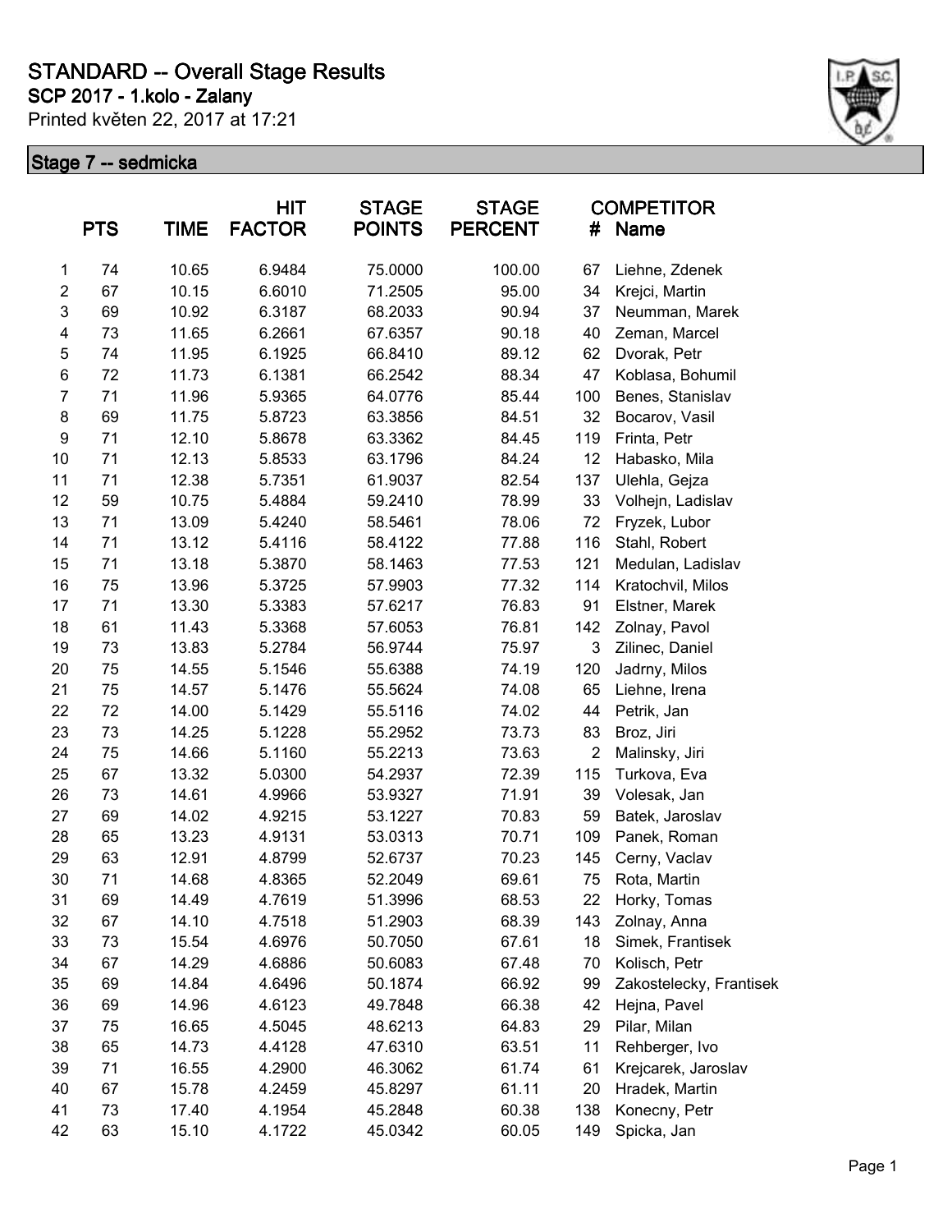# STANDARD -- Overall Stage Results

**SCP 2017 - 1.kolo - Zalany**

Printed květen 22, 2017 at 17:21

## Stage 7 -- sedmicka

| | PTS | TIME | HIT FACTOR | STAGE POINTS | STAGE PERCENT | # | COMPETITOR Name |
|---|---|---|---|---|---|---|---|
| 1 | 74 | 10.65 | 6.9484 | 75.0000 | 100.00 | 67 | Liehne, Zdenek |
| 2 | 67 | 10.15 | 6.6010 | 71.2505 | 95.00 | 34 | Krejci, Martin |
| 3 | 69 | 10.92 | 6.3187 | 68.2033 | 90.94 | 37 | Neumman, Marek |
| 4 | 73 | 11.65 | 6.2661 | 67.6357 | 90.18 | 40 | Zeman, Marcel |
| 5 | 74 | 11.95 | 6.1925 | 66.8410 | 89.12 | 62 | Dvorak, Petr |
| 6 | 72 | 11.73 | 6.1381 | 66.2542 | 88.34 | 47 | Koblasa, Bohumil |
| 7 | 71 | 11.96 | 5.9365 | 64.0776 | 85.44 | 100 | Benes, Stanislav |
| 8 | 69 | 11.75 | 5.8723 | 63.3856 | 84.51 | 32 | Bocarov, Vasil |
| 9 | 71 | 12.10 | 5.8678 | 63.3362 | 84.45 | 119 | Frinta, Petr |
| 10 | 71 | 12.13 | 5.8533 | 63.1796 | 84.24 | 12 | Habasko, Mila |
| 11 | 71 | 12.38 | 5.7351 | 61.9037 | 82.54 | 137 | Ulehla, Gejza |
| 12 | 59 | 10.75 | 5.4884 | 59.2410 | 78.99 | 33 | Volhejn, Ladislav |
| 13 | 71 | 13.09 | 5.4240 | 58.5461 | 78.06 | 72 | Fryzek, Lubor |
| 14 | 71 | 13.12 | 5.4116 | 58.4122 | 77.88 | 116 | Stahl, Robert |
| 15 | 71 | 13.18 | 5.3870 | 58.1463 | 77.53 | 121 | Medulan, Ladislav |
| 16 | 75 | 13.96 | 5.3725 | 57.9903 | 77.32 | 114 | Kratochvil, Milos |
| 17 | 71 | 13.30 | 5.3383 | 57.6217 | 76.83 | 91 | Elstner, Marek |
| 18 | 61 | 11.43 | 5.3368 | 57.6053 | 76.81 | 142 | Zolnay, Pavol |
| 19 | 73 | 13.83 | 5.2784 | 56.9744 | 75.97 | 3 | Zilinec, Daniel |
| 20 | 75 | 14.55 | 5.1546 | 55.6388 | 74.19 | 120 | Jadrny, Milos |
| 21 | 75 | 14.57 | 5.1476 | 55.5624 | 74.08 | 65 | Liehne, Irena |
| 22 | 72 | 14.00 | 5.1429 | 55.5116 | 74.02 | 44 | Petrik, Jan |
| 23 | 73 | 14.25 | 5.1228 | 55.2952 | 73.73 | 83 | Broz, Jiri |
| 24 | 75 | 14.66 | 5.1160 | 55.2213 | 73.63 | 2 | Malinsky, Jiri |
| 25 | 67 | 13.32 | 5.0300 | 54.2937 | 72.39 | 115 | Turkova, Eva |
| 26 | 73 | 14.61 | 4.9966 | 53.9327 | 71.91 | 39 | Volesak, Jan |
| 27 | 69 | 14.02 | 4.9215 | 53.1227 | 70.83 | 59 | Batek, Jaroslav |
| 28 | 65 | 13.23 | 4.9131 | 53.0313 | 70.71 | 109 | Panek, Roman |
| 29 | 63 | 12.91 | 4.8799 | 52.6737 | 70.23 | 145 | Cerny, Vaclav |
| 30 | 71 | 14.68 | 4.8365 | 52.2049 | 69.61 | 75 | Rota, Martin |
| 31 | 69 | 14.49 | 4.7619 | 51.3996 | 68.53 | 22 | Horky, Tomas |
| 32 | 67 | 14.10 | 4.7518 | 51.2903 | 68.39 | 143 | Zolnay, Anna |
| 33 | 73 | 15.54 | 4.6976 | 50.7050 | 67.61 | 18 | Simek, Frantisek |
| 34 | 67 | 14.29 | 4.6886 | 50.6083 | 67.48 | 70 | Kolisch, Petr |
| 35 | 69 | 14.84 | 4.6496 | 50.1874 | 66.92 | 99 | Zakostelecky, Frantisek |
| 36 | 69 | 14.96 | 4.6123 | 49.7848 | 66.38 | 42 | Hejna, Pavel |
| 37 | 75 | 16.65 | 4.5045 | 48.6213 | 64.83 | 29 | Pilar, Milan |
| 38 | 65 | 14.73 | 4.4128 | 47.6310 | 63.51 | 11 | Rehberger, Ivo |
| 39 | 71 | 16.55 | 4.2900 | 46.3062 | 61.74 | 61 | Krejcarek, Jaroslav |
| 40 | 67 | 15.78 | 4.2459 | 45.8297 | 61.11 | 20 | Hradek, Martin |
| 41 | 73 | 17.40 | 4.1954 | 45.2848 | 60.38 | 138 | Konecny, Petr |
| 42 | 63 | 15.10 | 4.1722 | 45.0342 | 60.05 | 149 | Spicka, Jan |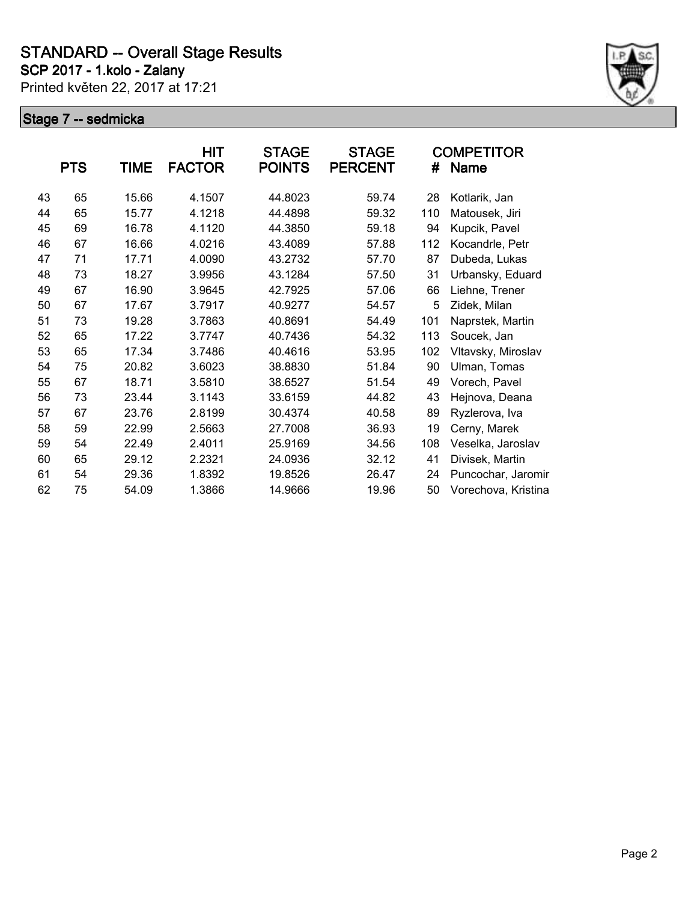# STANDARD -- Overall Stage Results

**SCP 2017 - 1.kolo - Zalany**

Printed květen 22, 2017 at 17:21

## Stage 7 -- sedmicka

| | PTS | TIME | HIT FACTOR | STAGE POINTS | STAGE PERCENT | # | COMPETITOR Name |
|---|---|---|---|---|---|---|---|
| 43 | 65 | 15.66 | 4.1507 | 44.8023 | 59.74 | 28 | Kotlarik, Jan |
| 44 | 65 | 15.77 | 4.1218 | 44.4898 | 59.32 | 110 | Matousek, Jiri |
| 45 | 69 | 16.78 | 4.1120 | 44.3850 | 59.18 | 94 | Kupcik, Pavel |
| 46 | 67 | 16.66 | 4.0216 | 43.4089 | 57.88 | 112 | Kocandrle, Petr |
| 47 | 71 | 17.71 | 4.0090 | 43.2732 | 57.70 | 87 | Dubeda, Lukas |
| 48 | 73 | 18.27 | 3.9956 | 43.1284 | 57.50 | 31 | Urbansky, Eduard |
| 49 | 67 | 16.90 | 3.9645 | 42.7925 | 57.06 | 66 | Liehne, Trener |
| 50 | 67 | 17.67 | 3.7917 | 40.9277 | 54.57 | 5 | Zidek, Milan |
| 51 | 73 | 19.28 | 3.7863 | 40.8691 | 54.49 | 101 | Naprstek, Martin |
| 52 | 65 | 17.22 | 3.7747 | 40.7436 | 54.32 | 113 | Soucek, Jan |
| 53 | 65 | 17.34 | 3.7486 | 40.4616 | 53.95 | 102 | Vltavsky, Miroslav |
| 54 | 75 | 20.82 | 3.6023 | 38.8830 | 51.84 | 90 | Ulman, Tomas |
| 55 | 67 | 18.71 | 3.5810 | 38.6527 | 51.54 | 49 | Vorech, Pavel |
| 56 | 73 | 23.44 | 3.1143 | 33.6159 | 44.82 | 43 | Hejnova, Deana |
| 57 | 67 | 23.76 | 2.8199 | 30.4374 | 40.58 | 89 | Ryzlerova, Iva |
| 58 | 59 | 22.99 | 2.5663 | 27.7008 | 36.93 | 19 | Cerny, Marek |
| 59 | 54 | 22.49 | 2.4011 | 25.9169 | 34.56 | 108 | Veselka, Jaroslav |
| 60 | 65 | 29.12 | 2.2321 | 24.0936 | 32.12 | 41 | Divisek, Martin |
| 61 | 54 | 29.36 | 1.8392 | 19.8526 | 26.47 | 24 | Puncochar, Jaromir |
| 62 | 75 | 54.09 | 1.3866 | 14.9666 | 19.96 | 50 | Vorechova, Kristina |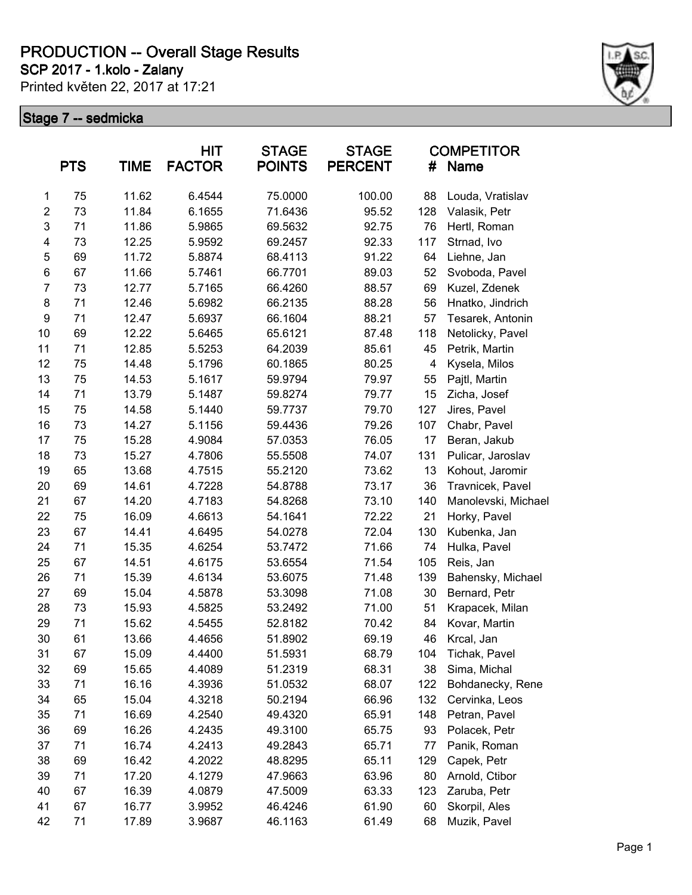# PRODUCTION -- Overall Stage Results

## SCP 2017 - 1.kolo - Zalany

Printed květen 22, 2017 at 17:21

### Stage 7 -- sedmicka

| | PTS | TIME | HIT FACTOR | STAGE POINTS | STAGE PERCENT | COMPETITOR # | Name |
|---|---|---|---|---|---|---|---|
| 1 | 75 | 11.62 | 6.4544 | 75.0000 | 100.00 | 88 | Louda, Vratislav |
| 2 | 73 | 11.84 | 6.1655 | 71.6436 | 95.52 | 128 | Valasik, Petr |
| 3 | 71 | 11.86 | 5.9865 | 69.5632 | 92.75 | 76 | Hertl, Roman |
| 4 | 73 | 12.25 | 5.9592 | 69.2457 | 92.33 | 117 | Strnad, Ivo |
| 5 | 69 | 11.72 | 5.8874 | 68.4113 | 91.22 | 64 | Liehne, Jan |
| 6 | 67 | 11.66 | 5.7461 | 66.7701 | 89.03 | 52 | Svoboda, Pavel |
| 7 | 73 | 12.77 | 5.7165 | 66.4260 | 88.57 | 69 | Kuzel, Zdenek |
| 8 | 71 | 12.46 | 5.6982 | 66.2135 | 88.28 | 56 | Hnatko, Jindrich |
| 9 | 71 | 12.47 | 5.6937 | 66.1604 | 88.21 | 57 | Tesarek, Antonin |
| 10 | 69 | 12.22 | 5.6465 | 65.6121 | 87.48 | 118 | Netolicky, Pavel |
| 11 | 71 | 12.85 | 5.5253 | 64.2039 | 85.61 | 45 | Petrik, Martin |
| 12 | 75 | 14.48 | 5.1796 | 60.1865 | 80.25 | 4 | Kysela, Milos |
| 13 | 75 | 14.53 | 5.1617 | 59.9794 | 79.97 | 55 | Pajtl, Martin |
| 14 | 71 | 13.79 | 5.1487 | 59.8274 | 79.77 | 15 | Zicha, Josef |
| 15 | 75 | 14.58 | 5.1440 | 59.7737 | 79.70 | 127 | Jires, Pavel |
| 16 | 73 | 14.27 | 5.1156 | 59.4436 | 79.26 | 107 | Chabr, Pavel |
| 17 | 75 | 15.28 | 4.9084 | 57.0353 | 76.05 | 17 | Beran, Jakub |
| 18 | 73 | 15.27 | 4.7806 | 55.5508 | 74.07 | 131 | Pulicar, Jaroslav |
| 19 | 65 | 13.68 | 4.7515 | 55.2120 | 73.62 | 13 | Kohout, Jaromir |
| 20 | 69 | 14.61 | 4.7228 | 54.8788 | 73.17 | 36 | Travnicek, Pavel |
| 21 | 67 | 14.20 | 4.7183 | 54.8268 | 73.10 | 140 | Manolevski, Michael |
| 22 | 75 | 16.09 | 4.6613 | 54.1641 | 72.22 | 21 | Horky, Pavel |
| 23 | 67 | 14.41 | 4.6495 | 54.0278 | 72.04 | 130 | Kubenka, Jan |
| 24 | 71 | 15.35 | 4.6254 | 53.7472 | 71.66 | 74 | Hulka, Pavel |
| 25 | 67 | 14.51 | 4.6175 | 53.6554 | 71.54 | 105 | Reis, Jan |
| 26 | 71 | 15.39 | 4.6134 | 53.6075 | 71.48 | 139 | Bahensky, Michael |
| 27 | 69 | 15.04 | 4.5878 | 53.3098 | 71.08 | 30 | Bernard, Petr |
| 28 | 73 | 15.93 | 4.5825 | 53.2492 | 71.00 | 51 | Krapacek, Milan |
| 29 | 71 | 15.62 | 4.5455 | 52.8182 | 70.42 | 84 | Kovar, Martin |
| 30 | 61 | 13.66 | 4.4656 | 51.8902 | 69.19 | 46 | Krcal, Jan |
| 31 | 67 | 15.09 | 4.4400 | 51.5931 | 68.79 | 104 | Tichak, Pavel |
| 32 | 69 | 15.65 | 4.4089 | 51.2319 | 68.31 | 38 | Sima, Michal |
| 33 | 71 | 16.16 | 4.3936 | 51.0532 | 68.07 | 122 | Bohdanecky, Rene |
| 34 | 65 | 15.04 | 4.3218 | 50.2194 | 66.96 | 132 | Cervinka, Leos |
| 35 | 71 | 16.69 | 4.2540 | 49.4320 | 65.91 | 148 | Petran, Pavel |
| 36 | 69 | 16.26 | 4.2435 | 49.3100 | 65.75 | 93 | Polacek, Petr |
| 37 | 71 | 16.74 | 4.2413 | 49.2843 | 65.71 | 77 | Panik, Roman |
| 38 | 69 | 16.42 | 4.2022 | 48.8295 | 65.11 | 129 | Capek, Petr |
| 39 | 71 | 17.20 | 4.1279 | 47.9663 | 63.96 | 80 | Arnold, Ctibor |
| 40 | 67 | 16.39 | 4.0879 | 47.5009 | 63.33 | 123 | Zaruba, Petr |
| 41 | 67 | 16.77 | 3.9952 | 46.4246 | 61.90 | 60 | Skorpil, Ales |
| 42 | 71 | 17.89 | 3.9687 | 46.1163 | 61.49 | 68 | Muzik, Pavel |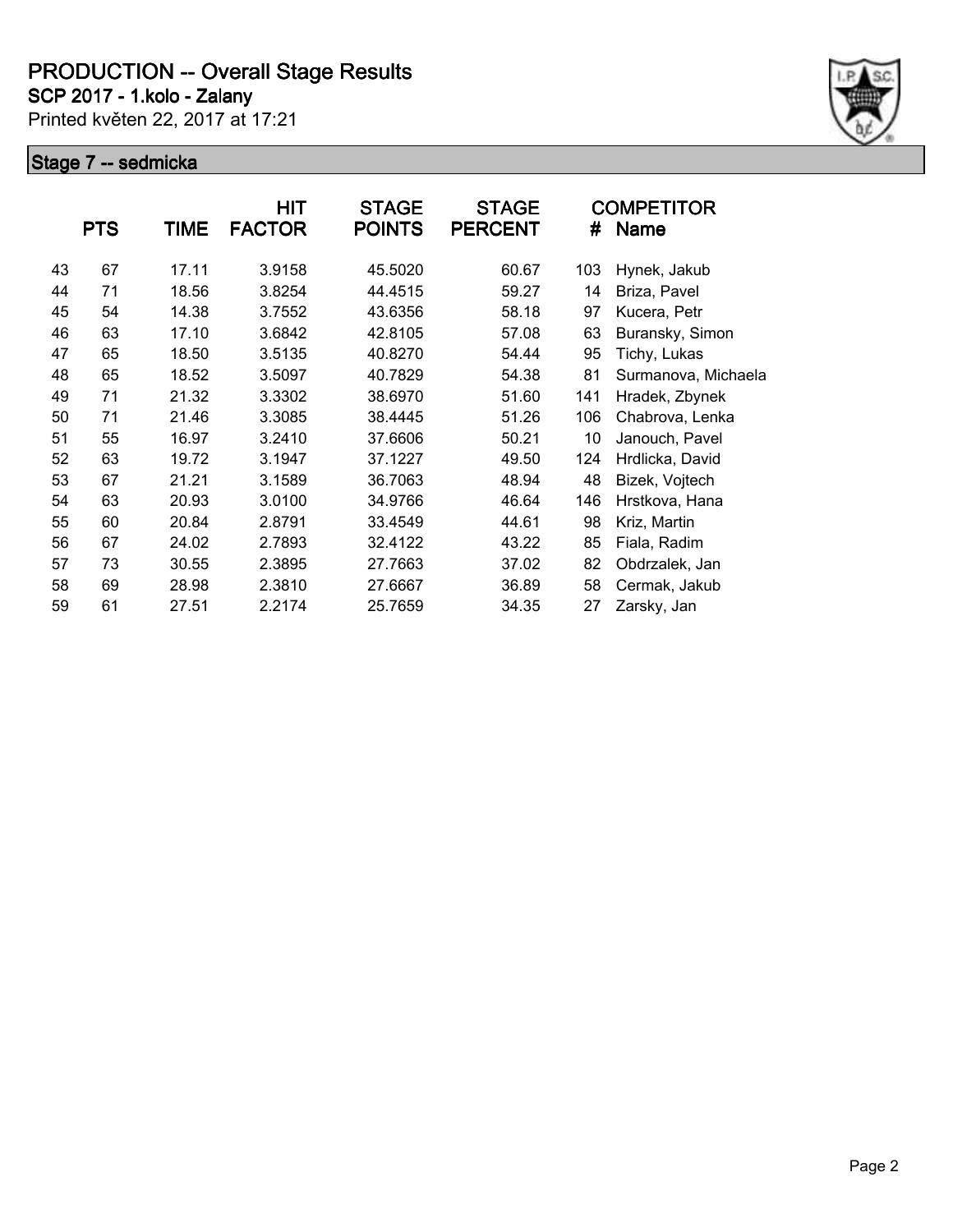# PRODUCTION -- Overall Stage Results

**SCP 2017 - 1.kolo - Zalany**

Printed květen 22, 2017 at 17:21

## Stage 7 -- sedmicka

| | PTS | TIME | HIT FACTOR | STAGE POINTS | STAGE PERCENT | # | COMPETITOR Name |
|---|---|---|---|---|---|---|---|
| 43 | 67 | 17.11 | 3.9158 | 45.5020 | 60.67 | 103 | Hynek, Jakub |
| 44 | 71 | 18.56 | 3.8254 | 44.4515 | 59.27 | 14 | Briza, Pavel |
| 45 | 54 | 14.38 | 3.7552 | 43.6356 | 58.18 | 97 | Kucera, Petr |
| 46 | 63 | 17.10 | 3.6842 | 42.8105 | 57.08 | 63 | Buransky, Simon |
| 47 | 65 | 18.50 | 3.5135 | 40.8270 | 54.44 | 95 | Tichy, Lukas |
| 48 | 65 | 18.52 | 3.5097 | 40.7829 | 54.38 | 81 | Surmanova, Michaela |
| 49 | 71 | 21.32 | 3.3302 | 38.6970 | 51.60 | 141 | Hradek, Zbynek |
| 50 | 71 | 21.46 | 3.3085 | 38.4445 | 51.26 | 106 | Chabrova, Lenka |
| 51 | 55 | 16.97 | 3.2410 | 37.6606 | 50.21 | 10 | Janouch, Pavel |
| 52 | 63 | 19.72 | 3.1947 | 37.1227 | 49.50 | 124 | Hrdlicka, David |
| 53 | 67 | 21.21 | 3.1589 | 36.7063 | 48.94 | 48 | Bizek, Vojtech |
| 54 | 63 | 20.93 | 3.0100 | 34.9766 | 46.64 | 146 | Hrstkova, Hana |
| 55 | 60 | 20.84 | 2.8791 | 33.4549 | 44.61 | 98 | Kriz, Martin |
| 56 | 67 | 24.02 | 2.7893 | 32.4122 | 43.22 | 85 | Fiala, Radim |
| 57 | 73 | 30.55 | 2.3895 | 27.7663 | 37.02 | 82 | Obdrzalek, Jan |
| 58 | 69 | 28.98 | 2.3810 | 27.6667 | 36.89 | 58 | Cermak, Jakub |
| 59 | 61 | 27.51 | 2.2174 | 25.7659 | 34.35 | 27 | Zarsky, Jan |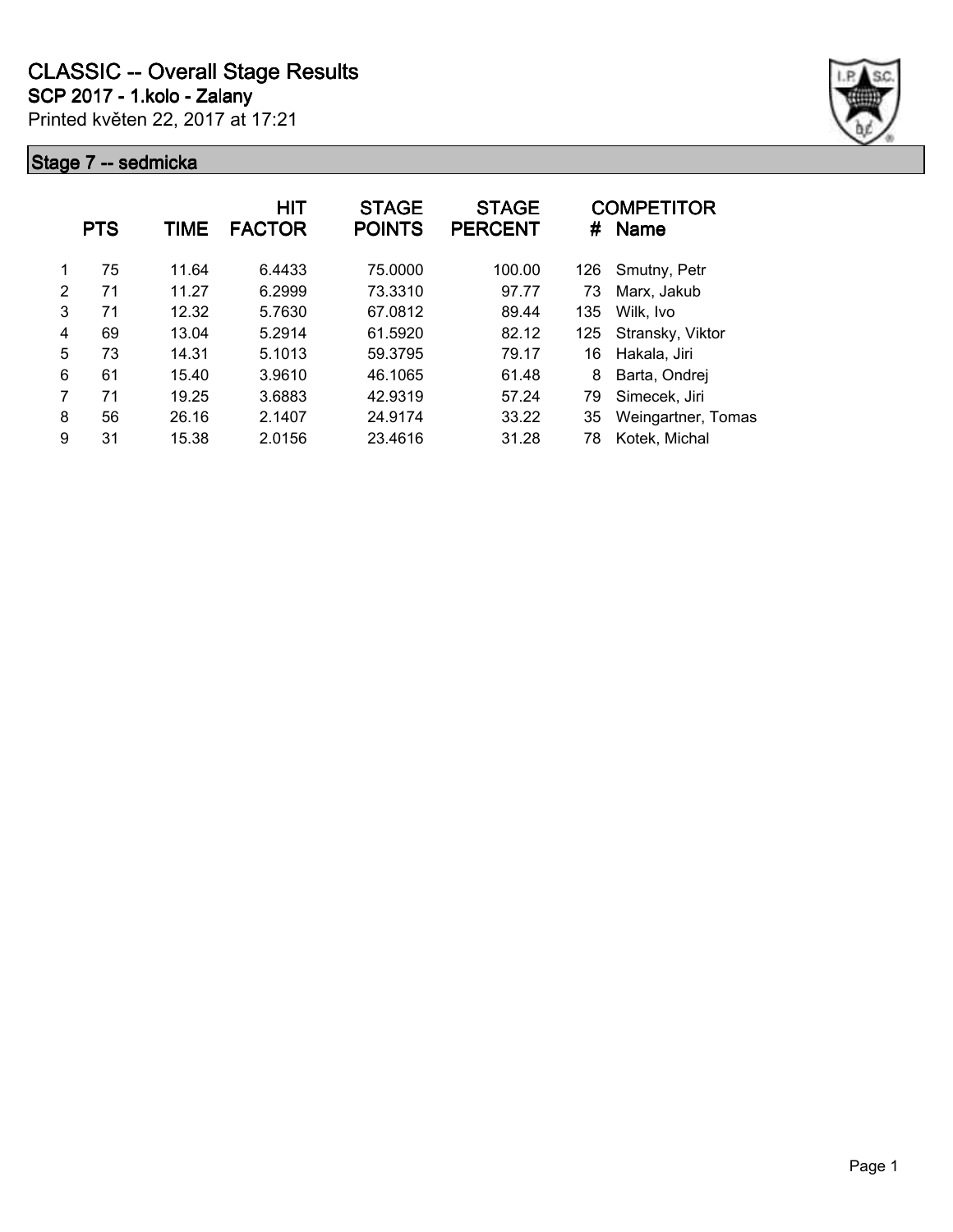# CLASSIC -- Overall Stage Results

## SCP 2017 - 1.kolo - Zalany

Printed květen 22, 2017 at 17:21

### Stage 7 -- sedmicka

| | PTS | TIME | HIT FACTOR | STAGE POINTS | STAGE PERCENT | # | COMPETITOR Name |
|---|---|---|---|---|---|---|---|
| 1 | 75 | 11.64 | 6.4433 | 75.0000 | 100.00 | 126 | Smutny, Petr |
| 2 | 71 | 11.27 | 6.2999 | 73.3310 | 97.77 | 73 | Marx, Jakub |
| 3 | 71 | 12.32 | 5.7630 | 67.0812 | 89.44 | 135 | Wilk, Ivo |
| 4 | 69 | 13.04 | 5.2914 | 61.5920 | 82.12 | 125 | Stransky, Viktor |
| 5 | 73 | 14.31 | 5.1013 | 59.3795 | 79.17 | 16 | Hakala, Jiri |
| 6 | 61 | 15.40 | 3.9610 | 46.1065 | 61.48 | 8 | Barta, Ondrej |
| 7 | 71 | 19.25 | 3.6883 | 42.9319 | 57.24 | 79 | Simecek, Jiri |
| 8 | 56 | 26.16 | 2.1407 | 24.9174 | 33.22 | 35 | Weingartner, Tomas |
| 9 | 31 | 15.38 | 2.0156 | 23.4616 | 31.28 | 78 | Kotek, Michal |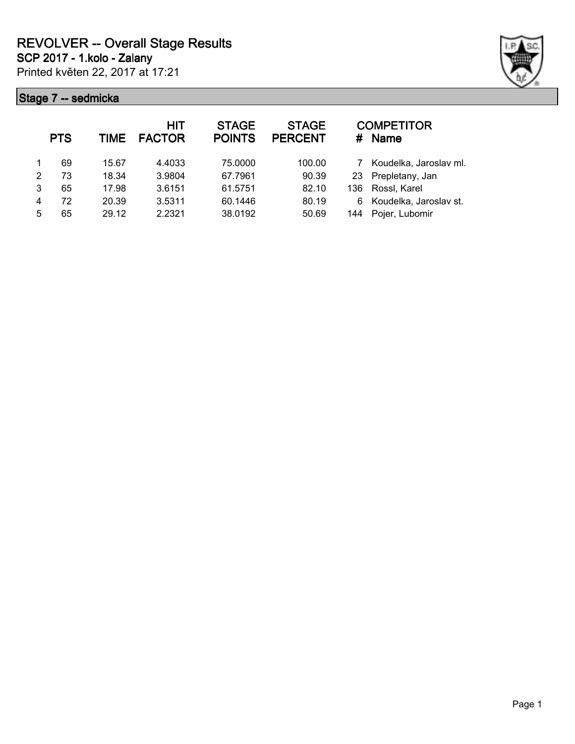# REVOLVER -- Overall Stage Results

**SCP 2017 - 1.kolo - Zalany**

Printed květen 22, 2017 at 17:21

## Stage 7 -- sedmicka

| | PTS | TIME | HIT FACTOR | STAGE POINTS | STAGE PERCENT | # | COMPETITOR Name |
|---|---|---|---|---|---|---|---|
| 1 | 69 | 15.67 | 4.4033 | 75.0000 | 100.00 | 7 | Koudelka, Jaroslav ml. |
| 2 | 73 | 18.34 | 3.9804 | 67.7961 | 90.39 | 23 | Prepletany, Jan |
| 3 | 65 | 17.98 | 3.6151 | 61.5751 | 82.10 | 136 | Rossl, Karel |
| 4 | 72 | 20.39 | 3.5311 | 60.1446 | 80.19 | 6 | Koudelka, Jaroslav st. |
| 5 | 65 | 29.12 | 2.2321 | 38.0192 | 50.69 | 144 | Pojer, Lubomir |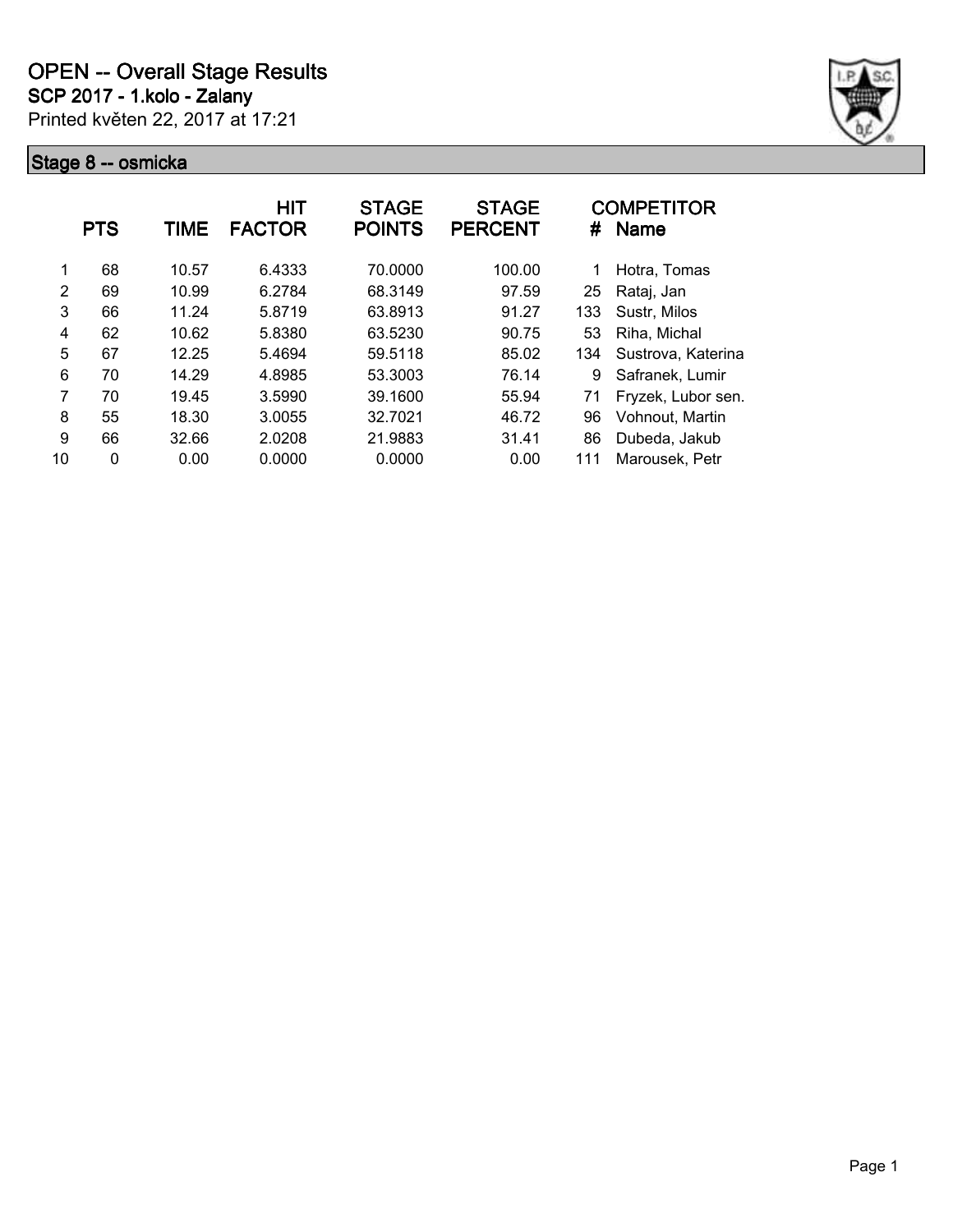# OPEN -- Overall Stage Results

**SCP 2017 - 1.kolo - Zalany**

Printed květen 22, 2017 at 17:21

## Stage 8 -- osmicka

| | PTS | TIME | HIT FACTOR | STAGE POINTS | STAGE PERCENT | # | COMPETITOR Name |
|---|---|---|---|---|---|---|---|
| 1 | 68 | 10.57 | 6.4333 | 70.0000 | 100.00 | 1 | Hotra, Tomas |
| 2 | 69 | 10.99 | 6.2784 | 68.3149 | 97.59 | 25 | Rataj, Jan |
| 3 | 66 | 11.24 | 5.8719 | 63.8913 | 91.27 | 133 | Sustr, Milos |
| 4 | 62 | 10.62 | 5.8380 | 63.5230 | 90.75 | 53 | Riha, Michal |
| 5 | 67 | 12.25 | 5.4694 | 59.5118 | 85.02 | 134 | Sustrova, Katerina |
| 6 | 70 | 14.29 | 4.8985 | 53.3003 | 76.14 | 9 | Safranek, Lumir |
| 7 | 70 | 19.45 | 3.5990 | 39.1600 | 55.94 | 71 | Fryzek, Lubor sen. |
| 8 | 55 | 18.30 | 3.0055 | 32.7021 | 46.72 | 96 | Vohnout, Martin |
| 9 | 66 | 32.66 | 2.0208 | 21.9883 | 31.41 | 86 | Dubeda, Jakub |
| 10 | 0 | 0.00 | 0.0000 | 0.0000 | 0.00 | 111 | Marousek, Petr |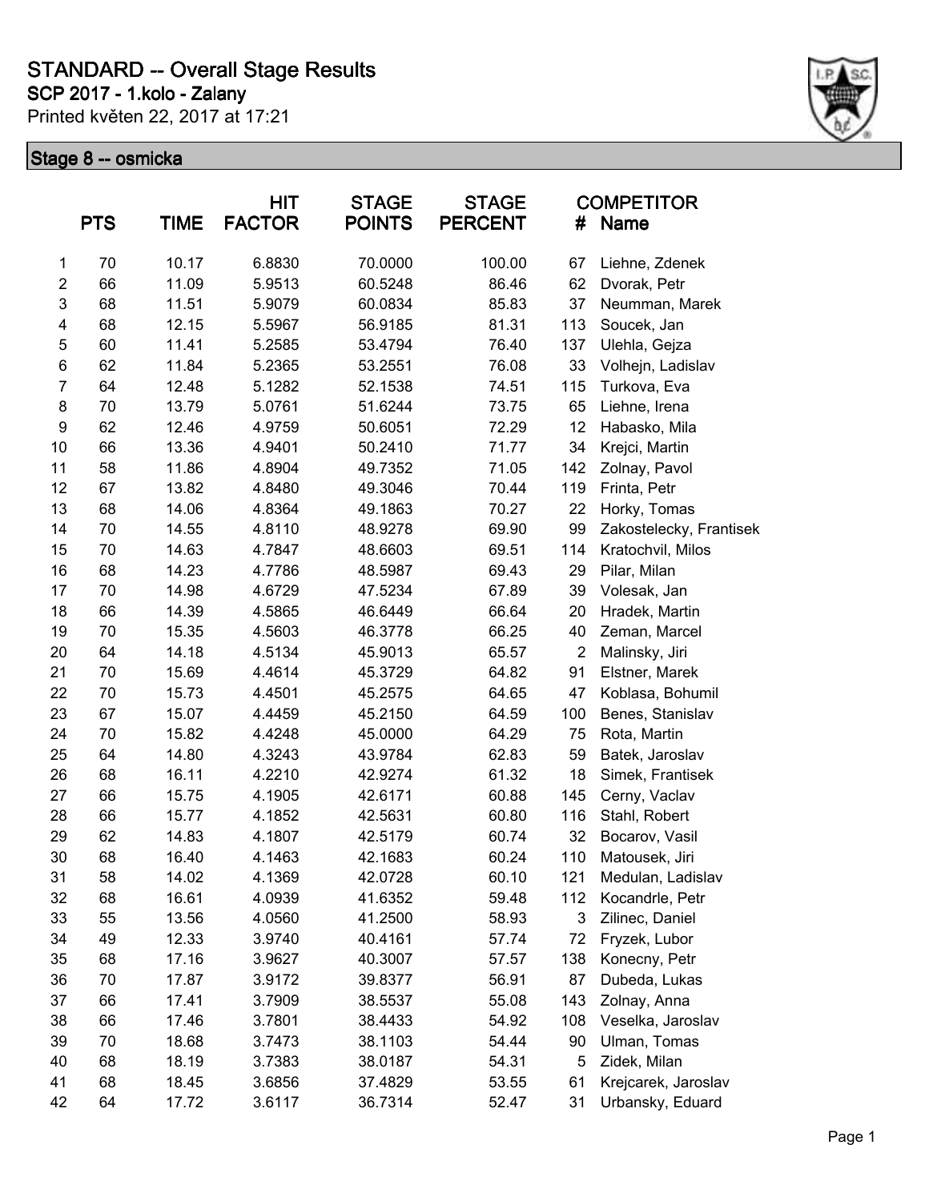# STANDARD -- Overall Stage Results

**SCP 2017 - 1.kolo - Zalany**

Printed květen 22, 2017 at 17:21

## Stage 8 -- osmicka

| | PTS | TIME | HIT FACTOR | STAGE POINTS | STAGE PERCENT | # | COMPETITOR Name |
|---|---|---|---|---|---|---|---|
| 1 | 70 | 10.17 | 6.8830 | 70.0000 | 100.00 | 67 | Liehne, Zdenek |
| 2 | 66 | 11.09 | 5.9513 | 60.5248 | 86.46 | 62 | Dvorak, Petr |
| 3 | 68 | 11.51 | 5.9079 | 60.0834 | 85.83 | 37 | Neumman, Marek |
| 4 | 68 | 12.15 | 5.5967 | 56.9185 | 81.31 | 113 | Soucek, Jan |
| 5 | 60 | 11.41 | 5.2585 | 53.4794 | 76.40 | 137 | Ulehla, Gejza |
| 6 | 62 | 11.84 | 5.2365 | 53.2551 | 76.08 | 33 | Volhejn, Ladislav |
| 7 | 64 | 12.48 | 5.1282 | 52.1538 | 74.51 | 115 | Turkova, Eva |
| 8 | 70 | 13.79 | 5.0761 | 51.6244 | 73.75 | 65 | Liehne, Irena |
| 9 | 62 | 12.46 | 4.9759 | 50.6051 | 72.29 | 12 | Habasko, Mila |
| 10 | 66 | 13.36 | 4.9401 | 50.2410 | 71.77 | 34 | Krejci, Martin |
| 11 | 58 | 11.86 | 4.8904 | 49.7352 | 71.05 | 142 | Zolnay, Pavol |
| 12 | 67 | 13.82 | 4.8480 | 49.3046 | 70.44 | 119 | Frinta, Petr |
| 13 | 68 | 14.06 | 4.8364 | 49.1863 | 70.27 | 22 | Horky, Tomas |
| 14 | 70 | 14.55 | 4.8110 | 48.9278 | 69.90 | 99 | Zakostelecky, Frantisek |
| 15 | 70 | 14.63 | 4.7847 | 48.6603 | 69.51 | 114 | Kratochvil, Milos |
| 16 | 68 | 14.23 | 4.7786 | 48.5987 | 69.43 | 29 | Pilar, Milan |
| 17 | 70 | 14.98 | 4.6729 | 47.5234 | 67.89 | 39 | Volesak, Jan |
| 18 | 66 | 14.39 | 4.5865 | 46.6449 | 66.64 | 20 | Hradek, Martin |
| 19 | 70 | 15.35 | 4.5603 | 46.3778 | 66.25 | 40 | Zeman, Marcel |
| 20 | 64 | 14.18 | 4.5134 | 45.9013 | 65.57 | 2 | Malinsky, Jiri |
| 21 | 70 | 15.69 | 4.4614 | 45.3729 | 64.82 | 91 | Elstner, Marek |
| 22 | 70 | 15.73 | 4.4501 | 45.2575 | 64.65 | 47 | Koblasa, Bohumil |
| 23 | 67 | 15.07 | 4.4459 | 45.2150 | 64.59 | 100 | Benes, Stanislav |
| 24 | 70 | 15.82 | 4.4248 | 45.0000 | 64.29 | 75 | Rota, Martin |
| 25 | 64 | 14.80 | 4.3243 | 43.9784 | 62.83 | 59 | Batek, Jaroslav |
| 26 | 68 | 16.11 | 4.2210 | 42.9274 | 61.32 | 18 | Simek, Frantisek |
| 27 | 66 | 15.75 | 4.1905 | 42.6171 | 60.88 | 145 | Cerny, Vaclav |
| 28 | 66 | 15.77 | 4.1852 | 42.5631 | 60.80 | 116 | Stahl, Robert |
| 29 | 62 | 14.83 | 4.1807 | 42.5179 | 60.74 | 32 | Bocarov, Vasil |
| 30 | 68 | 16.40 | 4.1463 | 42.1683 | 60.24 | 110 | Matousek, Jiri |
| 31 | 58 | 14.02 | 4.1369 | 42.0728 | 60.10 | 121 | Medulan, Ladislav |
| 32 | 68 | 16.61 | 4.0939 | 41.6352 | 59.48 | 112 | Kocandrle, Petr |
| 33 | 55 | 13.56 | 4.0560 | 41.2500 | 58.93 | 3 | Zilinec, Daniel |
| 34 | 49 | 12.33 | 3.9740 | 40.4161 | 57.74 | 72 | Fryzek, Lubor |
| 35 | 68 | 17.16 | 3.9627 | 40.3007 | 57.57 | 138 | Konecny, Petr |
| 36 | 70 | 17.87 | 3.9172 | 39.8377 | 56.91 | 87 | Dubeda, Lukas |
| 37 | 66 | 17.41 | 3.7909 | 38.5537 | 55.08 | 143 | Zolnay, Anna |
| 38 | 66 | 17.46 | 3.7801 | 38.4433 | 54.92 | 108 | Veselka, Jaroslav |
| 39 | 70 | 18.68 | 3.7473 | 38.1103 | 54.44 | 90 | Ulman, Tomas |
| 40 | 68 | 18.19 | 3.7383 | 38.0187 | 54.31 | 5 | Zidek, Milan |
| 41 | 68 | 18.45 | 3.6856 | 37.4829 | 53.55 | 61 | Krejcarek, Jaroslav |
| 42 | 64 | 17.72 | 3.6117 | 36.7314 | 52.47 | 31 | Urbansky, Eduard |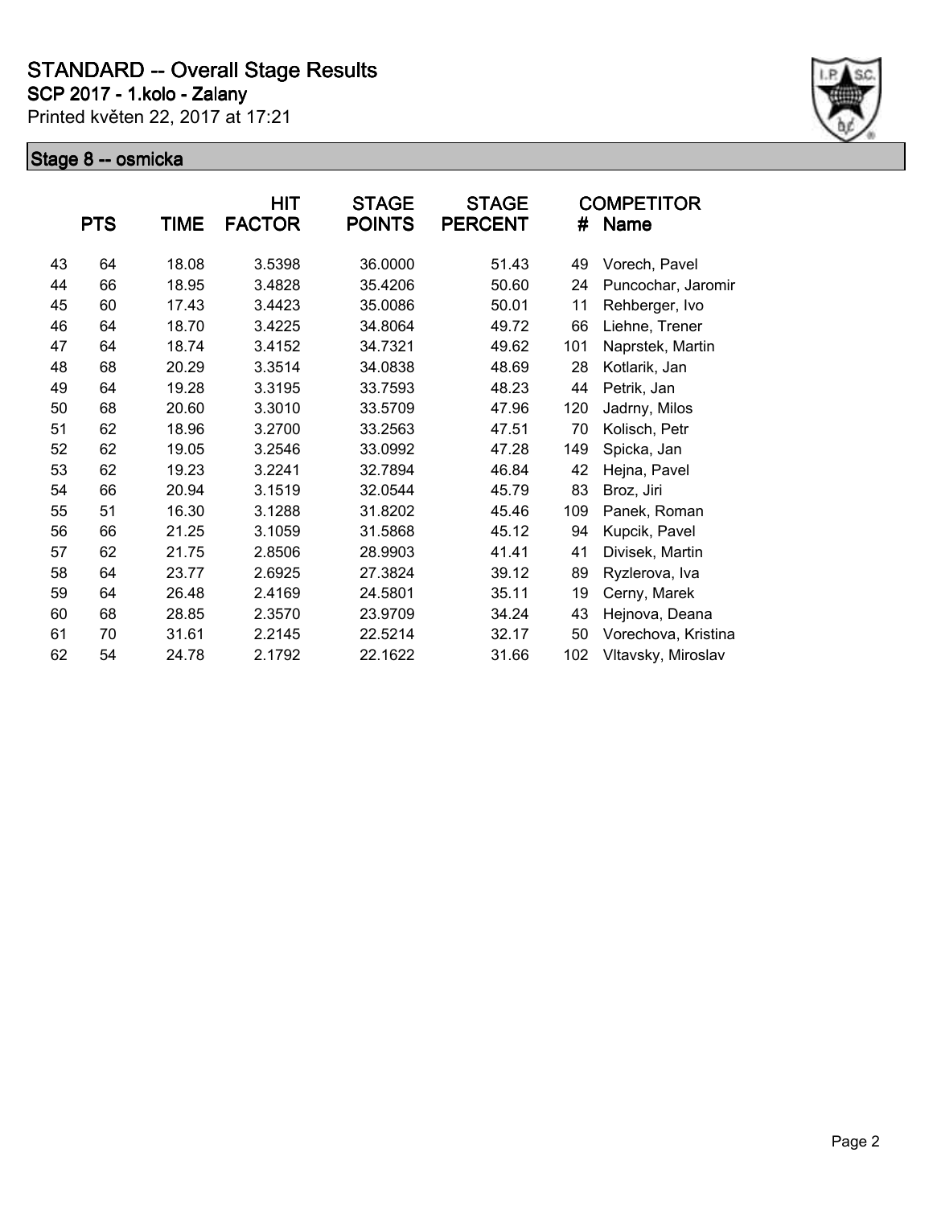# STANDARD -- Overall Stage Results

## SCP 2017 - 1.kolo - Zalany

Printed květen 22, 2017 at 17:21

### Stage 8 -- osmicka

| | PTS | TIME | HIT FACTOR | STAGE POINTS | STAGE PERCENT | # | COMPETITOR Name |
|---|---|---|---|---|---|---|---|
| 43 | 64 | 18.08 | 3.5398 | 36.0000 | 51.43 | 49 | Vorech, Pavel |
| 44 | 66 | 18.95 | 3.4828 | 35.4206 | 50.60 | 24 | Puncochar, Jaromir |
| 45 | 60 | 17.43 | 3.4423 | 35.0086 | 50.01 | 11 | Rehberger, Ivo |
| 46 | 64 | 18.70 | 3.4225 | 34.8064 | 49.72 | 66 | Liehne, Trener |
| 47 | 64 | 18.74 | 3.4152 | 34.7321 | 49.62 | 101 | Naprstek, Martin |
| 48 | 68 | 20.29 | 3.3514 | 34.0838 | 48.69 | 28 | Kotlarik, Jan |
| 49 | 64 | 19.28 | 3.3195 | 33.7593 | 48.23 | 44 | Petrik, Jan |
| 50 | 68 | 20.60 | 3.3010 | 33.5709 | 47.96 | 120 | Jadrny, Milos |
| 51 | 62 | 18.96 | 3.2700 | 33.2563 | 47.51 | 70 | Kolisch, Petr |
| 52 | 62 | 19.05 | 3.2546 | 33.0992 | 47.28 | 149 | Spicka, Jan |
| 53 | 62 | 19.23 | 3.2241 | 32.7894 | 46.84 | 42 | Hejna, Pavel |
| 54 | 66 | 20.94 | 3.1519 | 32.0544 | 45.79 | 83 | Broz, Jiri |
| 55 | 51 | 16.30 | 3.1288 | 31.8202 | 45.46 | 109 | Panek, Roman |
| 56 | 66 | 21.25 | 3.1059 | 31.5868 | 45.12 | 94 | Kupcik, Pavel |
| 57 | 62 | 21.75 | 2.8506 | 28.9903 | 41.41 | 41 | Divisek, Martin |
| 58 | 64 | 23.77 | 2.6925 | 27.3824 | 39.12 | 89 | Ryzlerova, Iva |
| 59 | 64 | 26.48 | 2.4169 | 24.5801 | 35.11 | 19 | Cerny, Marek |
| 60 | 68 | 28.85 | 2.3570 | 23.9709 | 34.24 | 43 | Hejnova, Deana |
| 61 | 70 | 31.61 | 2.2145 | 22.5214 | 32.17 | 50 | Vorechova, Kristina |
| 62 | 54 | 24.78 | 2.1792 | 22.1622 | 31.66 | 102 | Vltavsky, Miroslav |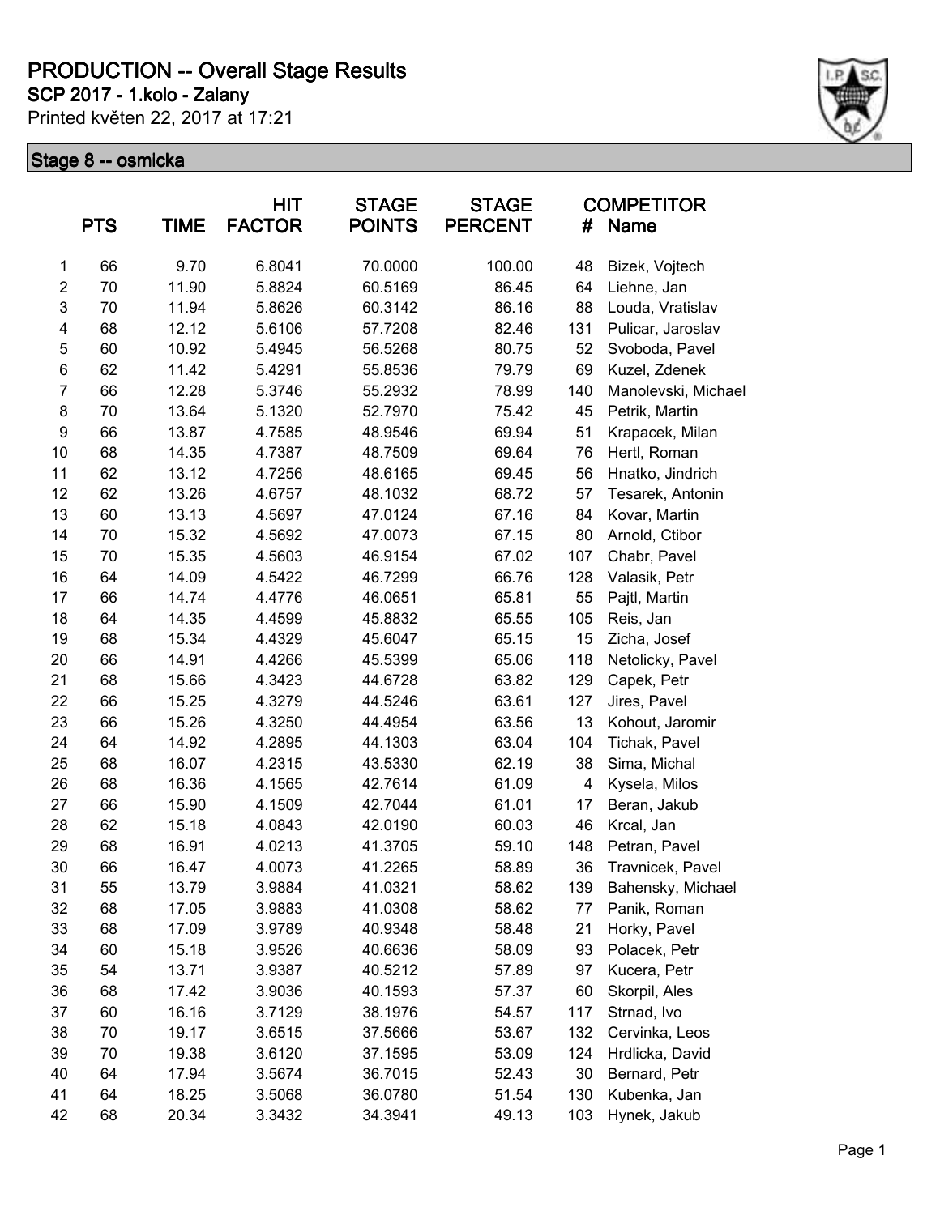# PRODUCTION -- Overall Stage Results

**SCP 2017 - 1.kolo - Zalany**

Printed květen 22, 2017 at 17:21

## Stage 8 -- osmicka

| | PTS | TIME | HIT FACTOR | STAGE POINTS | STAGE PERCENT | COMPETITOR # | Name |
|---|---|---|---|---|---|---|---|
| 1 | 66 | 9.70 | 6.8041 | 70.0000 | 100.00 | 48 | Bizek, Vojtech |
| 2 | 70 | 11.90 | 5.8824 | 60.5169 | 86.45 | 64 | Liehne, Jan |
| 3 | 70 | 11.94 | 5.8626 | 60.3142 | 86.16 | 88 | Louda, Vratislav |
| 4 | 68 | 12.12 | 5.6106 | 57.7208 | 82.46 | 131 | Pulicar, Jaroslav |
| 5 | 60 | 10.92 | 5.4945 | 56.5268 | 80.75 | 52 | Svoboda, Pavel |
| 6 | 62 | 11.42 | 5.4291 | 55.8536 | 79.79 | 69 | Kuzel, Zdenek |
| 7 | 66 | 12.28 | 5.3746 | 55.2932 | 78.99 | 140 | Manolevski, Michael |
| 8 | 70 | 13.64 | 5.1320 | 52.7970 | 75.42 | 45 | Petrik, Martin |
| 9 | 66 | 13.87 | 4.7585 | 48.9546 | 69.94 | 51 | Krapacek, Milan |
| 10 | 68 | 14.35 | 4.7387 | 48.7509 | 69.64 | 76 | Hertl, Roman |
| 11 | 62 | 13.12 | 4.7256 | 48.6165 | 69.45 | 56 | Hnatko, Jindrich |
| 12 | 62 | 13.26 | 4.6757 | 48.1032 | 68.72 | 57 | Tesarek, Antonin |
| 13 | 60 | 13.13 | 4.5697 | 47.0124 | 67.16 | 84 | Kovar, Martin |
| 14 | 70 | 15.32 | 4.5692 | 47.0073 | 67.15 | 80 | Arnold, Ctibor |
| 15 | 70 | 15.35 | 4.5603 | 46.9154 | 67.02 | 107 | Chabr, Pavel |
| 16 | 64 | 14.09 | 4.5422 | 46.7299 | 66.76 | 128 | Valasik, Petr |
| 17 | 66 | 14.74 | 4.4776 | 46.0651 | 65.81 | 55 | Pajtl, Martin |
| 18 | 64 | 14.35 | 4.4599 | 45.8832 | 65.55 | 105 | Reis, Jan |
| 19 | 68 | 15.34 | 4.4329 | 45.6047 | 65.15 | 15 | Zicha, Josef |
| 20 | 66 | 14.91 | 4.4266 | 45.5399 | 65.06 | 118 | Netolicky, Pavel |
| 21 | 68 | 15.66 | 4.3423 | 44.6728 | 63.82 | 129 | Capek, Petr |
| 22 | 66 | 15.25 | 4.3279 | 44.5246 | 63.61 | 127 | Jires, Pavel |
| 23 | 66 | 15.26 | 4.3250 | 44.4954 | 63.56 | 13 | Kohout, Jaromir |
| 24 | 64 | 14.92 | 4.2895 | 44.1303 | 63.04 | 104 | Tichak, Pavel |
| 25 | 68 | 16.07 | 4.2315 | 43.5330 | 62.19 | 38 | Sima, Michal |
| 26 | 68 | 16.36 | 4.1565 | 42.7614 | 61.09 | 4 | Kysela, Milos |
| 27 | 66 | 15.90 | 4.1509 | 42.7044 | 61.01 | 17 | Beran, Jakub |
| 28 | 62 | 15.18 | 4.0843 | 42.0190 | 60.03 | 46 | Krcal, Jan |
| 29 | 68 | 16.91 | 4.0213 | 41.3705 | 59.10 | 148 | Petran, Pavel |
| 30 | 66 | 16.47 | 4.0073 | 41.2265 | 58.89 | 36 | Travnicek, Pavel |
| 31 | 55 | 13.79 | 3.9884 | 41.0321 | 58.62 | 139 | Bahensky, Michael |
| 32 | 68 | 17.05 | 3.9883 | 41.0308 | 58.62 | 77 | Panik, Roman |
| 33 | 68 | 17.09 | 3.9789 | 40.9348 | 58.48 | 21 | Horky, Pavel |
| 34 | 60 | 15.18 | 3.9526 | 40.6636 | 58.09 | 93 | Polacek, Petr |
| 35 | 54 | 13.71 | 3.9387 | 40.5212 | 57.89 | 97 | Kucera, Petr |
| 36 | 68 | 17.42 | 3.9036 | 40.1593 | 57.37 | 60 | Skorpil, Ales |
| 37 | 60 | 16.16 | 3.7129 | 38.1976 | 54.57 | 117 | Strnad, Ivo |
| 38 | 70 | 19.17 | 3.6515 | 37.5666 | 53.67 | 132 | Cervinka, Leos |
| 39 | 70 | 19.38 | 3.6120 | 37.1595 | 53.09 | 124 | Hrdlicka, David |
| 40 | 64 | 17.94 | 3.5674 | 36.7015 | 52.43 | 30 | Bernard, Petr |
| 41 | 64 | 18.25 | 3.5068 | 36.0780 | 51.54 | 130 | Kubenka, Jan |
| 42 | 68 | 20.34 | 3.3432 | 34.3941 | 49.13 | 103 | Hynek, Jakub |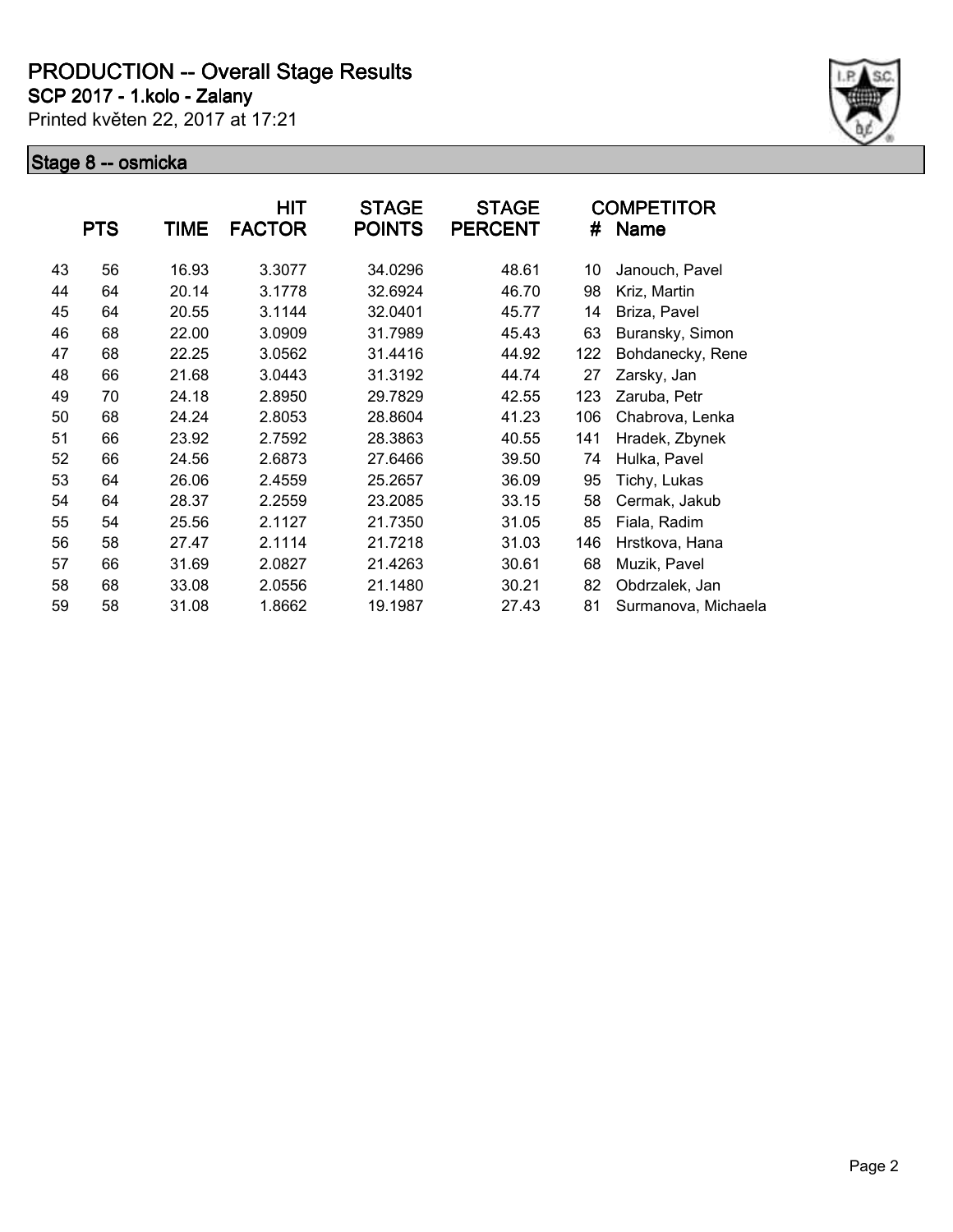# PRODUCTION -- Overall Stage Results

**SCP 2017 - 1.kolo - Zalany**

Printed květen 22, 2017 at 17:21

## Stage 8 -- osmicka

| | PTS | TIME | HIT FACTOR | STAGE POINTS | STAGE PERCENT | # | COMPETITOR Name |
|---|---|---|---|---|---|---|---|
| 43 | 56 | 16.93 | 3.3077 | 34.0296 | 48.61 | 10 | Janouch, Pavel |
| 44 | 64 | 20.14 | 3.1778 | 32.6924 | 46.70 | 98 | Kriz, Martin |
| 45 | 64 | 20.55 | 3.1144 | 32.0401 | 45.77 | 14 | Briza, Pavel |
| 46 | 68 | 22.00 | 3.0909 | 31.7989 | 45.43 | 63 | Buransky, Simon |
| 47 | 68 | 22.25 | 3.0562 | 31.4416 | 44.92 | 122 | Bohdanecky, Rene |
| 48 | 66 | 21.68 | 3.0443 | 31.3192 | 44.74 | 27 | Zarsky, Jan |
| 49 | 70 | 24.18 | 2.8950 | 29.7829 | 42.55 | 123 | Zaruba, Petr |
| 50 | 68 | 24.24 | 2.8053 | 28.8604 | 41.23 | 106 | Chabrova, Lenka |
| 51 | 66 | 23.92 | 2.7592 | 28.3863 | 40.55 | 141 | Hradek, Zbynek |
| 52 | 66 | 24.56 | 2.6873 | 27.6466 | 39.50 | 74 | Hulka, Pavel |
| 53 | 64 | 26.06 | 2.4559 | 25.2657 | 36.09 | 95 | Tichy, Lukas |
| 54 | 64 | 28.37 | 2.2559 | 23.2085 | 33.15 | 58 | Cermak, Jakub |
| 55 | 54 | 25.56 | 2.1127 | 21.7350 | 31.05 | 85 | Fiala, Radim |
| 56 | 58 | 27.47 | 2.1114 | 21.7218 | 31.03 | 146 | Hrstkova, Hana |
| 57 | 66 | 31.69 | 2.0827 | 21.4263 | 30.61 | 68 | Muzik, Pavel |
| 58 | 68 | 33.08 | 2.0556 | 21.1480 | 30.21 | 82 | Obdrzalek, Jan |
| 59 | 58 | 31.08 | 1.8662 | 19.1987 | 27.43 | 81 | Surmanova, Michaela |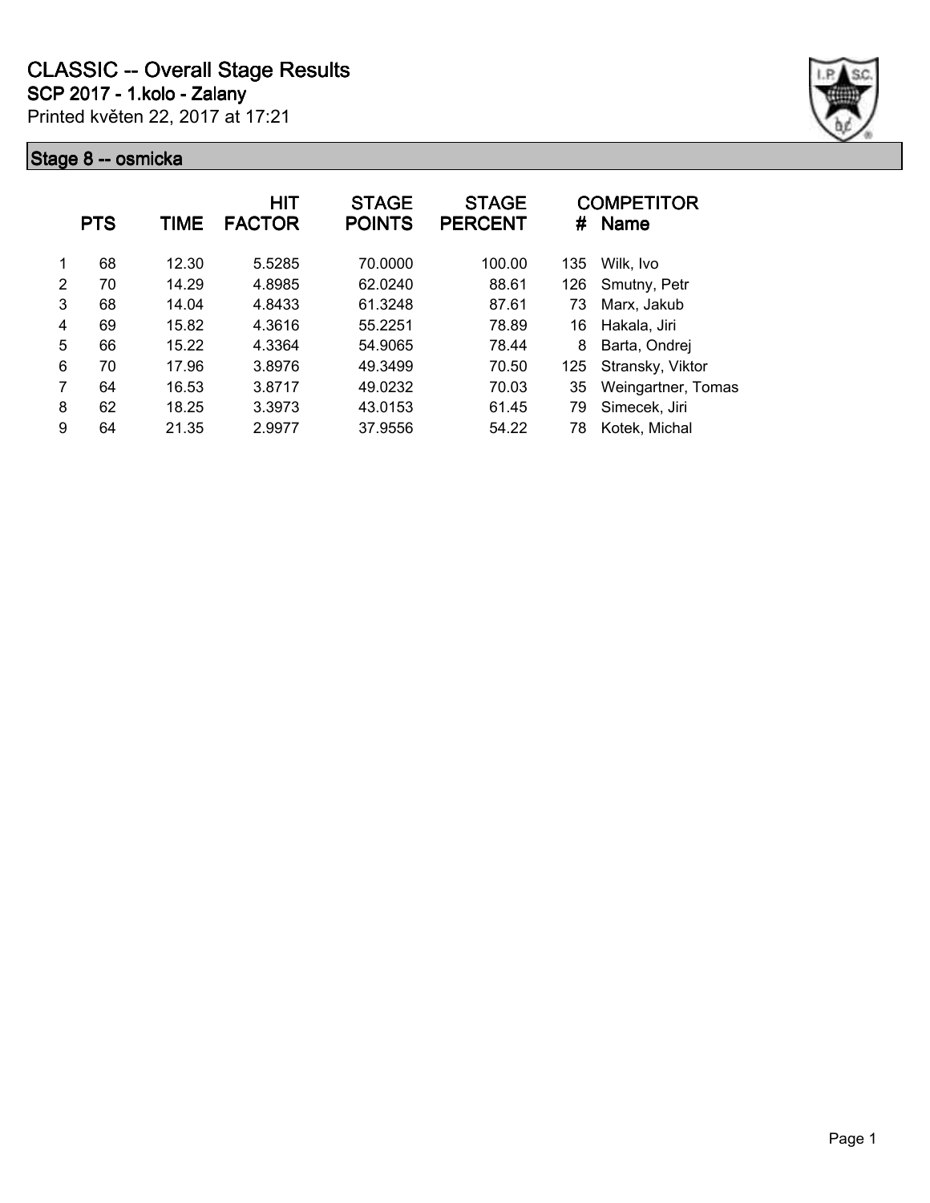# CLASSIC -- Overall Stage Results

**SCP 2017 - 1.kolo - Zalany**

Printed květen 22, 2017 at 17:21

## Stage 8 -- osmicka

| | PTS | TIME | HIT FACTOR | STAGE POINTS | STAGE PERCENT | # | COMPETITOR Name |
|---|---|---|---|---|---|---|---|
| 1 | 68 | 12.30 | 5.5285 | 70.0000 | 100.00 | 135 | Wilk, Ivo |
| 2 | 70 | 14.29 | 4.8985 | 62.0240 | 88.61 | 126 | Smutny, Petr |
| 3 | 68 | 14.04 | 4.8433 | 61.3248 | 87.61 | 73 | Marx, Jakub |
| 4 | 69 | 15.82 | 4.3616 | 55.2251 | 78.89 | 16 | Hakala, Jiri |
| 5 | 66 | 15.22 | 4.3364 | 54.9065 | 78.44 | 8 | Barta, Ondrej |
| 6 | 70 | 17.96 | 3.8976 | 49.3499 | 70.50 | 125 | Stransky, Viktor |
| 7 | 64 | 16.53 | 3.8717 | 49.0232 | 70.03 | 35 | Weingartner, Tomas |
| 8 | 62 | 18.25 | 3.3973 | 43.0153 | 61.45 | 79 | Simecek, Jiri |
| 9 | 64 | 21.35 | 2.9977 | 37.9556 | 54.22 | 78 | Kotek, Michal |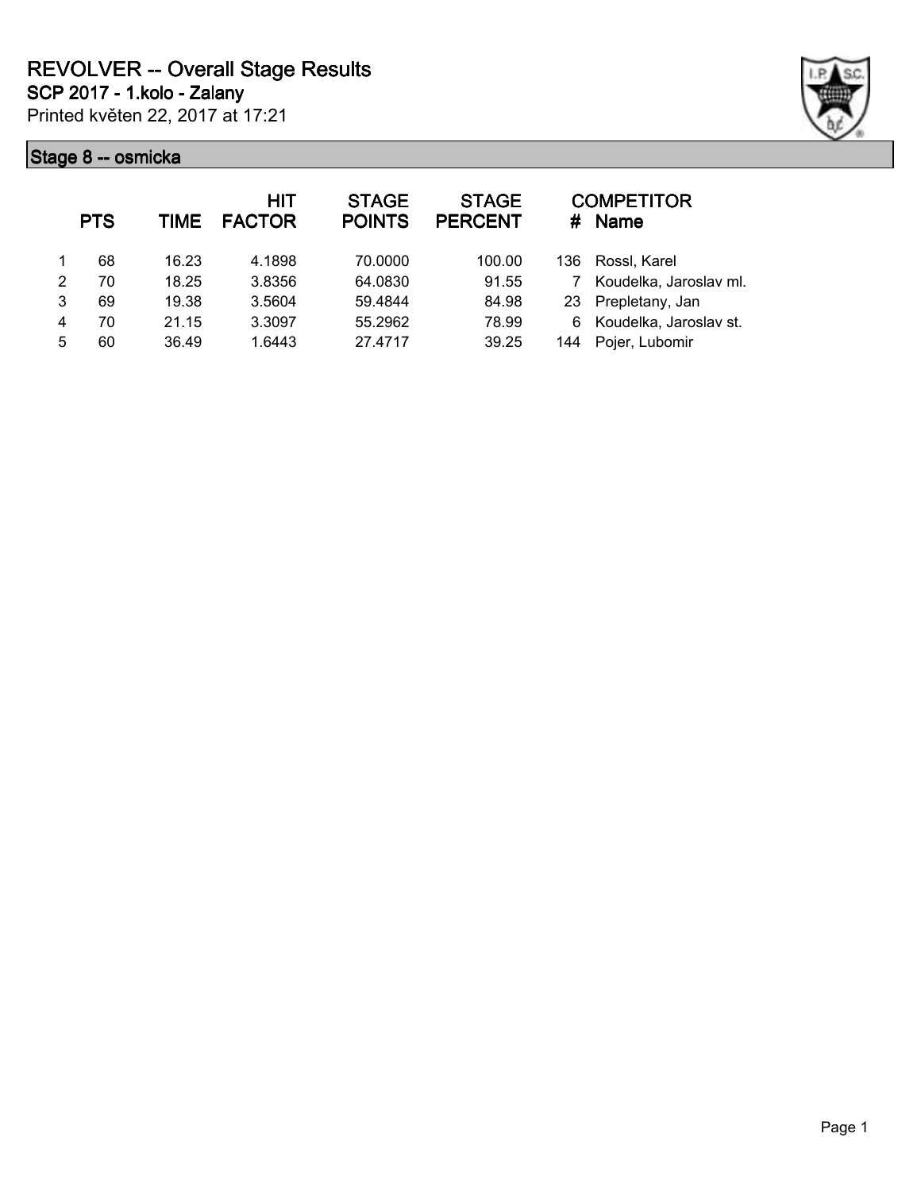# REVOLVER -- Overall Stage Results

**SCP 2017 - 1.kolo - Zalany**

Printed květen 22, 2017 at 17:21

## Stage 8 -- osmicka

| | PTS | TIME | HIT FACTOR | STAGE POINTS | STAGE PERCENT | # | COMPETITOR Name |
|---|---|---|---|---|---|---|---|
| 1 | 68 | 16.23 | 4.1898 | 70.0000 | 100.00 | 136 | Rossl, Karel |
| 2 | 70 | 18.25 | 3.8356 | 64.0830 | 91.55 | 7 | Koudelka, Jaroslav ml. |
| 3 | 69 | 19.38 | 3.5604 | 59.4844 | 84.98 | 23 | Prepletany, Jan |
| 4 | 70 | 21.15 | 3.3097 | 55.2962 | 78.99 | 6 | Koudelka, Jaroslav st. |
| 5 | 60 | 36.49 | 1.6443 | 27.4717 | 39.25 | 144 | Pojer, Lubomir |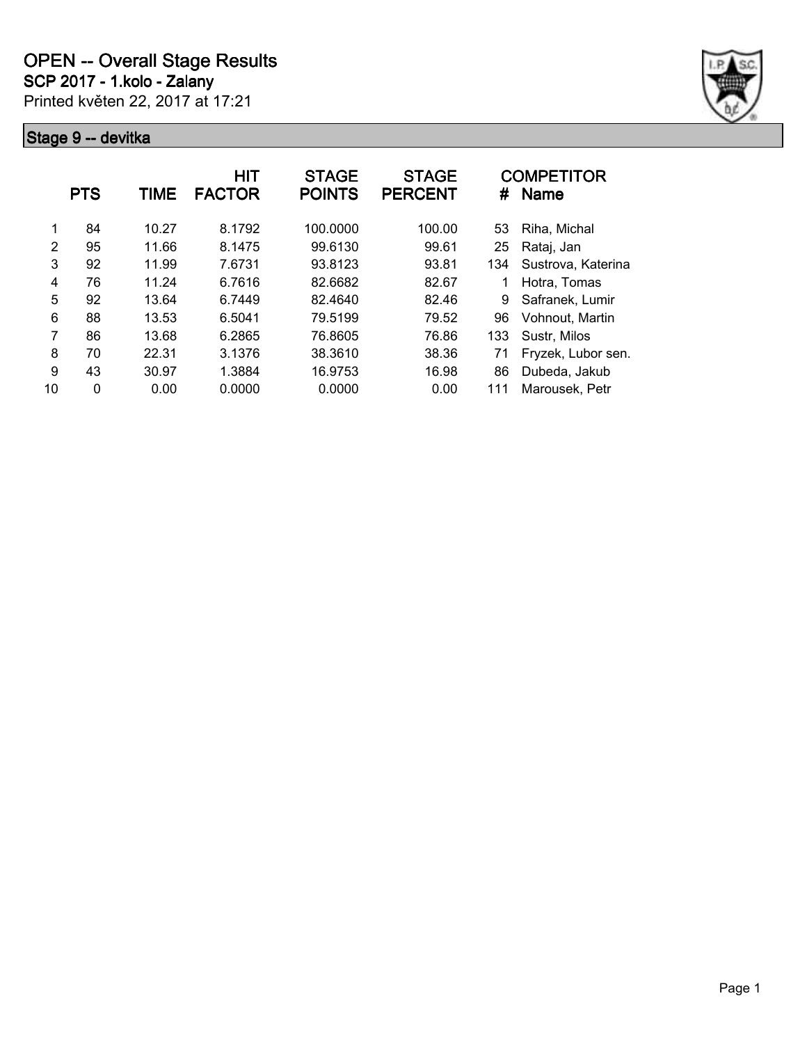# OPEN -- Overall Stage Results

## SCP 2017 - 1.kolo - Zalany

Printed květen 22, 2017 at 17:21

### Stage 9 -- devitka

| | PTS | TIME | HIT FACTOR | STAGE POINTS | STAGE PERCENT | # | COMPETITOR Name |
|---|---|---|---|---|---|---|---|
| 1 | 84 | 10.27 | 8.1792 | 100.0000 | 100.00 | 53 | Riha, Michal |
| 2 | 95 | 11.66 | 8.1475 | 99.6130 | 99.61 | 25 | Rataj, Jan |
| 3 | 92 | 11.99 | 7.6731 | 93.8123 | 93.81 | 134 | Sustrova, Katerina |
| 4 | 76 | 11.24 | 6.7616 | 82.6682 | 82.67 | 1 | Hotra, Tomas |
| 5 | 92 | 13.64 | 6.7449 | 82.4640 | 82.46 | 9 | Safranek, Lumir |
| 6 | 88 | 13.53 | 6.5041 | 79.5199 | 79.52 | 96 | Vohnout, Martin |
| 7 | 86 | 13.68 | 6.2865 | 76.8605 | 76.86 | 133 | Sustr, Milos |
| 8 | 70 | 22.31 | 3.1376 | 38.3610 | 38.36 | 71 | Fryzek, Lubor sen. |
| 9 | 43 | 30.97 | 1.3884 | 16.9753 | 16.98 | 86 | Dubeda, Jakub |
| 10 | 0 | 0.00 | 0.0000 | 0.0000 | 0.00 | 111 | Marousek, Petr |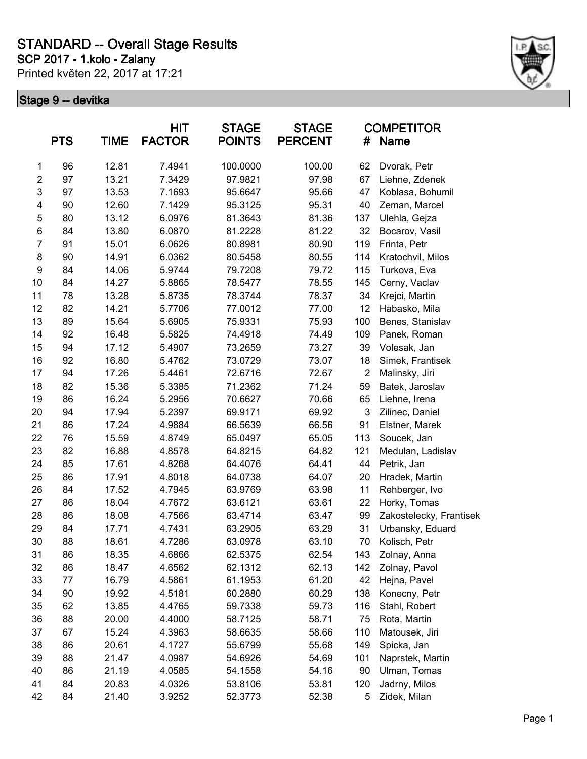# STANDARD -- Overall Stage Results

## SCP 2017 - 1.kolo - Zalany

Printed květen 22, 2017 at 17:21

### Stage 9 -- devitka

| | PTS | TIME | HIT FACTOR | STAGE POINTS | STAGE PERCENT | # | Name |
|---|---|---|---|---|---|---|---|
| 1 | 96 | 12.81 | 7.4941 | 100.0000 | 100.00 | 62 | Dvorak, Petr |
| 2 | 97 | 13.21 | 7.3429 | 97.9821 | 97.98 | 67 | Liehne, Zdenek |
| 3 | 97 | 13.53 | 7.1693 | 95.6647 | 95.66 | 47 | Koblasa, Bohumil |
| 4 | 90 | 12.60 | 7.1429 | 95.3125 | 95.31 | 40 | Zeman, Marcel |
| 5 | 80 | 13.12 | 6.0976 | 81.3643 | 81.36 | 137 | Ulehla, Gejza |
| 6 | 84 | 13.80 | 6.0870 | 81.2228 | 81.22 | 32 | Bocarov, Vasil |
| 7 | 91 | 15.01 | 6.0626 | 80.8981 | 80.90 | 119 | Frinta, Petr |
| 8 | 90 | 14.91 | 6.0362 | 80.5458 | 80.55 | 114 | Kratochvil, Milos |
| 9 | 84 | 14.06 | 5.9744 | 79.7208 | 79.72 | 115 | Turkova, Eva |
| 10 | 84 | 14.27 | 5.8865 | 78.5477 | 78.55 | 145 | Cerny, Vaclav |
| 11 | 78 | 13.28 | 5.8735 | 78.3744 | 78.37 | 34 | Krejci, Martin |
| 12 | 82 | 14.21 | 5.7706 | 77.0012 | 77.00 | 12 | Habasko, Mila |
| 13 | 89 | 15.64 | 5.6905 | 75.9331 | 75.93 | 100 | Benes, Stanislav |
| 14 | 92 | 16.48 | 5.5825 | 74.4918 | 74.49 | 109 | Panek, Roman |
| 15 | 94 | 17.12 | 5.4907 | 73.2659 | 73.27 | 39 | Volesak, Jan |
| 16 | 92 | 16.80 | 5.4762 | 73.0729 | 73.07 | 18 | Simek, Frantisek |
| 17 | 94 | 17.26 | 5.4461 | 72.6716 | 72.67 | 2 | Malinsky, Jiri |
| 18 | 82 | 15.36 | 5.3385 | 71.2362 | 71.24 | 59 | Batek, Jaroslav |
| 19 | 86 | 16.24 | 5.2956 | 70.6627 | 70.66 | 65 | Liehne, Irena |
| 20 | 94 | 17.94 | 5.2397 | 69.9171 | 69.92 | 3 | Zilinec, Daniel |
| 21 | 86 | 17.24 | 4.9884 | 66.5639 | 66.56 | 91 | Elstner, Marek |
| 22 | 76 | 15.59 | 4.8749 | 65.0497 | 65.05 | 113 | Soucek, Jan |
| 23 | 82 | 16.88 | 4.8578 | 64.8215 | 64.82 | 121 | Medulan, Ladislav |
| 24 | 85 | 17.61 | 4.8268 | 64.4076 | 64.41 | 44 | Petrik, Jan |
| 25 | 86 | 17.91 | 4.8018 | 64.0738 | 64.07 | 20 | Hradek, Martin |
| 26 | 84 | 17.52 | 4.7945 | 63.9769 | 63.98 | 11 | Rehberger, Ivo |
| 27 | 86 | 18.04 | 4.7672 | 63.6121 | 63.61 | 22 | Horky, Tomas |
| 28 | 86 | 18.08 | 4.7566 | 63.4714 | 63.47 | 99 | Zakostelecky, Frantisek |
| 29 | 84 | 17.71 | 4.7431 | 63.2905 | 63.29 | 31 | Urbansky, Eduard |
| 30 | 88 | 18.61 | 4.7286 | 63.0978 | 63.10 | 70 | Kolisch, Petr |
| 31 | 86 | 18.35 | 4.6866 | 62.5375 | 62.54 | 143 | Zolnay, Anna |
| 32 | 86 | 18.47 | 4.6562 | 62.1312 | 62.13 | 142 | Zolnay, Pavol |
| 33 | 77 | 16.79 | 4.5861 | 61.1953 | 61.20 | 42 | Hejna, Pavel |
| 34 | 90 | 19.92 | 4.5181 | 60.2880 | 60.29 | 138 | Konecny, Petr |
| 35 | 62 | 13.85 | 4.4765 | 59.7338 | 59.73 | 116 | Stahl, Robert |
| 36 | 88 | 20.00 | 4.4000 | 58.7125 | 58.71 | 75 | Rota, Martin |
| 37 | 67 | 15.24 | 4.3963 | 58.6635 | 58.66 | 110 | Matousek, Jiri |
| 38 | 86 | 20.61 | 4.1727 | 55.6799 | 55.68 | 149 | Spicka, Jan |
| 39 | 88 | 21.47 | 4.0987 | 54.6926 | 54.69 | 101 | Naprstek, Martin |
| 40 | 86 | 21.19 | 4.0585 | 54.1558 | 54.16 | 90 | Ulman, Tomas |
| 41 | 84 | 20.83 | 4.0326 | 53.8106 | 53.81 | 120 | Jadrny, Milos |
| 42 | 84 | 21.40 | 3.9252 | 52.3773 | 52.38 | 5 | Zidek, Milan |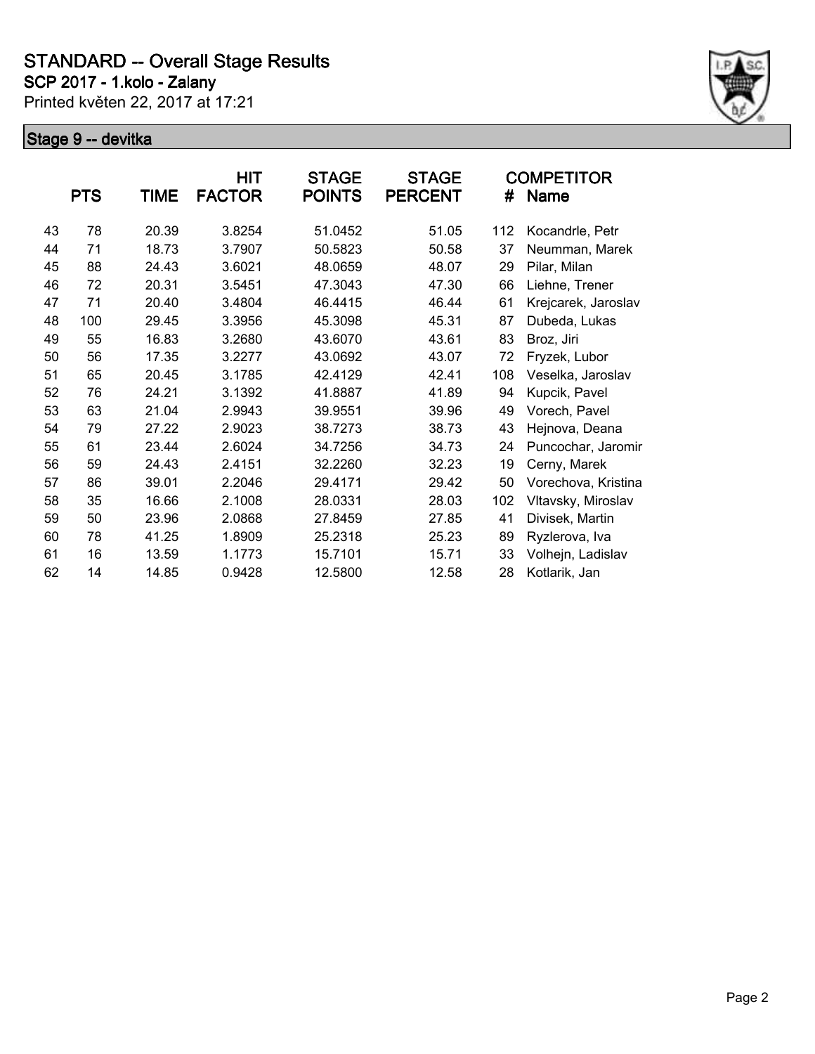# STANDARD -- Overall Stage Results

**SCP 2017 - 1.kolo - Zalany**

Printed květen 22, 2017 at 17:21

## Stage 9 -- devitka

| | PTS | TIME | HIT FACTOR | STAGE POINTS | STAGE PERCENT | # | COMPETITOR Name |
|---|---|---|---|---|---|---|---|
| 43 | 78 | 20.39 | 3.8254 | 51.0452 | 51.05 | 112 | Kocandrle, Petr |
| 44 | 71 | 18.73 | 3.7907 | 50.5823 | 50.58 | 37 | Neumman, Marek |
| 45 | 88 | 24.43 | 3.6021 | 48.0659 | 48.07 | 29 | Pilar, Milan |
| 46 | 72 | 20.31 | 3.5451 | 47.3043 | 47.30 | 66 | Liehne, Trener |
| 47 | 71 | 20.40 | 3.4804 | 46.4415 | 46.44 | 61 | Krejcarek, Jaroslav |
| 48 | 100 | 29.45 | 3.3956 | 45.3098 | 45.31 | 87 | Dubeda, Lukas |
| 49 | 55 | 16.83 | 3.2680 | 43.6070 | 43.61 | 83 | Broz, Jiri |
| 50 | 56 | 17.35 | 3.2277 | 43.0692 | 43.07 | 72 | Fryzek, Lubor |
| 51 | 65 | 20.45 | 3.1785 | 42.4129 | 42.41 | 108 | Veselka, Jaroslav |
| 52 | 76 | 24.21 | 3.1392 | 41.8887 | 41.89 | 94 | Kupcik, Pavel |
| 53 | 63 | 21.04 | 2.9943 | 39.9551 | 39.96 | 49 | Vorech, Pavel |
| 54 | 79 | 27.22 | 2.9023 | 38.7273 | 38.73 | 43 | Hejnova, Deana |
| 55 | 61 | 23.44 | 2.6024 | 34.7256 | 34.73 | 24 | Puncochar, Jaromir |
| 56 | 59 | 24.43 | 2.4151 | 32.2260 | 32.23 | 19 | Cerny, Marek |
| 57 | 86 | 39.01 | 2.2046 | 29.4171 | 29.42 | 50 | Vorechova, Kristina |
| 58 | 35 | 16.66 | 2.1008 | 28.0331 | 28.03 | 102 | Vltavsky, Miroslav |
| 59 | 50 | 23.96 | 2.0868 | 27.8459 | 27.85 | 41 | Divisek, Martin |
| 60 | 78 | 41.25 | 1.8909 | 25.2318 | 25.23 | 89 | Ryzlerova, Iva |
| 61 | 16 | 13.59 | 1.1773 | 15.7101 | 15.71 | 33 | Volhejn, Ladislav |
| 62 | 14 | 14.85 | 0.9428 | 12.5800 | 12.58 | 28 | Kotlarik, Jan |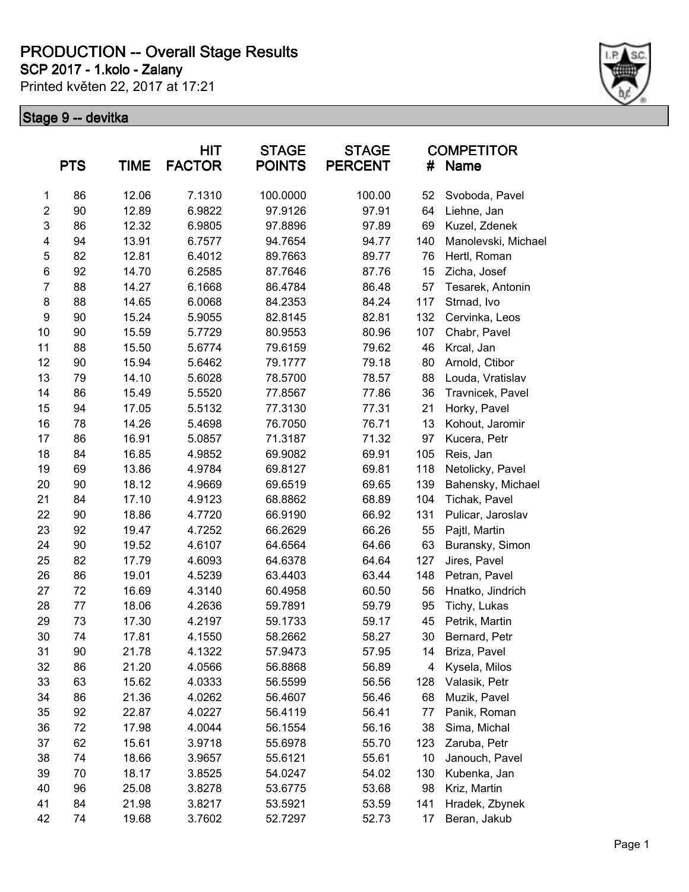# PRODUCTION -- Overall Stage Results

**SCP 2017 - 1.kolo - Zalany**

Printed květen 22, 2017 at 17:21

## Stage 9 -- devitka

| | PTS | TIME | HIT FACTOR | STAGE POINTS | STAGE PERCENT | # | COMPETITOR Name |
|---|---|---|---|---|---|---|---|
| 1 | 86 | 12.06 | 7.1310 | 100.0000 | 100.00 | 52 | Svoboda, Pavel |
| 2 | 90 | 12.89 | 6.9822 | 97.9126 | 97.91 | 64 | Liehne, Jan |
| 3 | 86 | 12.32 | 6.9805 | 97.8896 | 97.89 | 69 | Kuzel, Zdenek |
| 4 | 94 | 13.91 | 6.7577 | 94.7654 | 94.77 | 140 | Manolevski, Michael |
| 5 | 82 | 12.81 | 6.4012 | 89.7663 | 89.77 | 76 | Hertl, Roman |
| 6 | 92 | 14.70 | 6.2585 | 87.7646 | 87.76 | 15 | Zicha, Josef |
| 7 | 88 | 14.27 | 6.1668 | 86.4784 | 86.48 | 57 | Tesarek, Antonin |
| 8 | 88 | 14.65 | 6.0068 | 84.2353 | 84.24 | 117 | Strnad, Ivo |
| 9 | 90 | 15.24 | 5.9055 | 82.8145 | 82.81 | 132 | Cervinka, Leos |
| 10 | 90 | 15.59 | 5.7729 | 80.9553 | 80.96 | 107 | Chabr, Pavel |
| 11 | 88 | 15.50 | 5.6774 | 79.6159 | 79.62 | 46 | Krcal, Jan |
| 12 | 90 | 15.94 | 5.6462 | 79.1777 | 79.18 | 80 | Arnold, Ctibor |
| 13 | 79 | 14.10 | 5.6028 | 78.5700 | 78.57 | 88 | Louda, Vratislav |
| 14 | 86 | 15.49 | 5.5520 | 77.8567 | 77.86 | 36 | Travnicek, Pavel |
| 15 | 94 | 17.05 | 5.5132 | 77.3130 | 77.31 | 21 | Horky, Pavel |
| 16 | 78 | 14.26 | 5.4698 | 76.7050 | 76.71 | 13 | Kohout, Jaromir |
| 17 | 86 | 16.91 | 5.0857 | 71.3187 | 71.32 | 97 | Kucera, Petr |
| 18 | 84 | 16.85 | 4.9852 | 69.9082 | 69.91 | 105 | Reis, Jan |
| 19 | 69 | 13.86 | 4.9784 | 69.8127 | 69.81 | 118 | Netolicky, Pavel |
| 20 | 90 | 18.12 | 4.9669 | 69.6519 | 69.65 | 139 | Bahensky, Michael |
| 21 | 84 | 17.10 | 4.9123 | 68.8862 | 68.89 | 104 | Tichak, Pavel |
| 22 | 90 | 18.86 | 4.7720 | 66.9190 | 66.92 | 131 | Pulicar, Jaroslav |
| 23 | 92 | 19.47 | 4.7252 | 66.2629 | 66.26 | 55 | Pajtl, Martin |
| 24 | 90 | 19.52 | 4.6107 | 64.6564 | 64.66 | 63 | Buransky, Simon |
| 25 | 82 | 17.79 | 4.6093 | 64.6378 | 64.64 | 127 | Jires, Pavel |
| 26 | 86 | 19.01 | 4.5239 | 63.4403 | 63.44 | 148 | Petran, Pavel |
| 27 | 72 | 16.69 | 4.3140 | 60.4958 | 60.50 | 56 | Hnatko, Jindrich |
| 28 | 77 | 18.06 | 4.2636 | 59.7891 | 59.79 | 95 | Tichy, Lukas |
| 29 | 73 | 17.30 | 4.2197 | 59.1733 | 59.17 | 45 | Petrik, Martin |
| 30 | 74 | 17.81 | 4.1550 | 58.2662 | 58.27 | 30 | Bernard, Petr |
| 31 | 90 | 21.78 | 4.1322 | 57.9473 | 57.95 | 14 | Briza, Pavel |
| 32 | 86 | 21.20 | 4.0566 | 56.8868 | 56.89 | 4 | Kysela, Milos |
| 33 | 63 | 15.62 | 4.0333 | 56.5599 | 56.56 | 128 | Valasik, Petr |
| 34 | 86 | 21.36 | 4.0262 | 56.4607 | 56.46 | 68 | Muzik, Pavel |
| 35 | 92 | 22.87 | 4.0227 | 56.4119 | 56.41 | 77 | Panik, Roman |
| 36 | 72 | 17.98 | 4.0044 | 56.1554 | 56.16 | 38 | Sima, Michal |
| 37 | 62 | 15.61 | 3.9718 | 55.6978 | 55.70 | 123 | Zaruba, Petr |
| 38 | 74 | 18.66 | 3.9657 | 55.6121 | 55.61 | 10 | Janouch, Pavel |
| 39 | 70 | 18.17 | 3.8525 | 54.0247 | 54.02 | 130 | Kubenka, Jan |
| 40 | 96 | 25.08 | 3.8278 | 53.6775 | 53.68 | 98 | Kriz, Martin |
| 41 | 84 | 21.98 | 3.8217 | 53.5921 | 53.59 | 141 | Hradek, Zbynek |
| 42 | 74 | 19.68 | 3.7602 | 52.7297 | 52.73 | 17 | Beran, Jakub |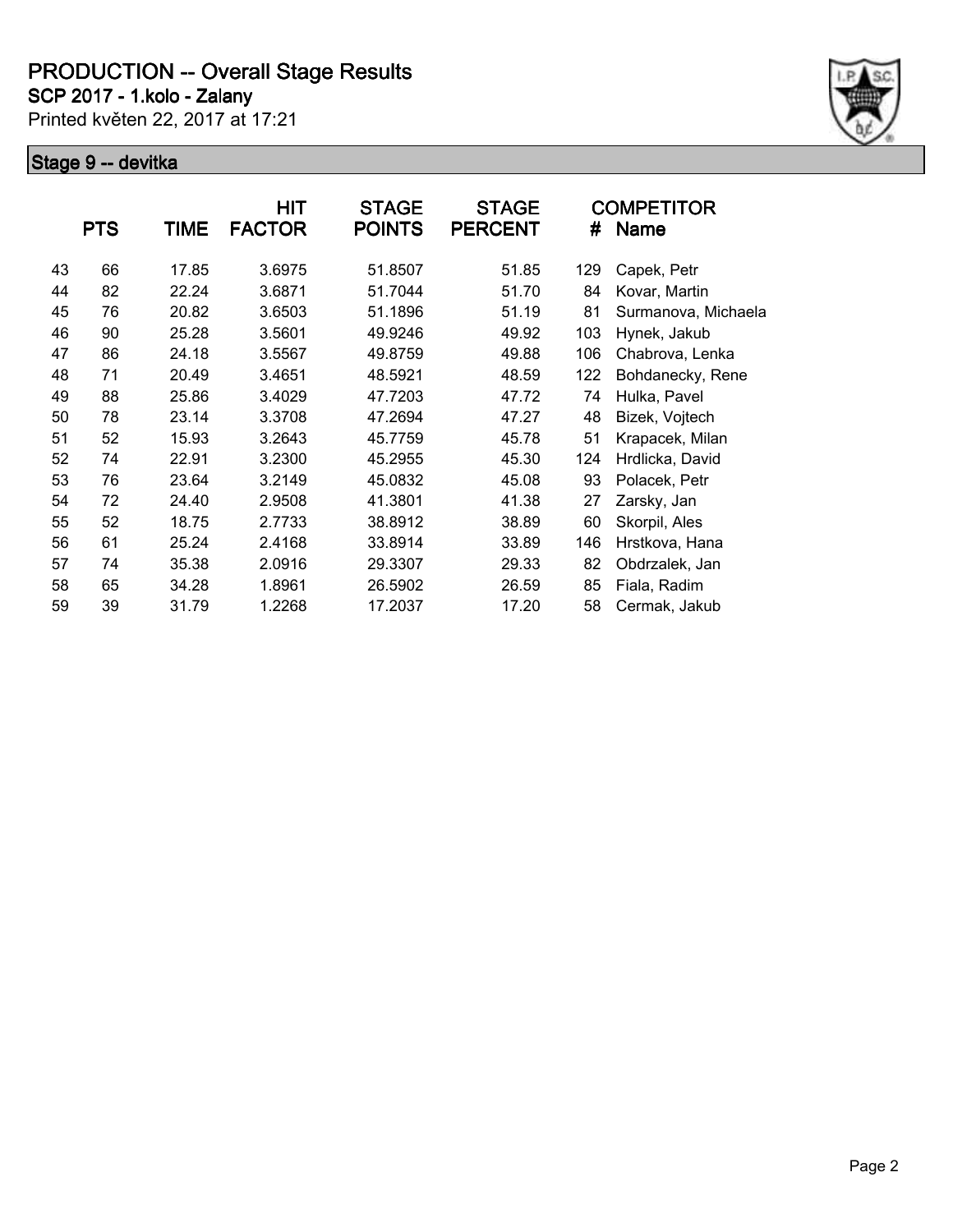# PRODUCTION -- Overall Stage Results

**SCP 2017 - 1.kolo - Zalany**

Printed květen 22, 2017 at 17:21

## Stage 9 -- devitka

| | PTS | TIME | HIT FACTOR | STAGE POINTS | STAGE PERCENT | # | COMPETITOR Name |
|---|---|---|---|---|---|---|---|
| 43 | 66 | 17.85 | 3.6975 | 51.8507 | 51.85 | 129 | Capek, Petr |
| 44 | 82 | 22.24 | 3.6871 | 51.7044 | 51.70 | 84 | Kovar, Martin |
| 45 | 76 | 20.82 | 3.6503 | 51.1896 | 51.19 | 81 | Surmanova, Michaela |
| 46 | 90 | 25.28 | 3.5601 | 49.9246 | 49.92 | 103 | Hynek, Jakub |
| 47 | 86 | 24.18 | 3.5567 | 49.8759 | 49.88 | 106 | Chabrova, Lenka |
| 48 | 71 | 20.49 | 3.4651 | 48.5921 | 48.59 | 122 | Bohdanecky, Rene |
| 49 | 88 | 25.86 | 3.4029 | 47.7203 | 47.72 | 74 | Hulka, Pavel |
| 50 | 78 | 23.14 | 3.3708 | 47.2694 | 47.27 | 48 | Bizek, Vojtech |
| 51 | 52 | 15.93 | 3.2643 | 45.7759 | 45.78 | 51 | Krapacek, Milan |
| 52 | 74 | 22.91 | 3.2300 | 45.2955 | 45.30 | 124 | Hrdlicka, David |
| 53 | 76 | 23.64 | 3.2149 | 45.0832 | 45.08 | 93 | Polacek, Petr |
| 54 | 72 | 24.40 | 2.9508 | 41.3801 | 41.38 | 27 | Zarsky, Jan |
| 55 | 52 | 18.75 | 2.7733 | 38.8912 | 38.89 | 60 | Skorpil, Ales |
| 56 | 61 | 25.24 | 2.4168 | 33.8914 | 33.89 | 146 | Hrstkova, Hana |
| 57 | 74 | 35.38 | 2.0916 | 29.3307 | 29.33 | 82 | Obdrzalek, Jan |
| 58 | 65 | 34.28 | 1.8961 | 26.5902 | 26.59 | 85 | Fiala, Radim |
| 59 | 39 | 31.79 | 1.2268 | 17.2037 | 17.20 | 58 | Cermak, Jakub |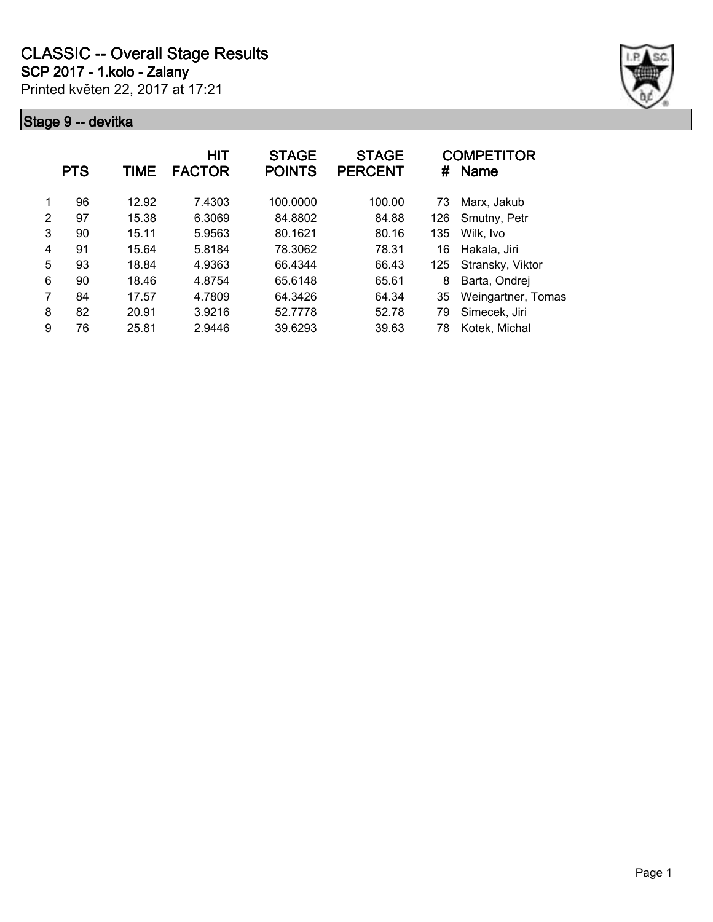# CLASSIC -- Overall Stage Results

**SCP 2017 - 1.kolo - Zalany**

Printed květen 22, 2017 at 17:21

## Stage 9 -- devitka

| | PTS | TIME | HIT FACTOR | STAGE POINTS | STAGE PERCENT | # | COMPETITOR Name |
|---|---|---|---|---|---|---|---|
| 1 | 96 | 12.92 | 7.4303 | 100.0000 | 100.00 | 73 | Marx, Jakub |
| 2 | 97 | 15.38 | 6.3069 | 84.8802 | 84.88 | 126 | Smutny, Petr |
| 3 | 90 | 15.11 | 5.9563 | 80.1621 | 80.16 | 135 | Wilk, Ivo |
| 4 | 91 | 15.64 | 5.8184 | 78.3062 | 78.31 | 16 | Hakala, Jiri |
| 5 | 93 | 18.84 | 4.9363 | 66.4344 | 66.43 | 125 | Stransky, Viktor |
| 6 | 90 | 18.46 | 4.8754 | 65.6148 | 65.61 | 8 | Barta, Ondrej |
| 7 | 84 | 17.57 | 4.7809 | 64.3426 | 64.34 | 35 | Weingartner, Tomas |
| 8 | 82 | 20.91 | 3.9216 | 52.7778 | 52.78 | 79 | Simecek, Jiri |
| 9 | 76 | 25.81 | 2.9446 | 39.6293 | 39.63 | 78 | Kotek, Michal |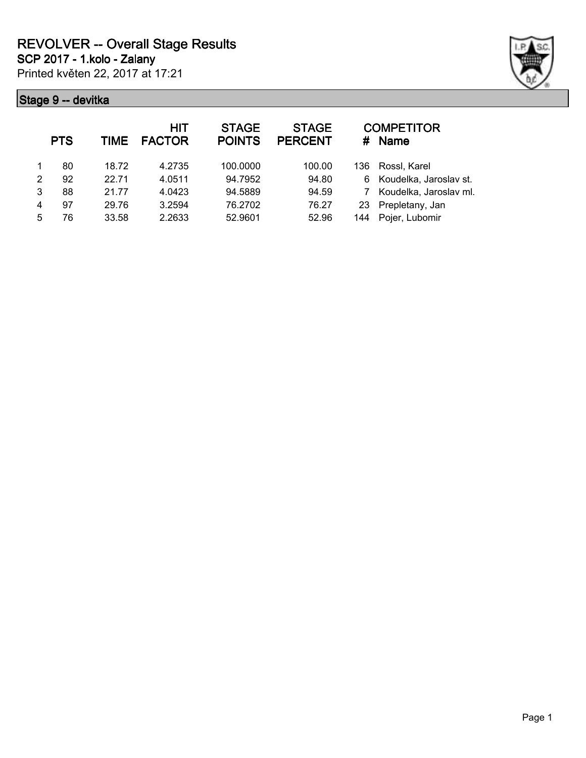# REVOLVER -- Overall Stage Results

**SCP 2017 - 1.kolo - Zalany**

Printed květen 22, 2017 at 17:21

## Stage 9 -- devitka

| | PTS | TIME | HIT FACTOR | STAGE POINTS | STAGE PERCENT | # | COMPETITOR Name |
|---|---|---|---|---|---|---|---|
| 1 | 80 | 18.72 | 4.2735 | 100.0000 | 100.00 | 136 | Rossl, Karel |
| 2 | 92 | 22.71 | 4.0511 | 94.7952 | 94.80 | 6 | Koudelka, Jaroslav st. |
| 3 | 88 | 21.77 | 4.0423 | 94.5889 | 94.59 | 7 | Koudelka, Jaroslav ml. |
| 4 | 97 | 29.76 | 3.2594 | 76.2702 | 76.27 | 23 | Prepletany, Jan |
| 5 | 76 | 33.58 | 2.2633 | 52.9601 | 52.96 | 144 | Pojer, Lubomir |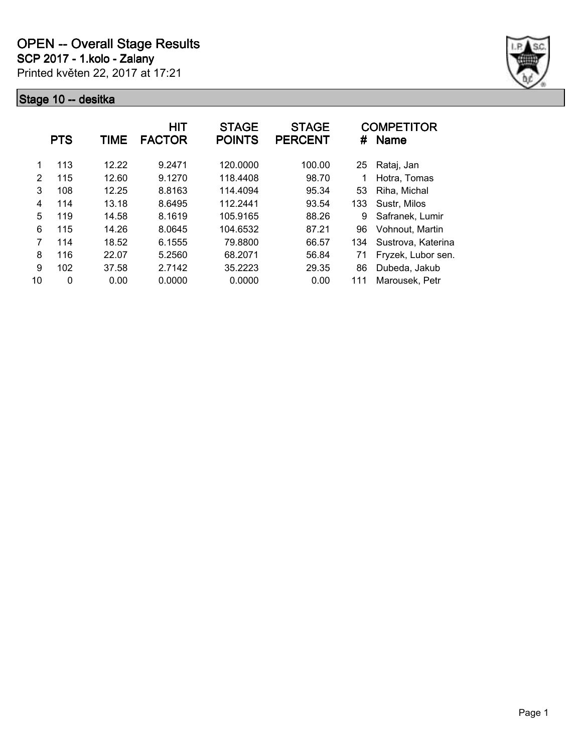# OPEN -- Overall Stage Results

**SCP 2017 - 1.kolo - Zalany**

Printed květen 22, 2017 at 17:21

## Stage 10 -- desitka

| | PTS | TIME | HIT FACTOR | STAGE POINTS | STAGE PERCENT | # | COMPETITOR Name |
|---|---|---|---|---|---|---|---|
| 1 | 113 | 12.22 | 9.2471 | 120.0000 | 100.00 | 25 | Rataj, Jan |
| 2 | 115 | 12.60 | 9.1270 | 118.4408 | 98.70 | 1 | Hotra, Tomas |
| 3 | 108 | 12.25 | 8.8163 | 114.4094 | 95.34 | 53 | Riha, Michal |
| 4 | 114 | 13.18 | 8.6495 | 112.2441 | 93.54 | 133 | Sustr, Milos |
| 5 | 119 | 14.58 | 8.1619 | 105.9165 | 88.26 | 9 | Safranek, Lumir |
| 6 | 115 | 14.26 | 8.0645 | 104.6532 | 87.21 | 96 | Vohnout, Martin |
| 7 | 114 | 18.52 | 6.1555 | 79.8800 | 66.57 | 134 | Sustrova, Katerina |
| 8 | 116 | 22.07 | 5.2560 | 68.2071 | 56.84 | 71 | Fryzek, Lubor sen. |
| 9 | 102 | 37.58 | 2.7142 | 35.2223 | 29.35 | 86 | Dubeda, Jakub |
| 10 | 0 | 0.00 | 0.0000 | 0.0000 | 0.00 | 111 | Marousek, Petr |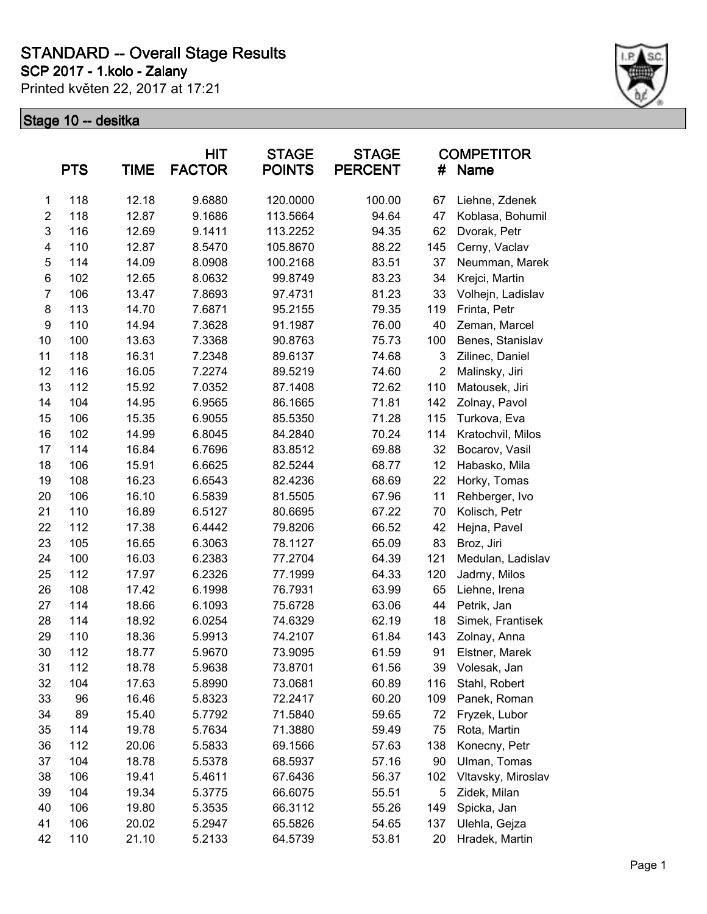# STANDARD -- Overall Stage Results

## SCP 2017 - 1.kolo - Zalany

Printed květen 22, 2017 at 17:21

### Stage 10 -- desitka

| | PTS | TIME | HIT FACTOR | STAGE POINTS | STAGE PERCENT | COMPETITOR # | Name |
|---|---|---|---|---|---|---|---|
| 1 | 118 | 12.18 | 9.6880 | 120.0000 | 100.00 | 67 | Liehne, Zdenek |
| 2 | 118 | 12.87 | 9.1686 | 113.5664 | 94.64 | 47 | Koblasa, Bohumil |
| 3 | 116 | 12.69 | 9.1411 | 113.2252 | 94.35 | 62 | Dvorak, Petr |
| 4 | 110 | 12.87 | 8.5470 | 105.8670 | 88.22 | 145 | Cerny, Vaclav |
| 5 | 114 | 14.09 | 8.0908 | 100.2168 | 83.51 | 37 | Neumman, Marek |
| 6 | 102 | 12.65 | 8.0632 | 99.8749 | 83.23 | 34 | Krejci, Martin |
| 7 | 106 | 13.47 | 7.8693 | 97.4731 | 81.23 | 33 | Volhejn, Ladislav |
| 8 | 113 | 14.70 | 7.6871 | 95.2155 | 79.35 | 119 | Frinta, Petr |
| 9 | 110 | 14.94 | 7.3628 | 91.1987 | 76.00 | 40 | Zeman, Marcel |
| 10 | 100 | 13.63 | 7.3368 | 90.8763 | 75.73 | 100 | Benes, Stanislav |
| 11 | 118 | 16.31 | 7.2348 | 89.6137 | 74.68 | 3 | Zilinec, Daniel |
| 12 | 116 | 16.05 | 7.2274 | 89.5219 | 74.60 | 2 | Malinsky, Jiri |
| 13 | 112 | 15.92 | 7.0352 | 87.1408 | 72.62 | 110 | Matousek, Jiri |
| 14 | 104 | 14.95 | 6.9565 | 86.1665 | 71.81 | 142 | Zolnay, Pavol |
| 15 | 106 | 15.35 | 6.9055 | 85.5350 | 71.28 | 115 | Turkova, Eva |
| 16 | 102 | 14.99 | 6.8045 | 84.2840 | 70.24 | 114 | Kratochvil, Milos |
| 17 | 114 | 16.84 | 6.7696 | 83.8512 | 69.88 | 32 | Bocarov, Vasil |
| 18 | 106 | 15.91 | 6.6625 | 82.5244 | 68.77 | 12 | Habasko, Mila |
| 19 | 108 | 16.23 | 6.6543 | 82.4236 | 68.69 | 22 | Horky, Tomas |
| 20 | 106 | 16.10 | 6.5839 | 81.5505 | 67.96 | 11 | Rehberger, Ivo |
| 21 | 110 | 16.89 | 6.5127 | 80.6695 | 67.22 | 70 | Kolisch, Petr |
| 22 | 112 | 17.38 | 6.4442 | 79.8206 | 66.52 | 42 | Hejna, Pavel |
| 23 | 105 | 16.65 | 6.3063 | 78.1127 | 65.09 | 83 | Broz, Jiri |
| 24 | 100 | 16.03 | 6.2383 | 77.2704 | 64.39 | 121 | Medulan, Ladislav |
| 25 | 112 | 17.97 | 6.2326 | 77.1999 | 64.33 | 120 | Jadrny, Milos |
| 26 | 108 | 17.42 | 6.1998 | 76.7931 | 63.99 | 65 | Liehne, Irena |
| 27 | 114 | 18.66 | 6.1093 | 75.6728 | 63.06 | 44 | Petrik, Jan |
| 28 | 114 | 18.92 | 6.0254 | 74.6329 | 62.19 | 18 | Simek, Frantisek |
| 29 | 110 | 18.36 | 5.9913 | 74.2107 | 61.84 | 143 | Zolnay, Anna |
| 30 | 112 | 18.77 | 5.9670 | 73.9095 | 61.59 | 91 | Elstner, Marek |
| 31 | 112 | 18.78 | 5.9638 | 73.8701 | 61.56 | 39 | Volesak, Jan |
| 32 | 104 | 17.63 | 5.8990 | 73.0681 | 60.89 | 116 | Stahl, Robert |
| 33 | 96 | 16.46 | 5.8323 | 72.2417 | 60.20 | 109 | Panek, Roman |
| 34 | 89 | 15.40 | 5.7792 | 71.5840 | 59.65 | 72 | Fryzek, Lubor |
| 35 | 114 | 19.78 | 5.7634 | 71.3880 | 59.49 | 75 | Rota, Martin |
| 36 | 112 | 20.06 | 5.5833 | 69.1566 | 57.63 | 138 | Konecny, Petr |
| 37 | 104 | 18.78 | 5.5378 | 68.5937 | 57.16 | 90 | Ulman, Tomas |
| 38 | 106 | 19.41 | 5.4611 | 67.6436 | 56.37 | 102 | Vltavsky, Miroslav |
| 39 | 104 | 19.34 | 5.3775 | 66.6075 | 55.51 | 5 | Zidek, Milan |
| 40 | 106 | 19.80 | 5.3535 | 66.3112 | 55.26 | 149 | Spicka, Jan |
| 41 | 106 | 20.02 | 5.2947 | 65.5826 | 54.65 | 137 | Ulehla, Gejza |
| 42 | 110 | 21.10 | 5.2133 | 64.5739 | 53.81 | 20 | Hradek, Martin |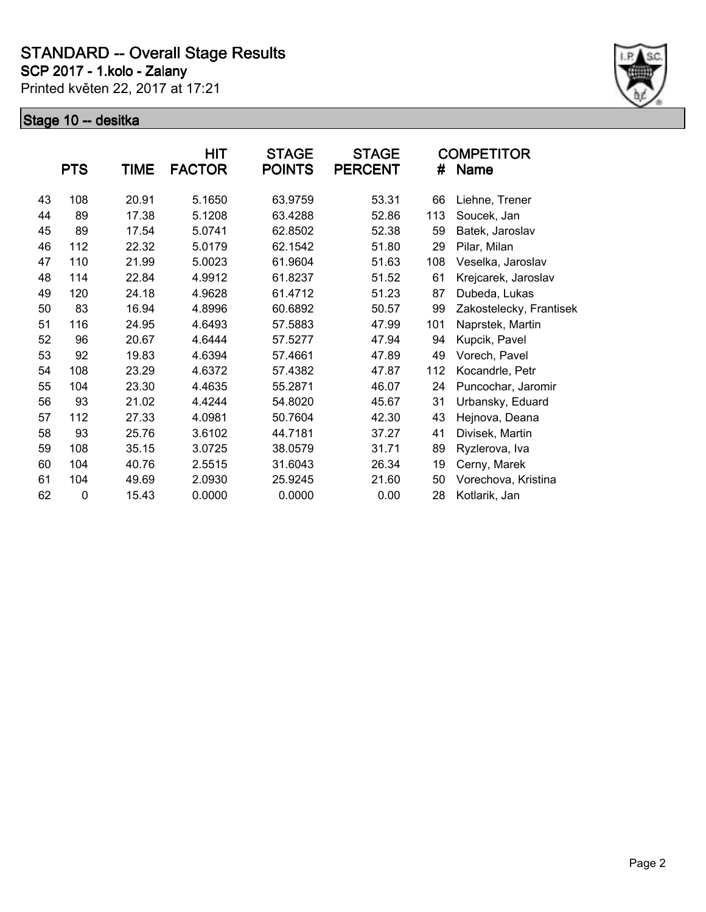# STANDARD -- Overall Stage Results

**SCP 2017 - 1.kolo - Zalany**

Printed květen 22, 2017 at 17:21

## Stage 10 -- desitka

| | PTS | TIME | HIT FACTOR | STAGE POINTS | STAGE PERCENT | # | COMPETITOR Name |
|---|---|---|---|---|---|---|---|
| 43 | 108 | 20.91 | 5.1650 | 63.9759 | 53.31 | 66 | Liehne, Trener |
| 44 | 89 | 17.38 | 5.1208 | 63.4288 | 52.86 | 113 | Soucek, Jan |
| 45 | 89 | 17.54 | 5.0741 | 62.8502 | 52.38 | 59 | Batek, Jaroslav |
| 46 | 112 | 22.32 | 5.0179 | 62.1542 | 51.80 | 29 | Pilar, Milan |
| 47 | 110 | 21.99 | 5.0023 | 61.9604 | 51.63 | 108 | Veselka, Jaroslav |
| 48 | 114 | 22.84 | 4.9912 | 61.8237 | 51.52 | 61 | Krejcarek, Jaroslav |
| 49 | 120 | 24.18 | 4.9628 | 61.4712 | 51.23 | 87 | Dubeda, Lukas |
| 50 | 83 | 16.94 | 4.8996 | 60.6892 | 50.57 | 99 | Zakostelecky, Frantisek |
| 51 | 116 | 24.95 | 4.6493 | 57.5883 | 47.99 | 101 | Naprstek, Martin |
| 52 | 96 | 20.67 | 4.6444 | 57.5277 | 47.94 | 94 | Kupcik, Pavel |
| 53 | 92 | 19.83 | 4.6394 | 57.4661 | 47.89 | 49 | Vorech, Pavel |
| 54 | 108 | 23.29 | 4.6372 | 57.4382 | 47.87 | 112 | Kocandrle, Petr |
| 55 | 104 | 23.30 | 4.4635 | 55.2871 | 46.07 | 24 | Puncochar, Jaromir |
| 56 | 93 | 21.02 | 4.4244 | 54.8020 | 45.67 | 31 | Urbansky, Eduard |
| 57 | 112 | 27.33 | 4.0981 | 50.7604 | 42.30 | 43 | Hejnova, Deana |
| 58 | 93 | 25.76 | 3.6102 | 44.7181 | 37.27 | 41 | Divisek, Martin |
| 59 | 108 | 35.15 | 3.0725 | 38.0579 | 31.71 | 89 | Ryzlerova, Iva |
| 60 | 104 | 40.76 | 2.5515 | 31.6043 | 26.34 | 19 | Cerny, Marek |
| 61 | 104 | 49.69 | 2.0930 | 25.9245 | 21.60 | 50 | Vorechova, Kristina |
| 62 | 0 | 15.43 | 0.0000 | 0.0000 | 0.00 | 28 | Kotlarik, Jan |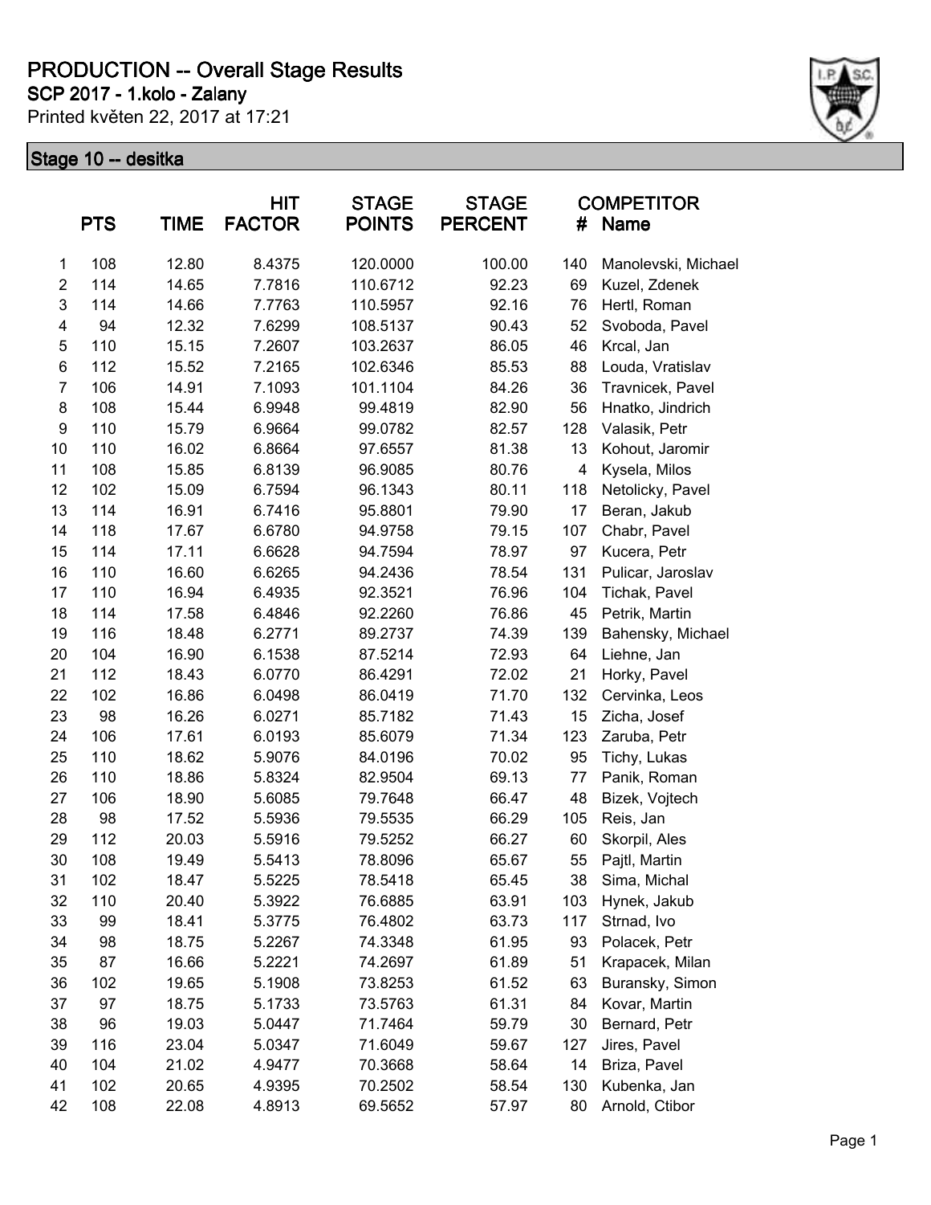# PRODUCTION -- Overall Stage Results

**SCP 2017 - 1.kolo - Zalany**

Printed květen 22, 2017 at 17:21

## Stage 10 -- desitka

| | PTS | TIME | HIT FACTOR | STAGE POINTS | STAGE PERCENT | COMPETITOR # | Name |
|---|---|---|---|---|---|---|---|
| 1 | 108 | 12.80 | 8.4375 | 120.0000 | 100.00 | 140 | Manolevski, Michael |
| 2 | 114 | 14.65 | 7.7816 | 110.6712 | 92.23 | 69 | Kuzel, Zdenek |
| 3 | 114 | 14.66 | 7.7763 | 110.5957 | 92.16 | 76 | Hertl, Roman |
| 4 | 94 | 12.32 | 7.6299 | 108.5137 | 90.43 | 52 | Svoboda, Pavel |
| 5 | 110 | 15.15 | 7.2607 | 103.2637 | 86.05 | 46 | Krcal, Jan |
| 6 | 112 | 15.52 | 7.2165 | 102.6346 | 85.53 | 88 | Louda, Vratislav |
| 7 | 106 | 14.91 | 7.1093 | 101.1104 | 84.26 | 36 | Travnicek, Pavel |
| 8 | 108 | 15.44 | 6.9948 | 99.4819 | 82.90 | 56 | Hnatko, Jindrich |
| 9 | 110 | 15.79 | 6.9664 | 99.0782 | 82.57 | 128 | Valasik, Petr |
| 10 | 110 | 16.02 | 6.8664 | 97.6557 | 81.38 | 13 | Kohout, Jaromir |
| 11 | 108 | 15.85 | 6.8139 | 96.9085 | 80.76 | 4 | Kysela, Milos |
| 12 | 102 | 15.09 | 6.7594 | 96.1343 | 80.11 | 118 | Netolicky, Pavel |
| 13 | 114 | 16.91 | 6.7416 | 95.8801 | 79.90 | 17 | Beran, Jakub |
| 14 | 118 | 17.67 | 6.6780 | 94.9758 | 79.15 | 107 | Chabr, Pavel |
| 15 | 114 | 17.11 | 6.6628 | 94.7594 | 78.97 | 97 | Kucera, Petr |
| 16 | 110 | 16.60 | 6.6265 | 94.2436 | 78.54 | 131 | Pulicar, Jaroslav |
| 17 | 110 | 16.94 | 6.4935 | 92.3521 | 76.96 | 104 | Tichak, Pavel |
| 18 | 114 | 17.58 | 6.4846 | 92.2260 | 76.86 | 45 | Petrik, Martin |
| 19 | 116 | 18.48 | 6.2771 | 89.2737 | 74.39 | 139 | Bahensky, Michael |
| 20 | 104 | 16.90 | 6.1538 | 87.5214 | 72.93 | 64 | Liehne, Jan |
| 21 | 112 | 18.43 | 6.0770 | 86.4291 | 72.02 | 21 | Horky, Pavel |
| 22 | 102 | 16.86 | 6.0498 | 86.0419 | 71.70 | 132 | Cervinka, Leos |
| 23 | 98 | 16.26 | 6.0271 | 85.7182 | 71.43 | 15 | Zicha, Josef |
| 24 | 106 | 17.61 | 6.0193 | 85.6079 | 71.34 | 123 | Zaruba, Petr |
| 25 | 110 | 18.62 | 5.9076 | 84.0196 | 70.02 | 95 | Tichy, Lukas |
| 26 | 110 | 18.86 | 5.8324 | 82.9504 | 69.13 | 77 | Panik, Roman |
| 27 | 106 | 18.90 | 5.6085 | 79.7648 | 66.47 | 48 | Bizek, Vojtech |
| 28 | 98 | 17.52 | 5.5936 | 79.5535 | 66.29 | 105 | Reis, Jan |
| 29 | 112 | 20.03 | 5.5916 | 79.5252 | 66.27 | 60 | Skorpil, Ales |
| 30 | 108 | 19.49 | 5.5413 | 78.8096 | 65.67 | 55 | Pajtl, Martin |
| 31 | 102 | 18.47 | 5.5225 | 78.5418 | 65.45 | 38 | Sima, Michal |
| 32 | 110 | 20.40 | 5.3922 | 76.6885 | 63.91 | 103 | Hynek, Jakub |
| 33 | 99 | 18.41 | 5.3775 | 76.4802 | 63.73 | 117 | Strnad, Ivo |
| 34 | 98 | 18.75 | 5.2267 | 74.3348 | 61.95 | 93 | Polacek, Petr |
| 35 | 87 | 16.66 | 5.2221 | 74.2697 | 61.89 | 51 | Krapacek, Milan |
| 36 | 102 | 19.65 | 5.1908 | 73.8253 | 61.52 | 63 | Buransky, Simon |
| 37 | 97 | 18.75 | 5.1733 | 73.5763 | 61.31 | 84 | Kovar, Martin |
| 38 | 96 | 19.03 | 5.0447 | 71.7464 | 59.79 | 30 | Bernard, Petr |
| 39 | 116 | 23.04 | 5.0347 | 71.6049 | 59.67 | 127 | Jires, Pavel |
| 40 | 104 | 21.02 | 4.9477 | 70.3668 | 58.64 | 14 | Briza, Pavel |
| 41 | 102 | 20.65 | 4.9395 | 70.2502 | 58.54 | 130 | Kubenka, Jan |
| 42 | 108 | 22.08 | 4.8913 | 69.5652 | 57.97 | 80 | Arnold, Ctibor |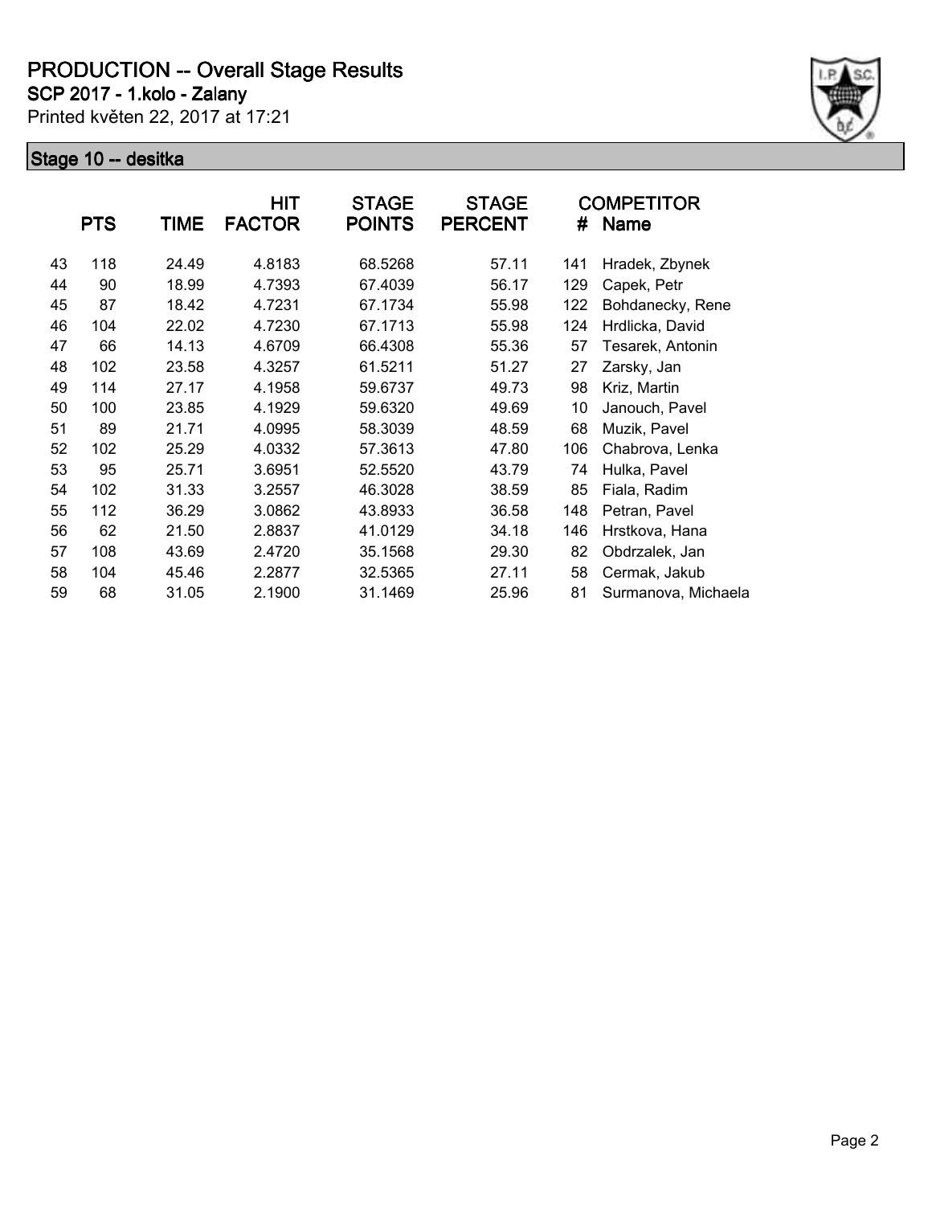# PRODUCTION -- Overall Stage Results

**SCP 2017 - 1.kolo - Zalany**

Printed květen 22, 2017 at 17:21

## Stage 10 -- desitka

| | PTS | TIME | HIT FACTOR | STAGE POINTS | STAGE PERCENT | # | COMPETITOR Name |
|---|---|---|---|---|---|---|---|
| 43 | 118 | 24.49 | 4.8183 | 68.5268 | 57.11 | 141 | Hradek, Zbynek |
| 44 | 90 | 18.99 | 4.7393 | 67.4039 | 56.17 | 129 | Capek, Petr |
| 45 | 87 | 18.42 | 4.7231 | 67.1734 | 55.98 | 122 | Bohdanecky, Rene |
| 46 | 104 | 22.02 | 4.7230 | 67.1713 | 55.98 | 124 | Hrdlicka, David |
| 47 | 66 | 14.13 | 4.6709 | 66.4308 | 55.36 | 57 | Tesarek, Antonin |
| 48 | 102 | 23.58 | 4.3257 | 61.5211 | 51.27 | 27 | Zarsky, Jan |
| 49 | 114 | 27.17 | 4.1958 | 59.6737 | 49.73 | 98 | Kriz, Martin |
| 50 | 100 | 23.85 | 4.1929 | 59.6320 | 49.69 | 10 | Janouch, Pavel |
| 51 | 89 | 21.71 | 4.0995 | 58.3039 | 48.59 | 68 | Muzik, Pavel |
| 52 | 102 | 25.29 | 4.0332 | 57.3613 | 47.80 | 106 | Chabrova, Lenka |
| 53 | 95 | 25.71 | 3.6951 | 52.5520 | 43.79 | 74 | Hulka, Pavel |
| 54 | 102 | 31.33 | 3.2557 | 46.3028 | 38.59 | 85 | Fiala, Radim |
| 55 | 112 | 36.29 | 3.0862 | 43.8933 | 36.58 | 148 | Petran, Pavel |
| 56 | 62 | 21.50 | 2.8837 | 41.0129 | 34.18 | 146 | Hrstkova, Hana |
| 57 | 108 | 43.69 | 2.4720 | 35.1568 | 29.30 | 82 | Obdrzalek, Jan |
| 58 | 104 | 45.46 | 2.2877 | 32.5365 | 27.11 | 58 | Cermak, Jakub |
| 59 | 68 | 31.05 | 2.1900 | 31.1469 | 25.96 | 81 | Surmanova, Michaela |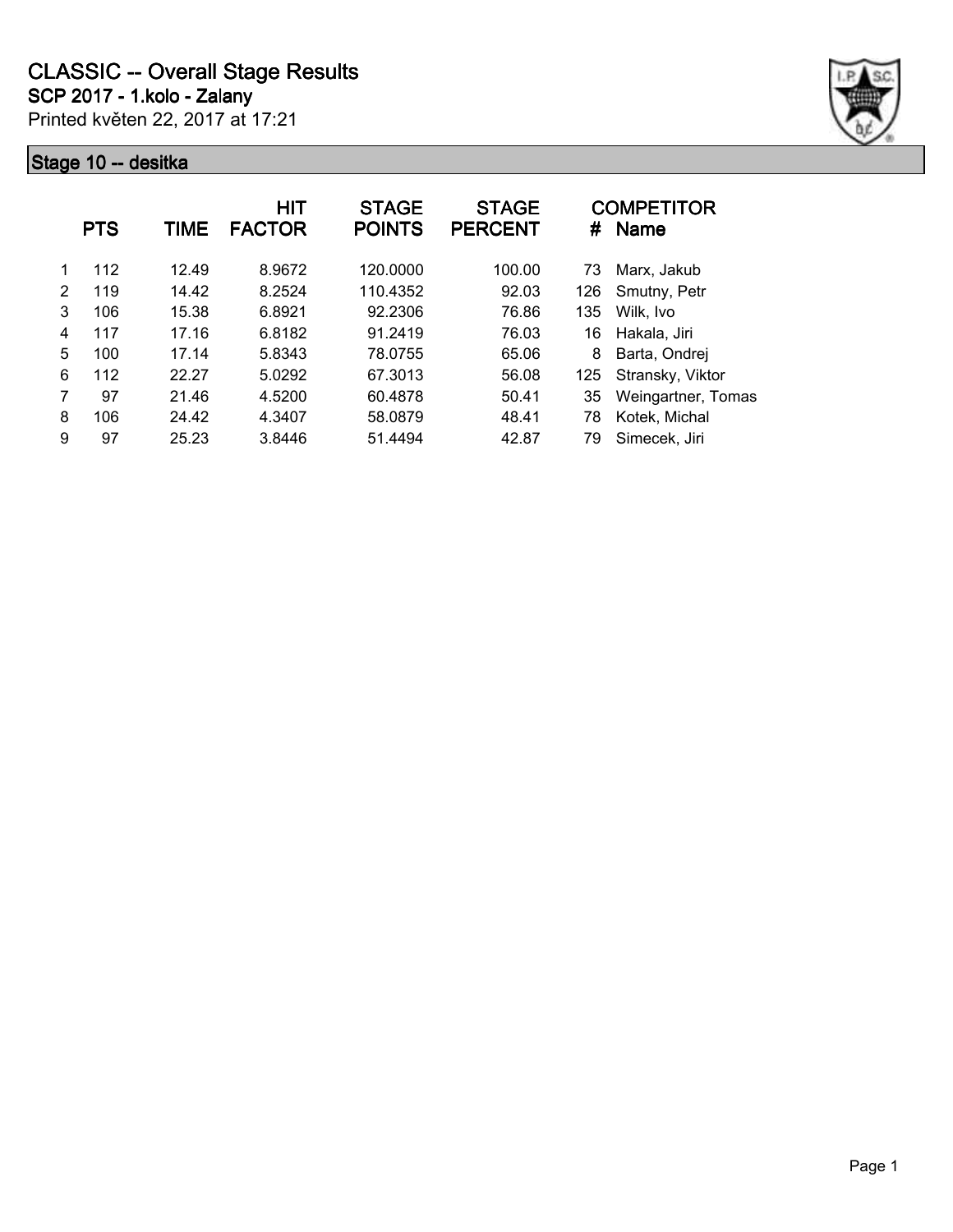# CLASSIC -- Overall Stage Results

## SCP 2017 - 1.kolo - Zalany

Printed květen 22, 2017 at 17:21

### Stage 10 -- desitka

| | PTS | TIME | HIT FACTOR | STAGE POINTS | STAGE PERCENT | # | COMPETITOR Name |
|---|---|---|---|---|---|---|---|
| 1 | 112 | 12.49 | 8.9672 | 120.0000 | 100.00 | 73 | Marx, Jakub |
| 2 | 119 | 14.42 | 8.2524 | 110.4352 | 92.03 | 126 | Smutny, Petr |
| 3 | 106 | 15.38 | 6.8921 | 92.2306 | 76.86 | 135 | Wilk, Ivo |
| 4 | 117 | 17.16 | 6.8182 | 91.2419 | 76.03 | 16 | Hakala, Jiri |
| 5 | 100 | 17.14 | 5.8343 | 78.0755 | 65.06 | 8 | Barta, Ondrej |
| 6 | 112 | 22.27 | 5.0292 | 67.3013 | 56.08 | 125 | Stransky, Viktor |
| 7 | 97 | 21.46 | 4.5200 | 60.4878 | 50.41 | 35 | Weingartner, Tomas |
| 8 | 106 | 24.42 | 4.3407 | 58.0879 | 48.41 | 78 | Kotek, Michal |
| 9 | 97 | 25.23 | 3.8446 | 51.4494 | 42.87 | 79 | Simecek, Jiri |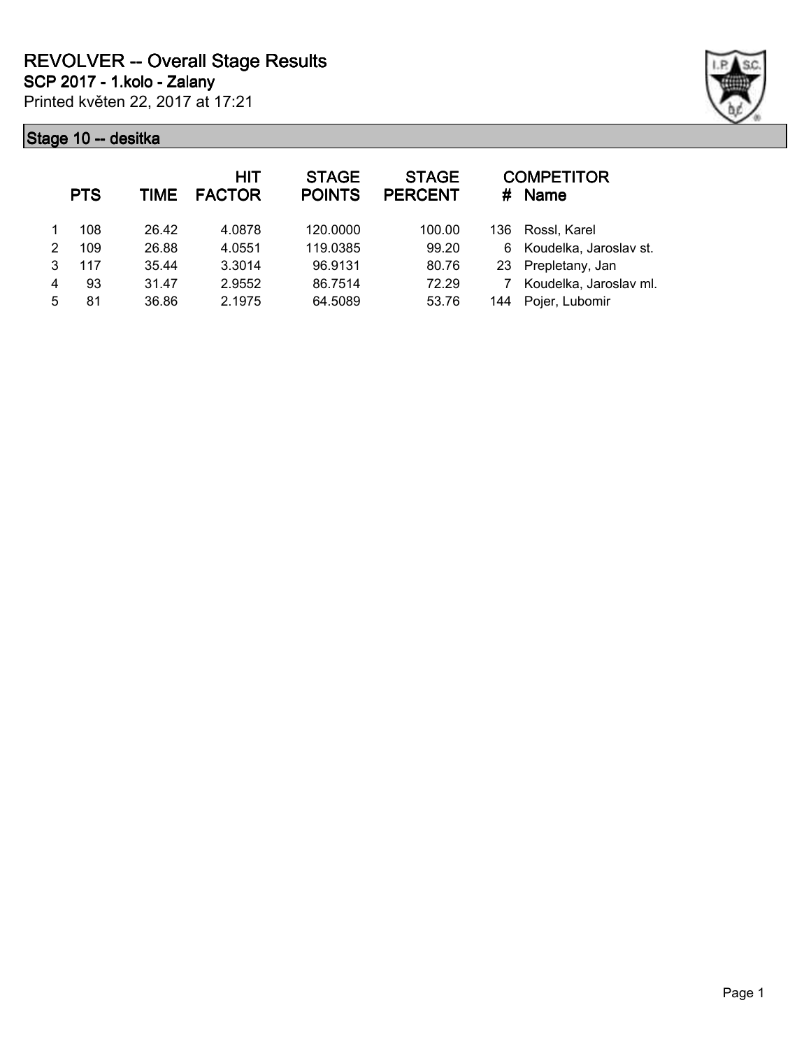# REVOLVER -- Overall Stage Results

## SCP 2017 - 1.kolo - Zalany

Printed květen 22, 2017 at 17:21

### Stage 10 -- desitka

| | PTS | TIME | HIT FACTOR | STAGE POINTS | STAGE PERCENT | # | COMPETITOR Name |
|---|---|---|---|---|---|---|---|
| 1 | 108 | 26.42 | 4.0878 | 120.0000 | 100.00 | 136 | Rossl, Karel |
| 2 | 109 | 26.88 | 4.0551 | 119.0385 | 99.20 | 6 | Koudelka, Jaroslav st. |
| 3 | 117 | 35.44 | 3.3014 | 96.9131 | 80.76 | 23 | Prepletany, Jan |
| 4 | 93 | 31.47 | 2.9552 | 86.7514 | 72.29 | 7 | Koudelka, Jaroslav ml. |
| 5 | 81 | 36.86 | 2.1975 | 64.5089 | 53.76 | 144 | Pojer, Lubomir |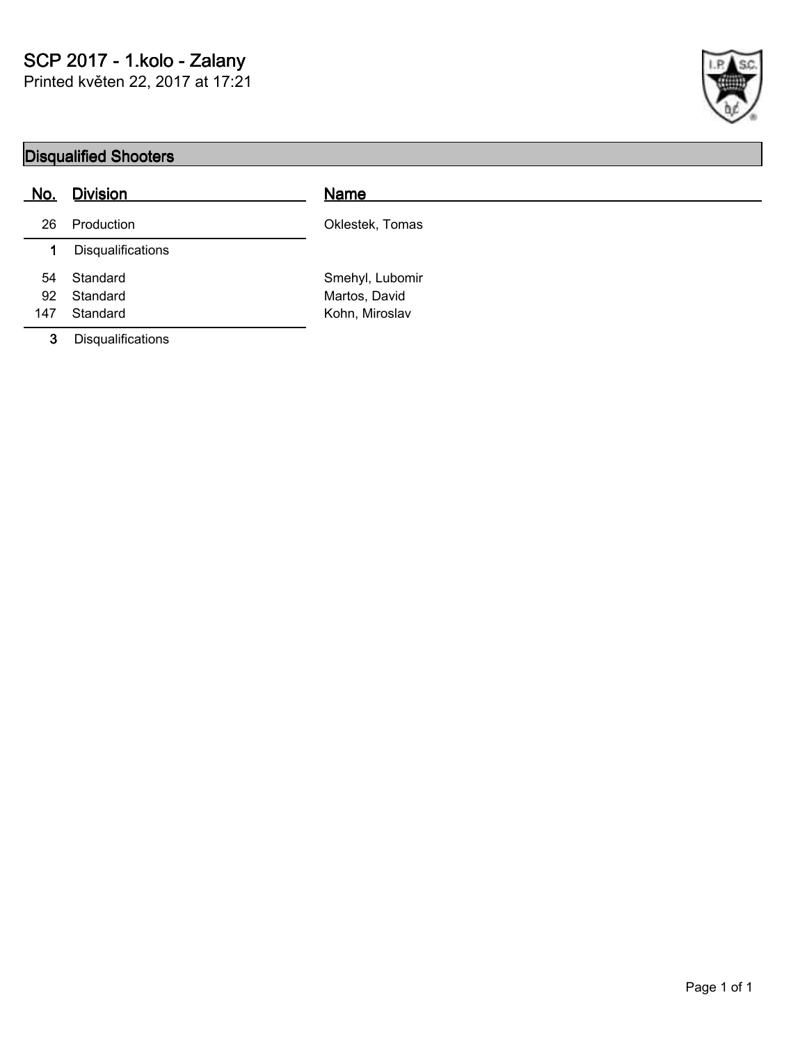# SCP 2017 - 1.kolo - Zalany

Printed květen 22, 2017 at 17:21

## Disqualified Shooters

| No. | Division | Name |
| --- | --- | --- |
| 26 | Production | Oklestek, Tomas |
| **1** | Disqualifications | |
| 54 | Standard | Smehyl, Lubomir |
| 92 | Standard | Martos, David |
| 147 | Standard | Kohn, Miroslav |
| **3** | Disqualifications | |